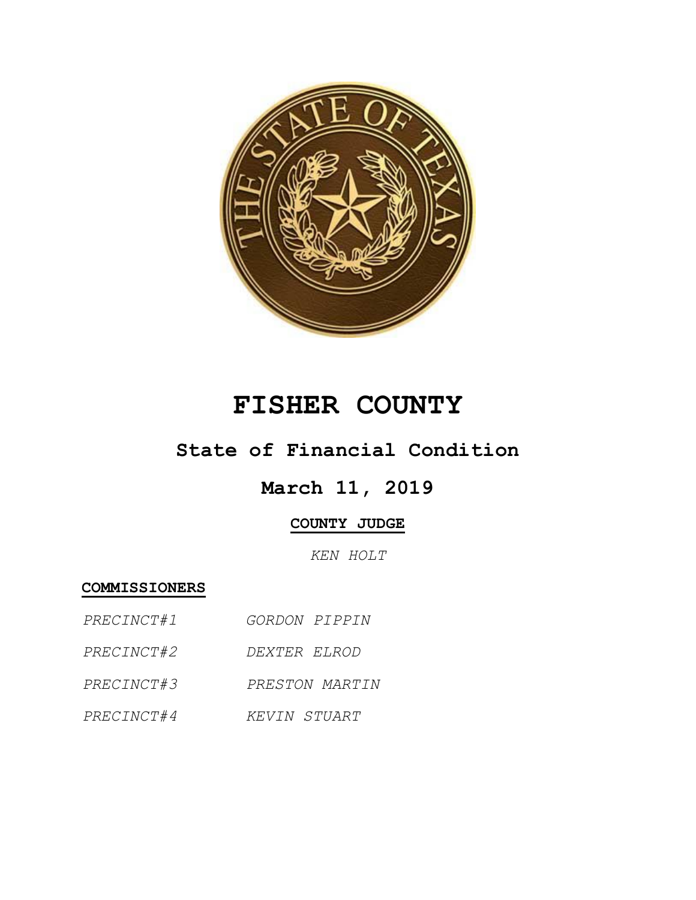# FISHER COUNTY

## State of Financial Condition

## March 11, 2019

**COUNTY JUDGE**

*KEN HOLT*

**COMMISSIONERS**

| | |
|---|---|
| *PRECINCT#1* | *GORDON PIPPIN* |
| *PRECINCT#2* | *DEXTER ELROD* |
| *PRECINCT#3* | *PRESTON MARTIN* |
| *PRECINCT#4* | *KEVIN STUART* |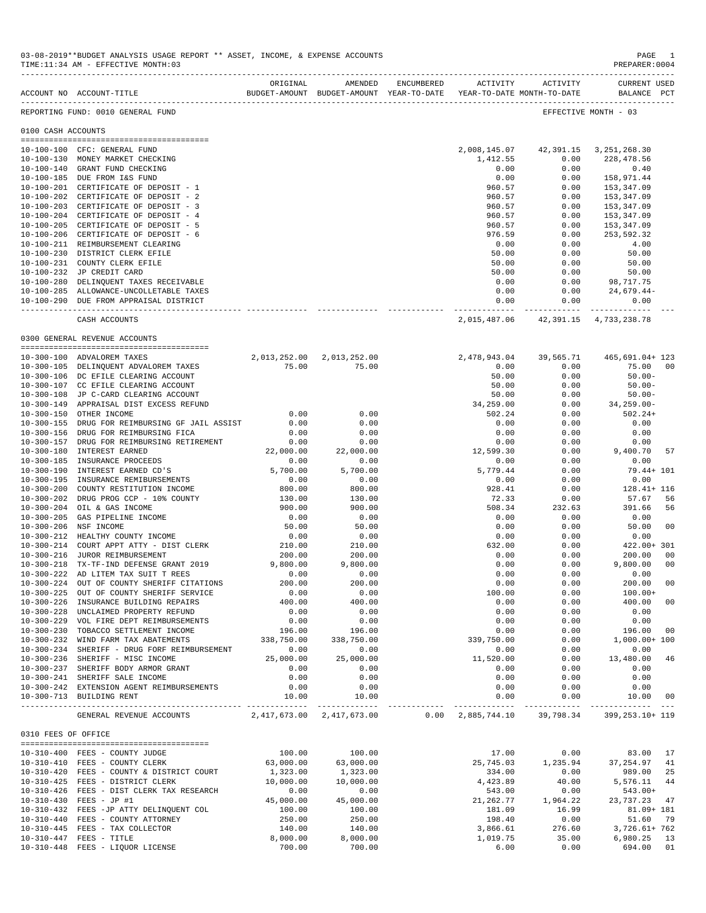03-08-2019**BUDGET ANALYSIS USAGE REPORT ** ASSET, INCOME, & EXPENSE ACCOUNTS

TIME:11:34 AM - EFFECTIVE MONTH:03

PREPARER:0004

REPORTING FUND: 0010 GENERAL FUND — EFFECTIVE MONTH - 03

## 0100 CASH ACCOUNTS

| ACCOUNT NO | ACCOUNT-TITLE | ORIGINAL BUDGET-AMOUNT | AMENDED BUDGET-AMOUNT | ENCUMBERED YEAR-TO-DATE | ACTIVITY YEAR-TO-DATE | ACTIVITY MONTH-TO-DATE | CURRENT USED BALANCE | PCT |
|---|---|---|---|---|---|---|---|---|
| 10-100-100 | CFC: GENERAL FUND | | | | 2,008,145.07 | 42,391.15 | 3,251,268.30 | |
| 10-100-130 | MONEY MARKET CHECKING | | | | 1,412.55 | 0.00 | 228,478.56 | |
| 10-100-140 | GRANT FUND CHECKING | | | | 0.00 | 0.00 | 0.40 | |
| 10-100-185 | DUE FROM I&S FUND | | | | 0.00 | 0.00 | 158,971.44 | |
| 10-100-201 | CERTIFICATE OF DEPOSIT - 1 | | | | 960.57 | 0.00 | 153,347.09 | |
| 10-100-202 | CERTIFICATE OF DEPOSIT - 2 | | | | 960.57 | 0.00 | 153,347.09 | |
| 10-100-203 | CERTIFICATE OF DEPOSIT - 3 | | | | 960.57 | 0.00 | 153,347.09 | |
| 10-100-204 | CERTIFICATE OF DEPOSIT - 4 | | | | 960.57 | 0.00 | 153,347.09 | |
| 10-100-205 | CERTIFICATE OF DEPOSIT - 5 | | | | 960.57 | 0.00 | 153,347.09 | |
| 10-100-206 | CERTIFICATE OF DEPOSIT - 6 | | | | 976.59 | 0.00 | 253,592.32 | |
| 10-100-211 | REIMBURSEMENT CLEARING | | | | 0.00 | 0.00 | 4.00 | |
| 10-100-230 | DISTRICT CLERK EFILE | | | | 50.00 | 0.00 | 50.00 | |
| 10-100-231 | COUNTY CLERK EFILE | | | | 50.00 | 0.00 | 50.00 | |
| 10-100-232 | JP CREDIT CARD | | | | 50.00 | 0.00 | 50.00 | |
| 10-100-280 | DELINQUENT TAXES RECEIVABLE | | | | 0.00 | 0.00 | 98,717.75 | |
| 10-100-285 | ALLOWANCE-UNCOLLETABLE TAXES | | | | 0.00 | 0.00 | 24,679.44- | |
| 10-100-290 | DUE FROM APPRAISAL DISTRICT | | | | 0.00 | 0.00 | 0.00 | |
| | CASH ACCOUNTS | | | | 2,015,487.06 | 42,391.15 | 4,733,238.78 | |

## 0300 GENERAL REVENUE ACCOUNTS

| ACCOUNT NO | ACCOUNT-TITLE | ORIGINAL BUDGET-AMOUNT | AMENDED BUDGET-AMOUNT | ENCUMBERED YEAR-TO-DATE | ACTIVITY YEAR-TO-DATE | ACTIVITY MONTH-TO-DATE | CURRENT USED BALANCE | PCT |
|---|---|---|---|---|---|---|---|---|
| 10-300-100 | ADVALOREM TAXES | 2,013,252.00 | 2,013,252.00 | | 2,478,943.04 | 39,565.71 | 465,691.04+ | 123 |
| 10-300-105 | DELINQUENT ADVALOREM TAXES | 75.00 | 75.00 | | 0.00 | 0.00 | 75.00 | 00 |
| 10-300-106 | DC EFILE CLEARING ACCOUNT | | | | 50.00 | 0.00 | 50.00- | |
| 10-300-107 | CC EFILE CLEARING ACCOUNT | | | | 50.00 | 0.00 | 50.00- | |
| 10-300-108 | JP C-CARD CLEARING ACCOUNT | | | | 50.00 | 0.00 | 50.00- | |
| 10-300-149 | APPRAISAL DIST EXCESS REFUND | | | | 34,259.00 | 0.00 | 34,259.00- | |
| 10-300-150 | OTHER INCOME | 0.00 | 0.00 | | 502.24 | 0.00 | 502.24+ | |
| 10-300-155 | DRUG FOR REIMBURSING GF JAIL ASSIST | 0.00 | 0.00 | | 0.00 | 0.00 | 0.00 | |
| 10-300-156 | DRUG FOR REIMBURSING FICA | 0.00 | 0.00 | | 0.00 | 0.00 | 0.00 | |
| 10-300-157 | DRUG FOR REIMBURSING RETIREMENT | 0.00 | 0.00 | | 0.00 | 0.00 | 0.00 | |
| 10-300-180 | INTEREST EARNED | 22,000.00 | 22,000.00 | | 12,599.30 | 0.00 | 9,400.70 | 57 |
| 10-300-185 | INSURANCE PROCEEDS | 0.00 | 0.00 | | 0.00 | 0.00 | 0.00 | |
| 10-300-190 | INTEREST EARNED CD'S | 5,700.00 | 5,700.00 | | 5,779.44 | 0.00 | 79.44+ | 101 |
| 10-300-195 | INSURANCE REMIBURSEMENTS | 0.00 | 0.00 | | 0.00 | 0.00 | 0.00 | |
| 10-300-200 | COUNTY RESTITUTION INCOME | 800.00 | 800.00 | | 928.41 | 0.00 | 128.41+ | 116 |
| 10-300-202 | DRUG PROG CCP - 10% COUNTY | 130.00 | 130.00 | | 72.33 | 0.00 | 57.67 | 56 |
| 10-300-204 | OIL & GAS INCOME | 900.00 | 900.00 | | 508.34 | 232.63 | 391.66 | 56 |
| 10-300-205 | GAS PIPELINE INCOME | 0.00 | 0.00 | | 0.00 | 0.00 | 0.00 | |
| 10-300-206 | NSF INCOME | 50.00 | 50.00 | | 0.00 | 0.00 | 50.00 | 00 |
| 10-300-212 | HEALTHY COUNTY INCOME | 0.00 | 0.00 | | 0.00 | 0.00 | 0.00 | |
| 10-300-214 | COURT APPT ATTY - DIST CLERK | 210.00 | 210.00 | | 632.00 | 0.00 | 422.00+ | 301 |
| 10-300-216 | JUROR REIMBURSEMENT | 200.00 | 200.00 | | 0.00 | 0.00 | 200.00 | 00 |
| 10-300-218 | TX-TF-IND DEFENSE GRANT 2019 | 9,800.00 | 9,800.00 | | 0.00 | 0.00 | 9,800.00 | 00 |
| 10-300-222 | AD LITEM TAX SUIT T REES | 0.00 | 0.00 | | 0.00 | 0.00 | 0.00 | |
| 10-300-224 | OUT OF COUNTY SHERIFF CITATIONS | 200.00 | 200.00 | | 0.00 | 0.00 | 200.00 | 00 |
| 10-300-225 | OUT OF COUNTY SHERIFF SERVICE | 0.00 | 0.00 | | 100.00 | 0.00 | 100.00+ | |
| 10-300-226 | INSURANCE BUILDING REPAIRS | 400.00 | 400.00 | | 0.00 | 0.00 | 400.00 | 00 |
| 10-300-228 | UNCLAIMED PROPERTY REFUND | 0.00 | 0.00 | | 0.00 | 0.00 | 0.00 | |
| 10-300-229 | VOL FIRE DEPT REIMBURSEMENTS | 0.00 | 0.00 | | 0.00 | 0.00 | 0.00 | |
| 10-300-230 | TOBACCO SETTLEMENT INCOME | 196.00 | 196.00 | | 0.00 | 0.00 | 196.00 | 00 |
| 10-300-232 | WIND FARM TAX ABATEMENTS | 338,750.00 | 338,750.00 | | 339,750.00 | 0.00 | 1,000.00+ | 100 |
| 10-300-234 | SHERIFF - DRUG FORF REIMBURSEMENT | 0.00 | 0.00 | | 0.00 | 0.00 | 0.00 | |
| 10-300-236 | SHERIFF - MISC INCOME | 25,000.00 | 25,000.00 | | 11,520.00 | 0.00 | 13,480.00 | 46 |
| 10-300-237 | SHERIFF BODY ARMOR GRANT | 0.00 | 0.00 | | 0.00 | 0.00 | 0.00 | |
| 10-300-241 | SHERIFF SALE INCOME | 0.00 | 0.00 | | 0.00 | 0.00 | 0.00 | |
| 10-300-242 | EXTENSION AGENT REIMBURSEMENTS | 0.00 | 0.00 | | 0.00 | 0.00 | 0.00 | |
| 10-300-713 | BUILDING RENT | 10.00 | 10.00 | | 0.00 | 0.00 | 10.00 | 00 |
| | GENERAL REVENUE ACCOUNTS | 2,417,673.00 | 2,417,673.00 | 0.00 | 2,885,744.10 | 39,798.34 | 399,253.10+ | 119 |

## 0310 FEES OF OFFICE

| ACCOUNT NO | ACCOUNT-TITLE | ORIGINAL BUDGET-AMOUNT | AMENDED BUDGET-AMOUNT | ENCUMBERED YEAR-TO-DATE | ACTIVITY YEAR-TO-DATE | ACTIVITY MONTH-TO-DATE | CURRENT USED BALANCE | PCT |
|---|---|---|---|---|---|---|---|---|
| 10-310-400 | FEES - COUNTY JUDGE | 100.00 | 100.00 | | 17.00 | 0.00 | 83.00 | 17 |
| 10-310-410 | FEES - COUNTY CLERK | 63,000.00 | 63,000.00 | | 25,745.03 | 1,235.94 | 37,254.97 | 41 |
| 10-310-420 | FEES - COUNTY & DISTRICT COURT | 1,323.00 | 1,323.00 | | 334.00 | 0.00 | 989.00 | 25 |
| 10-310-425 | FEES - DISTRICT CLERK | 10,000.00 | 10,000.00 | | 4,423.89 | 40.00 | 5,576.11 | 44 |
| 10-310-426 | FEES - DIST CLERK TAX RESEARCH | 0.00 | 0.00 | | 543.00 | 0.00 | 543.00+ | |
| 10-310-430 | FEES - JP #1 | 45,000.00 | 45,000.00 | | 21,262.77 | 1,964.22 | 23,737.23 | 47 |
| 10-310-432 | FEES -JP ATTY DELINQUENT COL | 100.00 | 100.00 | | 181.09 | 16.99 | 81.09+ | 181 |
| 10-310-440 | FEES - COUNTY ATTORNEY | 250.00 | 250.00 | | 198.40 | 0.00 | 51.60 | 79 |
| 10-310-445 | FEES - TAX COLLECTOR | 140.00 | 140.00 | | 3,866.61 | 276.60 | 3,726.61+ | 762 |
| 10-310-447 | FEES - TITLE | 8,000.00 | 8,000.00 | | 1,019.75 | 35.00 | 6,980.25 | 13 |
| 10-310-448 | FEES - LIQUOR LICENSE | 700.00 | 700.00 | | 6.00 | 0.00 | 694.00 | 01 |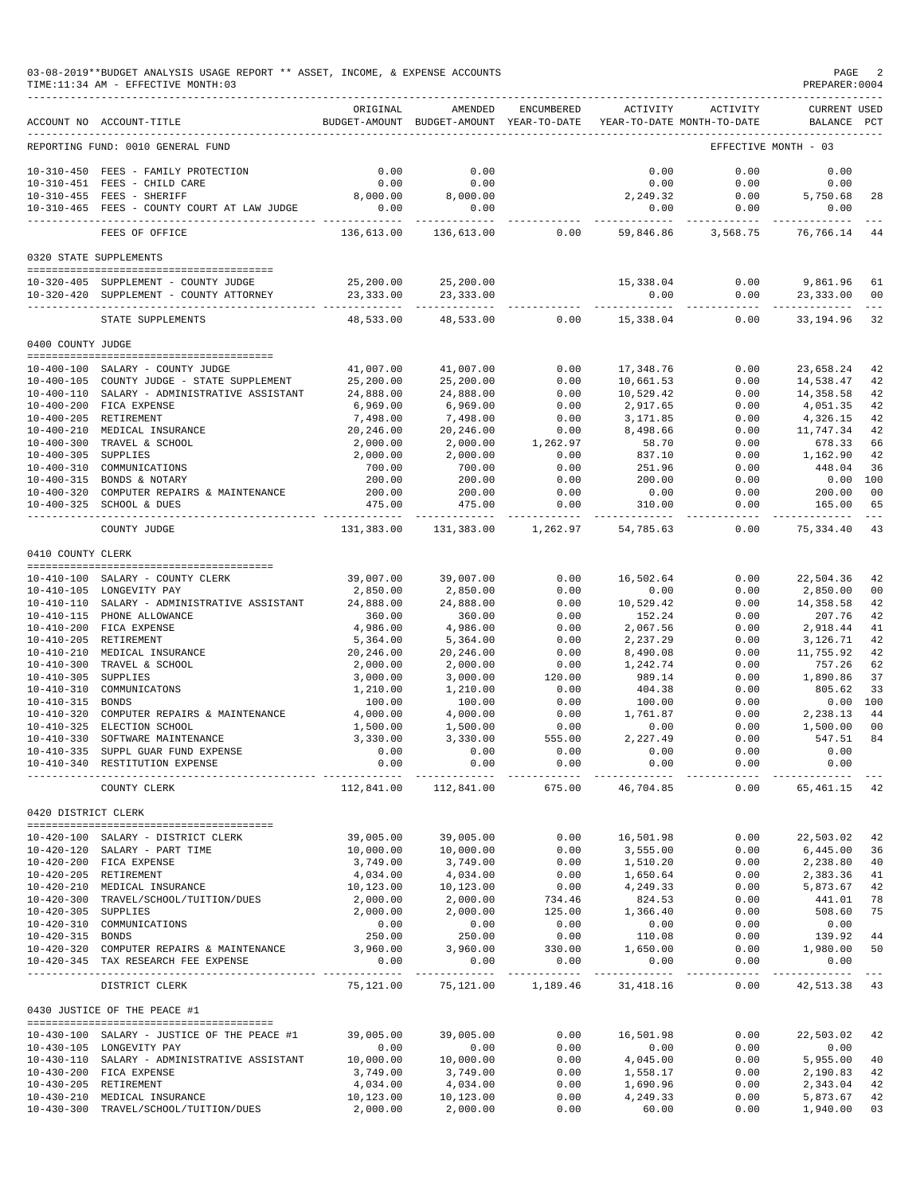03-08-2019**BUDGET ANALYSIS USAGE REPORT ** ASSET, INCOME, & EXPENSE ACCOUNTS
TIME:11:34 AM - EFFECTIVE MONTH:03

PREPARER:0004

| ACCOUNT NO | ACCOUNT-TITLE | ORIGINAL BUDGET-AMOUNT | AMENDED BUDGET-AMOUNT | ENCUMBERED YEAR-TO-DATE | ACTIVITY YEAR-TO-DATE | ACTIVITY MONTH-TO-DATE | CURRENT BALANCE | USED PCT |
|---|---|---|---|---|---|---|---|---|
| REPORTING FUND: 0010 GENERAL FUND | | | | | | EFFECTIVE MONTH - 03 | | |
| 10-310-450 | FEES - FAMILY PROTECTION | 0.00 | 0.00 | | 0.00 | 0.00 | 0.00 | |
| 10-310-451 | FEES - CHILD CARE | 0.00 | 0.00 | | 0.00 | 0.00 | 0.00 | |
| 10-310-455 | FEES - SHERIFF | 8,000.00 | 8,000.00 | | 2,249.32 | 0.00 | 5,750.68 | 28 |
| 10-310-465 | FEES - COUNTY COURT AT LAW JUDGE | 0.00 | 0.00 | | 0.00 | 0.00 | 0.00 | |
| | FEES OF OFFICE | 136,613.00 | 136,613.00 | 0.00 | 59,846.86 | 3,568.75 | 76,766.14 | 44 |
| 0320 STATE SUPPLEMENTS | | | | | | | | |
| 10-320-405 | SUPPLEMENT - COUNTY JUDGE | 25,200.00 | 25,200.00 | | 15,338.04 | 0.00 | 9,861.96 | 61 |
| 10-320-420 | SUPPLEMENT - COUNTY ATTORNEY | 23,333.00 | 23,333.00 | | 0.00 | 0.00 | 23,333.00 | 00 |
| | STATE SUPPLEMENTS | 48,533.00 | 48,533.00 | 0.00 | 15,338.04 | 0.00 | 33,194.96 | 32 |
| 0400 COUNTY JUDGE | | | | | | | | |
| 10-400-100 | SALARY - COUNTY JUDGE | 41,007.00 | 41,007.00 | 0.00 | 17,348.76 | 0.00 | 23,658.24 | 42 |
| 10-400-105 | COUNTY JUDGE - STATE SUPPLEMENT | 25,200.00 | 25,200.00 | 0.00 | 10,661.53 | 0.00 | 14,538.47 | 42 |
| 10-400-110 | SALARY - ADMINISTRATIVE ASSISTANT | 24,888.00 | 24,888.00 | 0.00 | 10,529.42 | 0.00 | 14,358.58 | 42 |
| 10-400-200 | FICA EXPENSE | 6,969.00 | 6,969.00 | 0.00 | 2,917.65 | 0.00 | 4,051.35 | 42 |
| 10-400-205 | RETIREMENT | 7,498.00 | 7,498.00 | 0.00 | 3,171.85 | 0.00 | 4,326.15 | 42 |
| 10-400-210 | MEDICAL INSURANCE | 20,246.00 | 20,246.00 | 0.00 | 8,498.66 | 0.00 | 11,747.34 | 42 |
| 10-400-300 | TRAVEL & SCHOOL | 2,000.00 | 2,000.00 | 1,262.97 | 58.70 | 0.00 | 678.33 | 66 |
| 10-400-305 | SUPPLIES | 2,000.00 | 2,000.00 | 0.00 | 837.10 | 0.00 | 1,162.90 | 42 |
| 10-400-310 | COMMUNICATIONS | 700.00 | 700.00 | 0.00 | 251.96 | 0.00 | 448.04 | 36 |
| 10-400-315 | BONDS & NOTARY | 200.00 | 200.00 | 0.00 | 200.00 | 0.00 | 0.00 | 100 |
| 10-400-320 | COMPUTER REPAIRS & MAINTENANCE | 200.00 | 200.00 | 0.00 | 0.00 | 0.00 | 200.00 | 00 |
| 10-400-325 | SCHOOL & DUES | 475.00 | 475.00 | 0.00 | 310.00 | 0.00 | 165.00 | 65 |
| | COUNTY JUDGE | 131,383.00 | 131,383.00 | 1,262.97 | 54,785.63 | 0.00 | 75,334.40 | 43 |
| 0410 COUNTY CLERK | | | | | | | | |
| 10-410-100 | SALARY - COUNTY CLERK | 39,007.00 | 39,007.00 | 0.00 | 16,502.64 | 0.00 | 22,504.36 | 42 |
| 10-410-105 | LONGEVITY PAY | 2,850.00 | 2,850.00 | 0.00 | 0.00 | 0.00 | 2,850.00 | 00 |
| 10-410-110 | SALARY - ADMINISTRATIVE ASSISTANT | 24,888.00 | 24,888.00 | 0.00 | 10,529.42 | 0.00 | 14,358.58 | 42 |
| 10-410-115 | PHONE ALLOWANCE | 360.00 | 360.00 | 0.00 | 152.24 | 0.00 | 207.76 | 42 |
| 10-410-200 | FICA EXPENSE | 4,986.00 | 4,986.00 | 0.00 | 2,067.56 | 0.00 | 2,918.44 | 41 |
| 10-410-205 | RETIREMENT | 5,364.00 | 5,364.00 | 0.00 | 2,237.29 | 0.00 | 3,126.71 | 42 |
| 10-410-210 | MEDICAL INSURANCE | 20,246.00 | 20,246.00 | 0.00 | 8,490.08 | 0.00 | 11,755.92 | 42 |
| 10-410-300 | TRAVEL & SCHOOL | 2,000.00 | 2,000.00 | 0.00 | 1,242.74 | 0.00 | 757.26 | 62 |
| 10-410-305 | SUPPLIES | 3,000.00 | 3,000.00 | 120.00 | 989.14 | 0.00 | 1,890.86 | 37 |
| 10-410-310 | COMMUNICATONS | 1,210.00 | 1,210.00 | 0.00 | 404.38 | 0.00 | 805.62 | 33 |
| 10-410-315 | BONDS | 100.00 | 100.00 | 0.00 | 100.00 | 0.00 | 0.00 | 100 |
| 10-410-320 | COMPUTER REPAIRS & MAINTENANCE | 4,000.00 | 4,000.00 | 0.00 | 1,761.87 | 0.00 | 2,238.13 | 44 |
| 10-410-325 | ELECTION SCHOOL | 1,500.00 | 1,500.00 | 0.00 | 0.00 | 0.00 | 1,500.00 | 00 |
| 10-410-330 | SOFTWARE MAINTENANCE | 3,330.00 | 3,330.00 | 555.00 | 2,227.49 | 0.00 | 547.51 | 84 |
| 10-410-335 | SUPPL GUAR FUND EXPENSE | 0.00 | 0.00 | 0.00 | 0.00 | 0.00 | 0.00 | |
| 10-410-340 | RESTITUTION EXPENSE | 0.00 | 0.00 | 0.00 | 0.00 | 0.00 | 0.00 | |
| | COUNTY CLERK | 112,841.00 | 112,841.00 | 675.00 | 46,704.85 | 0.00 | 65,461.15 | 42 |
| 0420 DISTRICT CLERK | | | | | | | | |
| 10-420-100 | SALARY - DISTRICT CLERK | 39,005.00 | 39,005.00 | 0.00 | 16,501.98 | 0.00 | 22,503.02 | 42 |
| 10-420-120 | SALARY - PART TIME | 10,000.00 | 10,000.00 | 0.00 | 3,555.00 | 0.00 | 6,445.00 | 36 |
| 10-420-200 | FICA EXPENSE | 3,749.00 | 3,749.00 | 0.00 | 1,510.20 | 0.00 | 2,238.80 | 40 |
| 10-420-205 | RETIREMENT | 4,034.00 | 4,034.00 | 0.00 | 1,650.64 | 0.00 | 2,383.36 | 41 |
| 10-420-210 | MEDICAL INSURANCE | 10,123.00 | 10,123.00 | 0.00 | 4,249.33 | 0.00 | 5,873.67 | 42 |
| 10-420-300 | TRAVEL/SCHOOL/TUITION/DUES | 2,000.00 | 2,000.00 | 734.46 | 824.53 | 0.00 | 441.01 | 78 |
| 10-420-305 | SUPPLIES | 2,000.00 | 2,000.00 | 125.00 | 1,366.40 | 0.00 | 508.60 | 75 |
| 10-420-310 | COMMUNICATIONS | 0.00 | 0.00 | 0.00 | 0.00 | 0.00 | 0.00 | |
| 10-420-315 | BONDS | 250.00 | 250.00 | 0.00 | 110.08 | 0.00 | 139.92 | 44 |
| 10-420-320 | COMPUTER REPAIRS & MAINTENANCE | 3,960.00 | 3,960.00 | 330.00 | 1,650.00 | 0.00 | 1,980.00 | 50 |
| 10-420-345 | TAX RESEARCH FEE EXPENSE | 0.00 | 0.00 | 0.00 | 0.00 | 0.00 | 0.00 | |
| | DISTRICT CLERK | 75,121.00 | 75,121.00 | 1,189.46 | 31,418.16 | 0.00 | 42,513.38 | 43 |
| 0430 JUSTICE OF THE PEACE #1 | | | | | | | | |
| 10-430-100 | SALARY - JUSTICE OF THE PEACE #1 | 39,005.00 | 39,005.00 | 0.00 | 16,501.98 | 0.00 | 22,503.02 | 42 |
| 10-430-105 | LONGEVITY PAY | 0.00 | 0.00 | 0.00 | 0.00 | 0.00 | 0.00 | |
| 10-430-110 | SALARY - ADMINISTRATIVE ASSISTANT | 10,000.00 | 10,000.00 | 0.00 | 4,045.00 | 0.00 | 5,955.00 | 40 |
| 10-430-200 | FICA EXPENSE | 3,749.00 | 3,749.00 | 0.00 | 1,558.17 | 0.00 | 2,190.83 | 42 |
| 10-430-205 | RETIREMENT | 4,034.00 | 4,034.00 | 0.00 | 1,690.96 | 0.00 | 2,343.04 | 42 |
| 10-430-210 | MEDICAL INSURANCE | 10,123.00 | 10,123.00 | 0.00 | 4,249.33 | 0.00 | 5,873.67 | 42 |
| 10-430-300 | TRAVEL/SCHOOL/TUITION/DUES | 2,000.00 | 2,000.00 | 0.00 | 60.00 | 0.00 | 1,940.00 | 03 |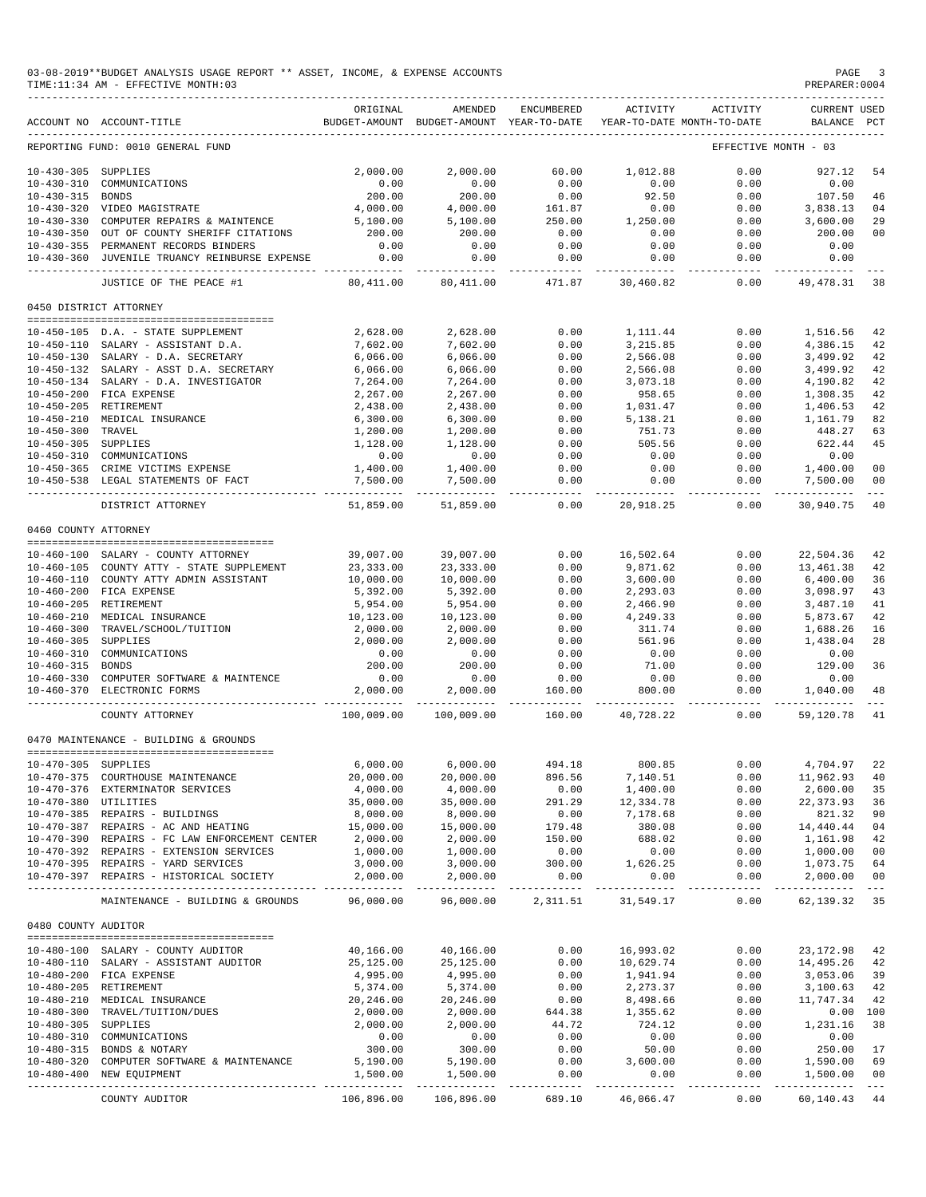03-08-2019**BUDGET ANALYSIS USAGE REPORT ** ASSET, INCOME, & EXPENSE ACCOUNTS

TIME:11:34 AM - EFFECTIVE MONTH:03

PREPARER:0004

REPORTING FUND: 0010 GENERAL FUND — EFFECTIVE MONTH - 03

| ACCOUNT NO | ACCOUNT-TITLE | ORIGINAL BUDGET-AMOUNT | AMENDED BUDGET-AMOUNT | ENCUMBERED YEAR-TO-DATE | ACTIVITY YEAR-TO-DATE | ACTIVITY MONTH-TO-DATE | CURRENT BALANCE | USED PCT |
|---|---|---|---|---|---|---|---|---|
| 10-430-305 | SUPPLIES | 2,000.00 | 2,000.00 | 60.00 | 1,012.88 | 0.00 | 927.12 | 54 |
| 10-430-310 | COMMUNICATIONS | 0.00 | 0.00 | 0.00 | 0.00 | 0.00 | 0.00 | |
| 10-430-315 | BONDS | 200.00 | 200.00 | 0.00 | 92.50 | 0.00 | 107.50 | 46 |
| 10-430-320 | VIDEO MAGISTRATE | 4,000.00 | 4,000.00 | 161.87 | 0.00 | 0.00 | 3,838.13 | 04 |
| 10-430-330 | COMPUTER REPAIRS & MAINTENCE | 5,100.00 | 5,100.00 | 250.00 | 1,250.00 | 0.00 | 3,600.00 | 29 |
| 10-430-350 | OUT OF COUNTY SHERIFF CITATIONS | 200.00 | 200.00 | 0.00 | 0.00 | 0.00 | 200.00 | 00 |
| 10-430-355 | PERMANENT RECORDS BINDERS | 0.00 | 0.00 | 0.00 | 0.00 | 0.00 | 0.00 | |
| 10-430-360 | JUVENILE TRUANCY REINBURSE EXPENSE | 0.00 | 0.00 | 0.00 | 0.00 | 0.00 | 0.00 | |
| | JUSTICE OF THE PEACE #1 | 80,411.00 | 80,411.00 | 471.87 | 30,460.82 | 0.00 | 49,478.31 | 38 |
| | **0450 DISTRICT ATTORNEY** | | | | | | | |
| 10-450-105 | D.A. - STATE SUPPLEMENT | 2,628.00 | 2,628.00 | 0.00 | 1,111.44 | 0.00 | 1,516.56 | 42 |
| 10-450-110 | SALARY - ASSISTANT D.A. | 7,602.00 | 7,602.00 | 0.00 | 3,215.85 | 0.00 | 4,386.15 | 42 |
| 10-450-130 | SALARY - D.A. SECRETARY | 6,066.00 | 6,066.00 | 0.00 | 2,566.08 | 0.00 | 3,499.92 | 42 |
| 10-450-132 | SALARY - ASST D.A. SECRETARY | 6,066.00 | 6,066.00 | 0.00 | 2,566.08 | 0.00 | 3,499.92 | 42 |
| 10-450-134 | SALARY - D.A. INVESTIGATOR | 7,264.00 | 7,264.00 | 0.00 | 3,073.18 | 0.00 | 4,190.82 | 42 |
| 10-450-200 | FICA EXPENSE | 2,267.00 | 2,267.00 | 0.00 | 958.65 | 0.00 | 1,308.35 | 42 |
| 10-450-205 | RETIREMENT | 2,438.00 | 2,438.00 | 0.00 | 1,031.47 | 0.00 | 1,406.53 | 42 |
| 10-450-210 | MEDICAL INSURANCE | 6,300.00 | 6,300.00 | 0.00 | 5,138.21 | 0.00 | 1,161.79 | 82 |
| 10-450-300 | TRAVEL | 1,200.00 | 1,200.00 | 0.00 | 751.73 | 0.00 | 448.27 | 63 |
| 10-450-305 | SUPPLIES | 1,128.00 | 1,128.00 | 0.00 | 505.56 | 0.00 | 622.44 | 45 |
| 10-450-310 | COMMUNICATIONS | 0.00 | 0.00 | 0.00 | 0.00 | 0.00 | 0.00 | |
| 10-450-365 | CRIME VICTIMS EXPENSE | 1,400.00 | 1,400.00 | 0.00 | 0.00 | 0.00 | 1,400.00 | 00 |
| 10-450-538 | LEGAL STATEMENTS OF FACT | 7,500.00 | 7,500.00 | 0.00 | 0.00 | 0.00 | 7,500.00 | 00 |
| | DISTRICT ATTORNEY | 51,859.00 | 51,859.00 | 0.00 | 20,918.25 | 0.00 | 30,940.75 | 40 |
| | **0460 COUNTY ATTORNEY** | | | | | | | |
| 10-460-100 | SALARY - COUNTY ATTORNEY | 39,007.00 | 39,007.00 | 0.00 | 16,502.64 | 0.00 | 22,504.36 | 42 |
| 10-460-105 | COUNTY ATTY - STATE SUPPLEMENT | 23,333.00 | 23,333.00 | 0.00 | 9,871.62 | 0.00 | 13,461.38 | 42 |
| 10-460-110 | COUNTY ATTY ADMIN ASSISTANT | 10,000.00 | 10,000.00 | 0.00 | 3,600.00 | 0.00 | 6,400.00 | 36 |
| 10-460-200 | FICA EXPENSE | 5,392.00 | 5,392.00 | 0.00 | 2,293.03 | 0.00 | 3,098.97 | 43 |
| 10-460-205 | RETIREMENT | 5,954.00 | 5,954.00 | 0.00 | 2,466.90 | 0.00 | 3,487.10 | 41 |
| 10-460-210 | MEDICAL INSURANCE | 10,123.00 | 10,123.00 | 0.00 | 4,249.33 | 0.00 | 5,873.67 | 42 |
| 10-460-300 | TRAVEL/SCHOOL/TUITION | 2,000.00 | 2,000.00 | 0.00 | 311.74 | 0.00 | 1,688.26 | 16 |
| 10-460-305 | SUPPLIES | 2,000.00 | 2,000.00 | 0.00 | 561.96 | 0.00 | 1,438.04 | 28 |
| 10-460-310 | COMMUNICATIONS | 0.00 | 0.00 | 0.00 | 0.00 | 0.00 | 0.00 | |
| 10-460-315 | BONDS | 200.00 | 200.00 | 0.00 | 71.00 | 0.00 | 129.00 | 36 |
| 10-460-330 | COMPUTER SOFTWARE & MAINTENCE | 0.00 | 0.00 | 0.00 | 0.00 | 0.00 | 0.00 | |
| 10-460-370 | ELECTRONIC FORMS | 2,000.00 | 2,000.00 | 160.00 | 800.00 | 0.00 | 1,040.00 | 48 |
| | COUNTY ATTORNEY | 100,009.00 | 100,009.00 | 160.00 | 40,728.22 | 0.00 | 59,120.78 | 41 |
| | **0470 MAINTENANCE - BUILDING & GROUNDS** | | | | | | | |
| 10-470-305 | SUPPLIES | 6,000.00 | 6,000.00 | 494.18 | 800.85 | 0.00 | 4,704.97 | 22 |
| 10-470-375 | COURTHOUSE MAINTENANCE | 20,000.00 | 20,000.00 | 896.56 | 7,140.51 | 0.00 | 11,962.93 | 40 |
| 10-470-376 | EXTERMINATOR SERVICES | 4,000.00 | 4,000.00 | 0.00 | 1,400.00 | 0.00 | 2,600.00 | 35 |
| 10-470-380 | UTILITIES | 35,000.00 | 35,000.00 | 291.29 | 12,334.78 | 0.00 | 22,373.93 | 36 |
| 10-470-385 | REPAIRS - BUILDINGS | 8,000.00 | 8,000.00 | 0.00 | 7,178.68 | 0.00 | 821.32 | 90 |
| 10-470-387 | REPAIRS - AC AND HEATING | 15,000.00 | 15,000.00 | 179.48 | 380.08 | 0.00 | 14,440.44 | 04 |
| 10-470-390 | REPAIRS - FC LAW ENFORCEMENT CENTER | 2,000.00 | 2,000.00 | 150.00 | 688.02 | 0.00 | 1,161.98 | 42 |
| 10-470-392 | REPAIRS - EXTENSION SERVICES | 1,000.00 | 1,000.00 | 0.00 | 0.00 | 0.00 | 1,000.00 | 00 |
| 10-470-395 | REPAIRS - YARD SERVICES | 3,000.00 | 3,000.00 | 300.00 | 1,626.25 | 0.00 | 1,073.75 | 64 |
| 10-470-397 | REPAIRS - HISTORICAL SOCIETY | 2,000.00 | 2,000.00 | 0.00 | 0.00 | 0.00 | 2,000.00 | 00 |
| | MAINTENANCE - BUILDING & GROUNDS | 96,000.00 | 96,000.00 | 2,311.51 | 31,549.17 | 0.00 | 62,139.32 | 35 |
| | **0480 COUNTY AUDITOR** | | | | | | | |
| 10-480-100 | SALARY - COUNTY AUDITOR | 40,166.00 | 40,166.00 | 0.00 | 16,993.02 | 0.00 | 23,172.98 | 42 |
| 10-480-110 | SALARY - ASSISTANT AUDITOR | 25,125.00 | 25,125.00 | 0.00 | 10,629.74 | 0.00 | 14,495.26 | 42 |
| 10-480-200 | FICA EXPENSE | 4,995.00 | 4,995.00 | 0.00 | 1,941.94 | 0.00 | 3,053.06 | 39 |
| 10-480-205 | RETIREMENT | 5,374.00 | 5,374.00 | 0.00 | 2,273.37 | 0.00 | 3,100.63 | 42 |
| 10-480-210 | MEDICAL INSURANCE | 20,246.00 | 20,246.00 | 0.00 | 8,498.66 | 0.00 | 11,747.34 | 42 |
| 10-480-300 | TRAVEL/TUITION/DUES | 2,000.00 | 2,000.00 | 644.38 | 1,355.62 | 0.00 | 0.00 | 100 |
| 10-480-305 | SUPPLIES | 2,000.00 | 2,000.00 | 44.72 | 724.12 | 0.00 | 1,231.16 | 38 |
| 10-480-310 | COMMUNICATIONS | 0.00 | 0.00 | 0.00 | 0.00 | 0.00 | 0.00 | |
| 10-480-315 | BONDS & NOTARY | 300.00 | 300.00 | 0.00 | 50.00 | 0.00 | 250.00 | 17 |
| 10-480-320 | COMPUTER SOFTWARE & MAINTENANCE | 5,190.00 | 5,190.00 | 0.00 | 3,600.00 | 0.00 | 1,590.00 | 69 |
| 10-480-400 | NEW EQUIPMENT | 1,500.00 | 1,500.00 | 0.00 | 0.00 | 0.00 | 1,500.00 | 00 |
| | COUNTY AUDITOR | 106,896.00 | 106,896.00 | 689.10 | 46,066.47 | 0.00 | 60,140.43 | 44 |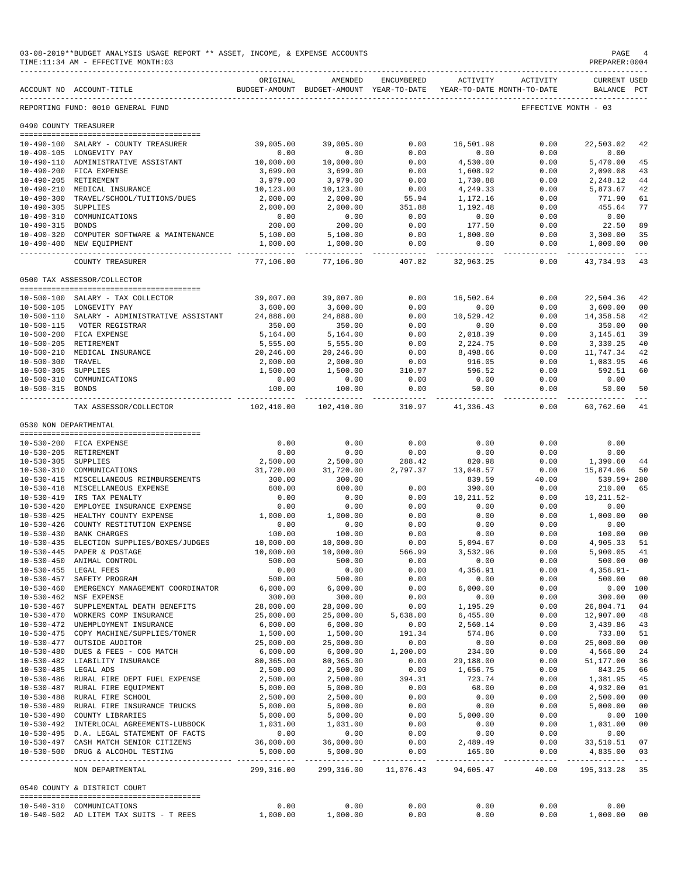03-08-2019**BUDGET ANALYSIS USAGE REPORT ** ASSET, INCOME, & EXPENSE ACCOUNTS
TIME:11:34 AM - EFFECTIVE MONTH:03

PREPARER:0004

REPORTING FUND: 0010 GENERAL FUND — EFFECTIVE MONTH - 03

## 0490 COUNTY TREASURER

| ACCOUNT NO | ACCOUNT-TITLE | ORIGINAL BUDGET-AMOUNT | AMENDED BUDGET-AMOUNT | ENCUMBERED YEAR-TO-DATE | ACTIVITY YEAR-TO-DATE | ACTIVITY MONTH-TO-DATE | CURRENT BALANCE | USED PCT |
|---|---|---|---|---|---|---|---|---|
| 10-490-100 | SALARY - COUNTY TREASURER | 39,005.00 | 39,005.00 | 0.00 | 16,501.98 | 0.00 | 22,503.02 | 42 |
| 10-490-105 | LONGEVITY PAY | 0.00 | 0.00 | 0.00 | 0.00 | 0.00 | 0.00 | |
| 10-490-110 | ADMINISTRATIVE ASSISTANT | 10,000.00 | 10,000.00 | 0.00 | 4,530.00 | 0.00 | 5,470.00 | 45 |
| 10-490-200 | FICA EXPENSE | 3,699.00 | 3,699.00 | 0.00 | 1,608.92 | 0.00 | 2,090.08 | 43 |
| 10-490-205 | RETIREMENT | 3,979.00 | 3,979.00 | 0.00 | 1,730.88 | 0.00 | 2,248.12 | 44 |
| 10-490-210 | MEDICAL INSURANCE | 10,123.00 | 10,123.00 | 0.00 | 4,249.33 | 0.00 | 5,873.67 | 42 |
| 10-490-300 | TRAVEL/SCHOOL/TUITIONS/DUES | 2,000.00 | 2,000.00 | 55.94 | 1,172.16 | 0.00 | 771.90 | 61 |
| 10-490-305 | SUPPLIES | 2,000.00 | 2,000.00 | 351.88 | 1,192.48 | 0.00 | 455.64 | 77 |
| 10-490-310 | COMMUNICATIONS | 0.00 | 0.00 | 0.00 | 0.00 | 0.00 | 0.00 | |
| 10-490-315 | BONDS | 200.00 | 200.00 | 0.00 | 177.50 | 0.00 | 22.50 | 89 |
| 10-490-320 | COMPUTER SOFTWARE & MAINTENANCE | 5,100.00 | 5,100.00 | 0.00 | 1,800.00 | 0.00 | 3,300.00 | 35 |
| 10-490-400 | NEW EQUIPMENT | 1,000.00 | 1,000.00 | 0.00 | 0.00 | 0.00 | 1,000.00 | 00 |
| | COUNTY TREASURER | 77,106.00 | 77,106.00 | 407.82 | 32,963.25 | 0.00 | 43,734.93 | 43 |

## 0500 TAX ASSESSOR/COLLECTOR

| ACCOUNT NO | ACCOUNT-TITLE | ORIGINAL BUDGET-AMOUNT | AMENDED BUDGET-AMOUNT | ENCUMBERED YEAR-TO-DATE | ACTIVITY YEAR-TO-DATE | ACTIVITY MONTH-TO-DATE | CURRENT BALANCE | USED PCT |
|---|---|---|---|---|---|---|---|---|
| 10-500-100 | SALARY - TAX COLLECTOR | 39,007.00 | 39,007.00 | 0.00 | 16,502.64 | 0.00 | 22,504.36 | 42 |
| 10-500-105 | LONGEVITY PAY | 3,600.00 | 3,600.00 | 0.00 | 0.00 | 0.00 | 3,600.00 | 00 |
| 10-500-110 | SALARY - ADMINISTRATIVE ASSISTANT | 24,888.00 | 24,888.00 | 0.00 | 10,529.42 | 0.00 | 14,358.58 | 42 |
| 10-500-115 | VOTER REGISTRAR | 350.00 | 350.00 | 0.00 | 0.00 | 0.00 | 350.00 | 00 |
| 10-500-200 | FICA EXPENSE | 5,164.00 | 5,164.00 | 0.00 | 2,018.39 | 0.00 | 3,145.61 | 39 |
| 10-500-205 | RETIREMENT | 5,555.00 | 5,555.00 | 0.00 | 2,224.75 | 0.00 | 3,330.25 | 40 |
| 10-500-210 | MEDICAL INSURANCE | 20,246.00 | 20,246.00 | 0.00 | 8,498.66 | 0.00 | 11,747.34 | 42 |
| 10-500-300 | TRAVEL | 2,000.00 | 2,000.00 | 0.00 | 916.05 | 0.00 | 1,083.95 | 46 |
| 10-500-305 | SUPPLIES | 1,500.00 | 1,500.00 | 310.97 | 596.52 | 0.00 | 592.51 | 60 |
| 10-500-310 | COMMUNICATIONS | 0.00 | 0.00 | 0.00 | 0.00 | 0.00 | 0.00 | |
| 10-500-315 | BONDS | 100.00 | 100.00 | 0.00 | 50.00 | 0.00 | 50.00 | 50 |
| | TAX ASSESSOR/COLLECTOR | 102,410.00 | 102,410.00 | 310.97 | 41,336.43 | 0.00 | 60,762.60 | 41 |

## 0530 NON DEPARTMENTAL

| ACCOUNT NO | ACCOUNT-TITLE | ORIGINAL BUDGET-AMOUNT | AMENDED BUDGET-AMOUNT | ENCUMBERED YEAR-TO-DATE | ACTIVITY YEAR-TO-DATE | ACTIVITY MONTH-TO-DATE | CURRENT BALANCE | USED PCT |
|---|---|---|---|---|---|---|---|---|
| 10-530-200 | FICA EXPENSE | 0.00 | 0.00 | 0.00 | 0.00 | 0.00 | 0.00 | |
| 10-530-205 | RETIREMENT | 0.00 | 0.00 | 0.00 | 0.00 | 0.00 | 0.00 | |
| 10-530-305 | SUPPLIES | 2,500.00 | 2,500.00 | 288.42 | 820.98 | 0.00 | 1,390.60 | 44 |
| 10-530-310 | COMMUNICATIONS | 31,720.00 | 31,720.00 | 2,797.37 | 13,048.57 | 0.00 | 15,874.06 | 50 |
| 10-530-415 | MISCELLANEOUS REIMBURSEMENTS | 300.00 | 300.00 | | 839.59 | 40.00 | 539.59+ | 280 |
| 10-530-418 | MISCELLANEOUS EXPENSE | 600.00 | 600.00 | 0.00 | 390.00 | 0.00 | 210.00 | 65 |
| 10-530-419 | IRS TAX PENALTY | 0.00 | 0.00 | 0.00 | 10,211.52 | 0.00 | 10,211.52- | |
| 10-530-420 | EMPLOYEE INSURANCE EXPENSE | 0.00 | 0.00 | 0.00 | 0.00 | 0.00 | 0.00 | |
| 10-530-425 | HEALTHY COUNTY EXPENSE | 1,000.00 | 1,000.00 | 0.00 | 0.00 | 0.00 | 1,000.00 | 00 |
| 10-530-426 | COUNTY RESTITUTION EXPENSE | 0.00 | 0.00 | 0.00 | 0.00 | 0.00 | 0.00 | |
| 10-530-430 | BANK CHARGES | 100.00 | 100.00 | 0.00 | 0.00 | 0.00 | 100.00 | 00 |
| 10-530-435 | ELECTION SUPPLIES/BOXES/JUDGES | 10,000.00 | 10,000.00 | 0.00 | 5,094.67 | 0.00 | 4,905.33 | 51 |
| 10-530-445 | PAPER & POSTAGE | 10,000.00 | 10,000.00 | 566.99 | 3,532.96 | 0.00 | 5,900.05 | 41 |
| 10-530-450 | ANIMAL CONTROL | 500.00 | 500.00 | 0.00 | 0.00 | 0.00 | 500.00 | 00 |
| 10-530-455 | LEGAL FEES | 0.00 | 0.00 | 0.00 | 4,356.91 | 0.00 | 4,356.91- | |
| 10-530-457 | SAFETY PROGRAM | 500.00 | 500.00 | 0.00 | 0.00 | 0.00 | 500.00 | 00 |
| 10-530-460 | EMERGENCY MANAGEMENT COORDINATOR | 6,000.00 | 6,000.00 | 0.00 | 6,000.00 | 0.00 | 0.00 | 100 |
| 10-530-462 | NSF EXPENSE | 300.00 | 300.00 | 0.00 | 0.00 | 0.00 | 300.00 | 00 |
| 10-530-467 | SUPPLEMENTAL DEATH BENEFITS | 28,000.00 | 28,000.00 | 0.00 | 1,195.29 | 0.00 | 26,804.71 | 04 |
| 10-530-470 | WORKERS COMP INSURANCE | 25,000.00 | 25,000.00 | 5,638.00 | 6,455.00 | 0.00 | 12,907.00 | 48 |
| 10-530-472 | UNEMPLOYMENT INSURANCE | 6,000.00 | 6,000.00 | 0.00 | 2,560.14 | 0.00 | 3,439.86 | 43 |
| 10-530-475 | COPY MACHINE/SUPPLIES/TONER | 1,500.00 | 1,500.00 | 191.34 | 574.86 | 0.00 | 733.80 | 51 |
| 10-530-477 | OUTSIDE AUDITOR | 25,000.00 | 25,000.00 | 0.00 | 0.00 | 0.00 | 25,000.00 | 00 |
| 10-530-480 | DUES & FEES - COG MATCH | 6,000.00 | 6,000.00 | 1,200.00 | 234.00 | 0.00 | 4,566.00 | 24 |
| 10-530-482 | LIABILITY INSURANCE | 80,365.00 | 80,365.00 | 0.00 | 29,188.00 | 0.00 | 51,177.00 | 36 |
| 10-530-485 | LEGAL ADS | 2,500.00 | 2,500.00 | 0.00 | 1,656.75 | 0.00 | 843.25 | 66 |
| 10-530-486 | RURAL FIRE DEPT FUEL EXPENSE | 2,500.00 | 2,500.00 | 394.31 | 723.74 | 0.00 | 1,381.95 | 45 |
| 10-530-487 | RURAL FIRE EQUIPMENT | 5,000.00 | 5,000.00 | 0.00 | 68.00 | 0.00 | 4,932.00 | 01 |
| 10-530-488 | RURAL FIRE SCHOOL | 2,500.00 | 2,500.00 | 0.00 | 0.00 | 0.00 | 2,500.00 | 00 |
| 10-530-489 | RURAL FIRE INSURANCE TRUCKS | 5,000.00 | 5,000.00 | 0.00 | 0.00 | 0.00 | 5,000.00 | 00 |
| 10-530-490 | COUNTY LIBRARIES | 5,000.00 | 5,000.00 | 0.00 | 5,000.00 | 0.00 | 0.00 | 100 |
| 10-530-492 | INTERLOCAL AGREEMENTS-LUBBOCK | 1,031.00 | 1,031.00 | 0.00 | 0.00 | 0.00 | 1,031.00 | 00 |
| 10-530-495 | D.A. LEGAL STATEMENT OF FACTS | 0.00 | 0.00 | 0.00 | 0.00 | 0.00 | 0.00 | |
| 10-530-497 | CASH MATCH SENIOR CITIZENS | 36,000.00 | 36,000.00 | 0.00 | 2,489.49 | 0.00 | 33,510.51 | 07 |
| 10-530-500 | DRUG & ALCOHOL TESTING | 5,000.00 | 5,000.00 | 0.00 | 165.00 | 0.00 | 4,835.00 | 03 |
| | NON DEPARTMENTAL | 299,316.00 | 299,316.00 | 11,076.43 | 94,605.47 | 40.00 | 195,313.28 | 35 |

## 0540 COUNTY & DISTRICT COURT

| ACCOUNT NO | ACCOUNT-TITLE | ORIGINAL BUDGET-AMOUNT | AMENDED BUDGET-AMOUNT | ENCUMBERED YEAR-TO-DATE | ACTIVITY YEAR-TO-DATE | ACTIVITY MONTH-TO-DATE | CURRENT BALANCE | USED PCT |
|---|---|---|---|---|---|---|---|---|
| 10-540-310 | COMMUNICATIONS | 0.00 | 0.00 | 0.00 | 0.00 | 0.00 | 0.00 | |
| 10-540-502 | AD LITEM TAX SUITS - T REES | 1,000.00 | 1,000.00 | 0.00 | 0.00 | 0.00 | 1,000.00 | 00 |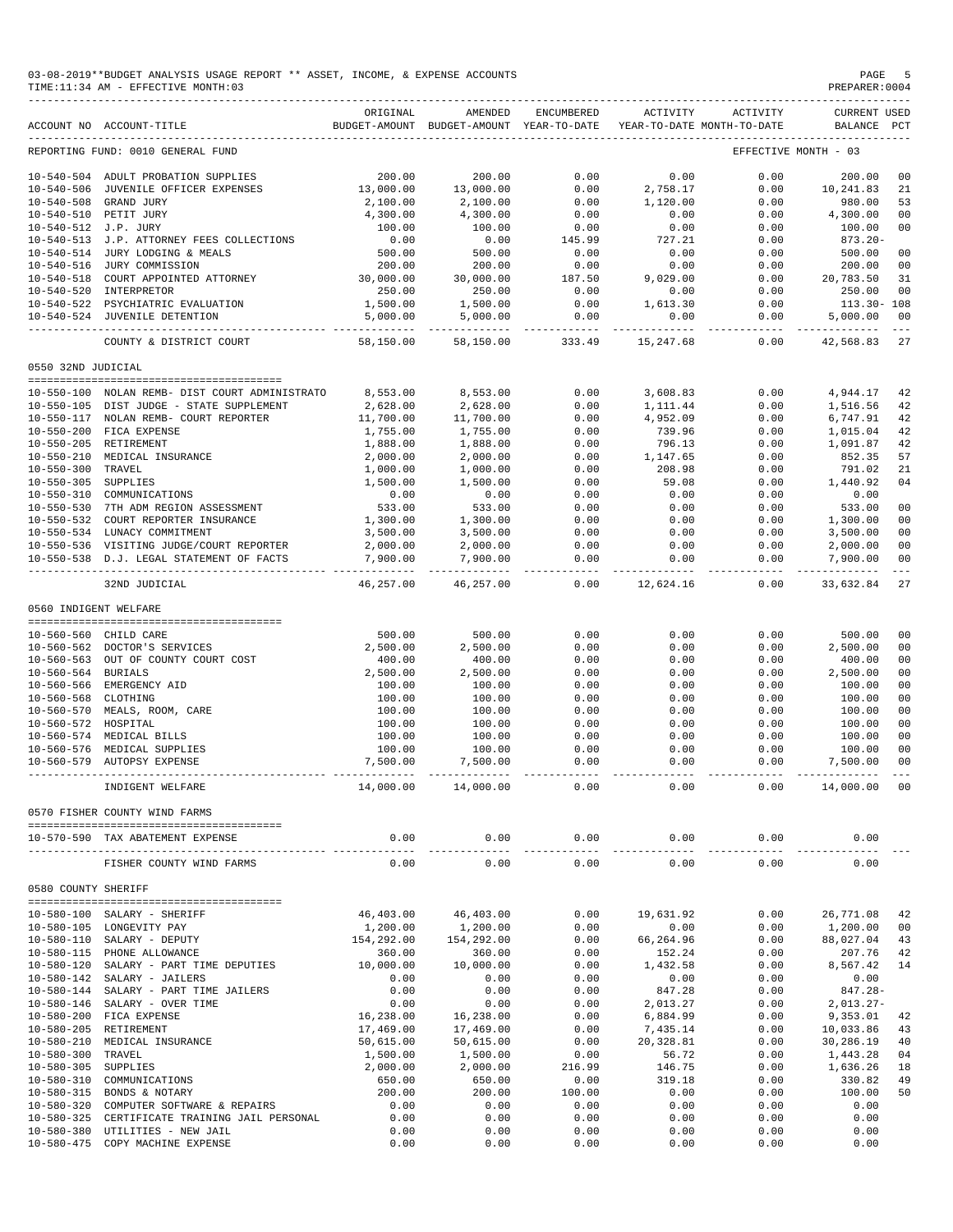03-08-2019**BUDGET ANALYSIS USAGE REPORT ** ASSET, INCOME, & EXPENSE ACCOUNTS
TIME:11:34 AM - EFFECTIVE MONTH:03

PREPARER:0004

| ACCOUNT NO | ACCOUNT-TITLE | ORIGINAL BUDGET-AMOUNT | AMENDED BUDGET-AMOUNT | ENCUMBERED YEAR-TO-DATE | ACTIVITY YEAR-TO-DATE | ACTIVITY MONTH-TO-DATE | CURRENT BALANCE | USED PCT |
|---|---|---|---|---|---|---|---|---|
| REPORTING FUND: 0010 GENERAL FUND | | | | | | EFFECTIVE MONTH - 03 | | |
| 10-540-504 | ADULT PROBATION SUPPLIES | 200.00 | 200.00 | 0.00 | 0.00 | 0.00 | 200.00 | 00 |
| 10-540-506 | JUVENILE OFFICER EXPENSES | 13,000.00 | 13,000.00 | 0.00 | 2,758.17 | 0.00 | 10,241.83 | 21 |
| 10-540-508 | GRAND JURY | 2,100.00 | 2,100.00 | 0.00 | 1,120.00 | 0.00 | 980.00 | 53 |
| 10-540-510 | PETIT JURY | 4,300.00 | 4,300.00 | 0.00 | 0.00 | 0.00 | 4,300.00 | 00 |
| 10-540-512 | J.P. JURY | 100.00 | 100.00 | 0.00 | 0.00 | 0.00 | 100.00 | 00 |
| 10-540-513 | J.P. ATTORNEY FEES COLLECTIONS | 0.00 | 0.00 | 145.99 | 727.21 | 0.00 | 873.20- | |
| 10-540-514 | JURY LODGING & MEALS | 500.00 | 500.00 | 0.00 | 0.00 | 0.00 | 500.00 | 00 |
| 10-540-516 | JURY COMMISSION | 200.00 | 200.00 | 0.00 | 0.00 | 0.00 | 200.00 | 00 |
| 10-540-518 | COURT APPOINTED ATTORNEY | 30,000.00 | 30,000.00 | 187.50 | 9,029.00 | 0.00 | 20,783.50 | 31 |
| 10-540-520 | INTERPRETOR | 250.00 | 250.00 | 0.00 | 0.00 | 0.00 | 250.00 | 00 |
| 10-540-522 | PSYCHIATRIC EVALUATION | 1,500.00 | 1,500.00 | 0.00 | 1,613.30 | 0.00 | 113.30- | 108 |
| 10-540-524 | JUVENILE DETENTION | 5,000.00 | 5,000.00 | 0.00 | 0.00 | 0.00 | 5,000.00 | 00 |
| | COUNTY & DISTRICT COURT | 58,150.00 | 58,150.00 | 333.49 | 15,247.68 | 0.00 | 42,568.83 | 27 |
| 0550 32ND JUDICIAL | | | | | | | | |
| 10-550-100 | NOLAN REMB- DIST COURT ADMINISTRATO | 8,553.00 | 8,553.00 | 0.00 | 3,608.83 | 0.00 | 4,944.17 | 42 |
| 10-550-105 | DIST JUDGE - STATE SUPPLEMENT | 2,628.00 | 2,628.00 | 0.00 | 1,111.44 | 0.00 | 1,516.56 | 42 |
| 10-550-117 | NOLAN REMB- COURT REPORTER | 11,700.00 | 11,700.00 | 0.00 | 4,952.09 | 0.00 | 6,747.91 | 42 |
| 10-550-200 | FICA EXPENSE | 1,755.00 | 1,755.00 | 0.00 | 739.96 | 0.00 | 1,015.04 | 42 |
| 10-550-205 | RETIREMENT | 1,888.00 | 1,888.00 | 0.00 | 796.13 | 0.00 | 1,091.87 | 42 |
| 10-550-210 | MEDICAL INSURANCE | 2,000.00 | 2,000.00 | 0.00 | 1,147.65 | 0.00 | 852.35 | 57 |
| 10-550-300 | TRAVEL | 1,000.00 | 1,000.00 | 0.00 | 208.98 | 0.00 | 791.02 | 21 |
| 10-550-305 | SUPPLIES | 1,500.00 | 1,500.00 | 0.00 | 59.08 | 0.00 | 1,440.92 | 04 |
| 10-550-310 | COMMUNICATIONS | 0.00 | 0.00 | 0.00 | 0.00 | 0.00 | 0.00 | |
| 10-550-530 | 7TH ADM REGION ASSESSMENT | 533.00 | 533.00 | 0.00 | 0.00 | 0.00 | 533.00 | 00 |
| 10-550-532 | COURT REPORTER INSURANCE | 1,300.00 | 1,300.00 | 0.00 | 0.00 | 0.00 | 1,300.00 | 00 |
| 10-550-534 | LUNACY COMMITMENT | 3,500.00 | 3,500.00 | 0.00 | 0.00 | 0.00 | 3,500.00 | 00 |
| 10-550-536 | VISITING JUDGE/COURT REPORTER | 2,000.00 | 2,000.00 | 0.00 | 0.00 | 0.00 | 2,000.00 | 00 |
| 10-550-538 | D.J. LEGAL STATEMENT OF FACTS | 7,900.00 | 7,900.00 | 0.00 | 0.00 | 0.00 | 7,900.00 | 00 |
| | 32ND JUDICIAL | 46,257.00 | 46,257.00 | 0.00 | 12,624.16 | 0.00 | 33,632.84 | 27 |
| 0560 INDIGENT WELFARE | | | | | | | | |
| 10-560-560 | CHILD CARE | 500.00 | 500.00 | 0.00 | 0.00 | 0.00 | 500.00 | 00 |
| 10-560-562 | DOCTOR'S SERVICES | 2,500.00 | 2,500.00 | 0.00 | 0.00 | 0.00 | 2,500.00 | 00 |
| 10-560-563 | OUT OF COUNTY COURT COST | 400.00 | 400.00 | 0.00 | 0.00 | 0.00 | 400.00 | 00 |
| 10-560-564 | BURIALS | 2,500.00 | 2,500.00 | 0.00 | 0.00 | 0.00 | 2,500.00 | 00 |
| 10-560-566 | EMERGENCY AID | 100.00 | 100.00 | 0.00 | 0.00 | 0.00 | 100.00 | 00 |
| 10-560-568 | CLOTHING | 100.00 | 100.00 | 0.00 | 0.00 | 0.00 | 100.00 | 00 |
| 10-560-570 | MEALS, ROOM, CARE | 100.00 | 100.00 | 0.00 | 0.00 | 0.00 | 100.00 | 00 |
| 10-560-572 | HOSPITAL | 100.00 | 100.00 | 0.00 | 0.00 | 0.00 | 100.00 | 00 |
| 10-560-574 | MEDICAL BILLS | 100.00 | 100.00 | 0.00 | 0.00 | 0.00 | 100.00 | 00 |
| 10-560-576 | MEDICAL SUPPLIES | 100.00 | 100.00 | 0.00 | 0.00 | 0.00 | 100.00 | 00 |
| 10-560-579 | AUTOPSY EXPENSE | 7,500.00 | 7,500.00 | 0.00 | 0.00 | 0.00 | 7,500.00 | 00 |
| | INDIGENT WELFARE | 14,000.00 | 14,000.00 | 0.00 | 0.00 | 0.00 | 14,000.00 | 00 |
| 0570 FISHER COUNTY WIND FARMS | | | | | | | | |
| 10-570-590 | TAX ABATEMENT EXPENSE | 0.00 | 0.00 | 0.00 | 0.00 | 0.00 | 0.00 | |
| | FISHER COUNTY WIND FARMS | 0.00 | 0.00 | 0.00 | 0.00 | 0.00 | 0.00 | |
| 0580 COUNTY SHERIFF | | | | | | | | |
| 10-580-100 | SALARY - SHERIFF | 46,403.00 | 46,403.00 | 0.00 | 19,631.92 | 0.00 | 26,771.08 | 42 |
| 10-580-105 | LONGEVITY PAY | 1,200.00 | 1,200.00 | 0.00 | 0.00 | 0.00 | 1,200.00 | 00 |
| 10-580-110 | SALARY - DEPUTY | 154,292.00 | 154,292.00 | 0.00 | 66,264.96 | 0.00 | 88,027.04 | 43 |
| 10-580-115 | PHONE ALLOWANCE | 360.00 | 360.00 | 0.00 | 152.24 | 0.00 | 207.76 | 42 |
| 10-580-120 | SALARY - PART TIME DEPUTIES | 10,000.00 | 10,000.00 | 0.00 | 1,432.58 | 0.00 | 8,567.42 | 14 |
| 10-580-142 | SALARY - JAILERS | 0.00 | 0.00 | 0.00 | 0.00 | 0.00 | 0.00 | |
| 10-580-144 | SALARY - PART TIME JAILERS | 0.00 | 0.00 | 0.00 | 847.28 | 0.00 | 847.28- | |
| 10-580-146 | SALARY - OVER TIME | 0.00 | 0.00 | 0.00 | 2,013.27 | 0.00 | 2,013.27- | |
| 10-580-200 | FICA EXPENSE | 16,238.00 | 16,238.00 | 0.00 | 6,884.99 | 0.00 | 9,353.01 | 42 |
| 10-580-205 | RETIREMENT | 17,469.00 | 17,469.00 | 0.00 | 7,435.14 | 0.00 | 10,033.86 | 43 |
| 10-580-210 | MEDICAL INSURANCE | 50,615.00 | 50,615.00 | 0.00 | 20,328.81 | 0.00 | 30,286.19 | 40 |
| 10-580-300 | TRAVEL | 1,500.00 | 1,500.00 | 0.00 | 56.72 | 0.00 | 1,443.28 | 04 |
| 10-580-305 | SUPPLIES | 2,000.00 | 2,000.00 | 216.99 | 146.75 | 0.00 | 1,636.26 | 18 |
| 10-580-310 | COMMUNICATIONS | 650.00 | 650.00 | 0.00 | 319.18 | 0.00 | 330.82 | 49 |
| 10-580-315 | BONDS & NOTARY | 200.00 | 200.00 | 100.00 | 0.00 | 0.00 | 100.00 | 50 |
| 10-580-320 | COMPUTER SOFTWARE & REPAIRS | 0.00 | 0.00 | 0.00 | 0.00 | 0.00 | 0.00 | |
| 10-580-325 | CERTIFICATE TRAINING JAIL PERSONAL | 0.00 | 0.00 | 0.00 | 0.00 | 0.00 | 0.00 | |
| 10-580-380 | UTILITIES - NEW JAIL | 0.00 | 0.00 | 0.00 | 0.00 | 0.00 | 0.00 | |
| 10-580-475 | COPY MACHINE EXPENSE | 0.00 | 0.00 | 0.00 | 0.00 | 0.00 | 0.00 | |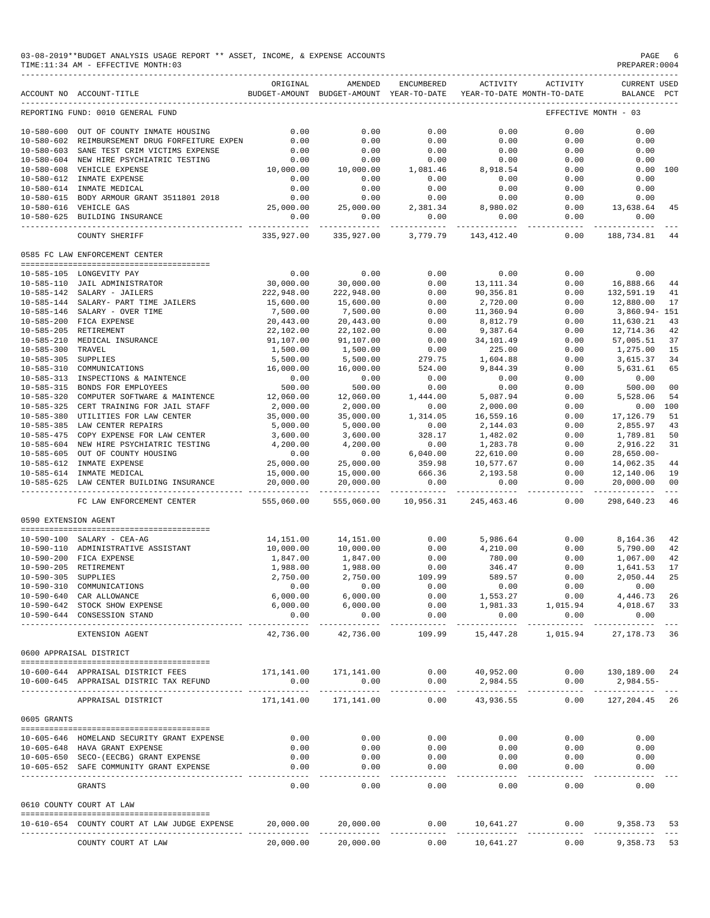03-08-2019**BUDGET ANALYSIS USAGE REPORT ** ASSET, INCOME, & EXPENSE ACCOUNTS

TIME:11:34 AM - EFFECTIVE MONTH:03

PREPARER:0004

| ACCOUNT NO | ACCOUNT-TITLE | ORIGINAL BUDGET-AMOUNT | AMENDED BUDGET-AMOUNT | ENCUMBERED YEAR-TO-DATE | ACTIVITY YEAR-TO-DATE | ACTIVITY MONTH-TO-DATE | CURRENT BALANCE | USED PCT |
|---|---|---|---|---|---|---|---|---|
| REPORTING FUND: 0010 GENERAL FUND | | | | | | EFFECTIVE MONTH - 03 | | |
| 10-580-600 | OUT OF COUNTY INMATE HOUSING | 0.00 | 0.00 | 0.00 | 0.00 | 0.00 | 0.00 | |
| 10-580-602 | REIMBURSEMENT DRUG FORFEITURE EXPEN | 0.00 | 0.00 | 0.00 | 0.00 | 0.00 | 0.00 | |
| 10-580-603 | SANE TEST CRIM VICTIMS EXPENSE | 0.00 | 0.00 | 0.00 | 0.00 | 0.00 | 0.00 | |
| 10-580-604 | NEW HIRE PSYCHIATRIC TESTING | 0.00 | 0.00 | 0.00 | 0.00 | 0.00 | 0.00 | |
| 10-580-608 | VEHICLE EXPENSE | 10,000.00 | 10,000.00 | 1,081.46 | 8,918.54 | 0.00 | 0.00 | 100 |
| 10-580-612 | INMATE EXPENSE | 0.00 | 0.00 | 0.00 | 0.00 | 0.00 | 0.00 | |
| 10-580-614 | INMATE MEDICAL | 0.00 | 0.00 | 0.00 | 0.00 | 0.00 | 0.00 | |
| 10-580-615 | BODY ARMOUR GRANT 3511801 2018 | 0.00 | 0.00 | 0.00 | 0.00 | 0.00 | 0.00 | |
| 10-580-616 | VEHICLE GAS | 25,000.00 | 25,000.00 | 2,381.34 | 8,980.02 | 0.00 | 13,638.64 | 45 |
| 10-580-625 | BUILDING INSURANCE | 0.00 | 0.00 | 0.00 | 0.00 | 0.00 | 0.00 | |
| | COUNTY SHERIFF | 335,927.00 | 335,927.00 | 3,779.79 | 143,412.40 | 0.00 | 188,734.81 | 44 |
| 0585 FC LAW ENFORCEMENT CENTER | | | | | | | | |
| 10-585-105 | LONGEVITY PAY | 0.00 | 0.00 | 0.00 | 0.00 | 0.00 | 0.00 | |
| 10-585-110 | JAIL ADMINISTRATOR | 30,000.00 | 30,000.00 | 0.00 | 13,111.34 | 0.00 | 16,888.66 | 44 |
| 10-585-142 | SALARY - JAILERS | 222,948.00 | 222,948.00 | 0.00 | 90,356.81 | 0.00 | 132,591.19 | 41 |
| 10-585-144 | SALARY- PART TIME JAILERS | 15,600.00 | 15,600.00 | 0.00 | 2,720.00 | 0.00 | 12,880.00 | 17 |
| 10-585-146 | SALARY - OVER TIME | 7,500.00 | 7,500.00 | 0.00 | 11,360.94 | 0.00 | 3,860.94- | 151 |
| 10-585-200 | FICA EXPENSE | 20,443.00 | 20,443.00 | 0.00 | 8,812.79 | 0.00 | 11,630.21 | 43 |
| 10-585-205 | RETIREMENT | 22,102.00 | 22,102.00 | 0.00 | 9,387.64 | 0.00 | 12,714.36 | 42 |
| 10-585-210 | MEDICAL INSURANCE | 91,107.00 | 91,107.00 | 0.00 | 34,101.49 | 0.00 | 57,005.51 | 37 |
| 10-585-300 | TRAVEL | 1,500.00 | 1,500.00 | 0.00 | 225.00 | 0.00 | 1,275.00 | 15 |
| 10-585-305 | SUPPLIES | 5,500.00 | 5,500.00 | 279.75 | 1,604.88 | 0.00 | 3,615.37 | 34 |
| 10-585-310 | COMMUNICATIONS | 16,000.00 | 16,000.00 | 524.00 | 9,844.39 | 0.00 | 5,631.61 | 65 |
| 10-585-313 | INSPECTIONS & MAINTENCE | 0.00 | 0.00 | 0.00 | 0.00 | 0.00 | 0.00 | |
| 10-585-315 | BONDS FOR EMPLOYEES | 500.00 | 500.00 | 0.00 | 0.00 | 0.00 | 500.00 | 00 |
| 10-585-320 | COMPUTER SOFTWARE & MAINTENCE | 12,060.00 | 12,060.00 | 1,444.00 | 5,087.94 | 0.00 | 5,528.06 | 54 |
| 10-585-325 | CERT TRAINING FOR JAIL STAFF | 2,000.00 | 2,000.00 | 0.00 | 2,000.00 | 0.00 | 0.00 | 100 |
| 10-585-380 | UTILITIES FOR LAW CENTER | 35,000.00 | 35,000.00 | 1,314.05 | 16,559.16 | 0.00 | 17,126.79 | 51 |
| 10-585-385 | LAW CENTER REPAIRS | 5,000.00 | 5,000.00 | 0.00 | 2,144.03 | 0.00 | 2,855.97 | 43 |
| 10-585-475 | COPY EXPENSE FOR LAW CENTER | 3,600.00 | 3,600.00 | 328.17 | 1,482.02 | 0.00 | 1,789.81 | 50 |
| 10-585-604 | NEW HIRE PSYCHIATRIC TESTING | 4,200.00 | 4,200.00 | 0.00 | 1,283.78 | 0.00 | 2,916.22 | 31 |
| 10-585-605 | OUT OF COUNTY HOUSING | 0.00 | 0.00 | 6,040.00 | 22,610.00 | 0.00 | 28,650.00- | |
| 10-585-612 | INMATE EXPENSE | 25,000.00 | 25,000.00 | 359.98 | 10,577.67 | 0.00 | 14,062.35 | 44 |
| 10-585-614 | INMATE MEDICAL | 15,000.00 | 15,000.00 | 666.36 | 2,193.58 | 0.00 | 12,140.06 | 19 |
| 10-585-625 | LAW CENTER BUILDING INSURANCE | 20,000.00 | 20,000.00 | 0.00 | 0.00 | 0.00 | 20,000.00 | 00 |
| | FC LAW ENFORCEMENT CENTER | 555,060.00 | 555,060.00 | 10,956.31 | 245,463.46 | 0.00 | 298,640.23 | 46 |
| 0590 EXTENSION AGENT | | | | | | | | |
| 10-590-100 | SALARY - CEA-AG | 14,151.00 | 14,151.00 | 0.00 | 5,986.64 | 0.00 | 8,164.36 | 42 |
| 10-590-110 | ADMINISTRATIVE ASSISTANT | 10,000.00 | 10,000.00 | 0.00 | 4,210.00 | 0.00 | 5,790.00 | 42 |
| 10-590-200 | FICA EXPENSE | 1,847.00 | 1,847.00 | 0.00 | 780.00 | 0.00 | 1,067.00 | 42 |
| 10-590-205 | RETIREMENT | 1,988.00 | 1,988.00 | 0.00 | 346.47 | 0.00 | 1,641.53 | 17 |
| 10-590-305 | SUPPLIES | 2,750.00 | 2,750.00 | 109.99 | 589.57 | 0.00 | 2,050.44 | 25 |
| 10-590-310 | COMMUNICATIONS | 0.00 | 0.00 | 0.00 | 0.00 | 0.00 | 0.00 | |
| 10-590-640 | CAR ALLOWANCE | 6,000.00 | 6,000.00 | 0.00 | 1,553.27 | 0.00 | 4,446.73 | 26 |
| 10-590-642 | STOCK SHOW EXPENSE | 6,000.00 | 6,000.00 | 0.00 | 1,981.33 | 1,015.94 | 4,018.67 | 33 |
| 10-590-644 | CONSESSION STAND | 0.00 | 0.00 | 0.00 | 0.00 | 0.00 | 0.00 | |
| | EXTENSION AGENT | 42,736.00 | 42,736.00 | 109.99 | 15,447.28 | 1,015.94 | 27,178.73 | 36 |
| 0600 APPRAISAL DISTRICT | | | | | | | | |
| 10-600-644 | APPRAISAL DISTRICT FEES | 171,141.00 | 171,141.00 | 0.00 | 40,952.00 | 0.00 | 130,189.00 | 24 |
| 10-600-645 | APPRAISAL DISTRIC TAX REFUND | 0.00 | 0.00 | 0.00 | 2,984.55 | 0.00 | 2,984.55- | |
| | APPRAISAL DISTRICT | 171,141.00 | 171,141.00 | 0.00 | 43,936.55 | 0.00 | 127,204.45 | 26 |
| 0605 GRANTS | | | | | | | | |
| 10-605-646 | HOMELAND SECURITY GRANT EXPENSE | 0.00 | 0.00 | 0.00 | 0.00 | 0.00 | 0.00 | |
| 10-605-648 | HAVA GRANT EXPENSE | 0.00 | 0.00 | 0.00 | 0.00 | 0.00 | 0.00 | |
| 10-605-650 | SECO-(EECBG) GRANT EXPENSE | 0.00 | 0.00 | 0.00 | 0.00 | 0.00 | 0.00 | |
| 10-605-652 | SAFE COMMUNITY GRANT EXPENSE | 0.00 | 0.00 | 0.00 | 0.00 | 0.00 | 0.00 | |
| | GRANTS | 0.00 | 0.00 | 0.00 | 0.00 | 0.00 | 0.00 | |
| 0610 COUNTY COURT AT LAW | | | | | | | | |
| 10-610-654 | COUNTY COURT AT LAW JUDGE EXPENSE | 20,000.00 | 20,000.00 | 0.00 | 10,641.27 | 0.00 | 9,358.73 | 53 |
| | COUNTY COURT AT LAW | 20,000.00 | 20,000.00 | 0.00 | 10,641.27 | 0.00 | 9,358.73 | 53 |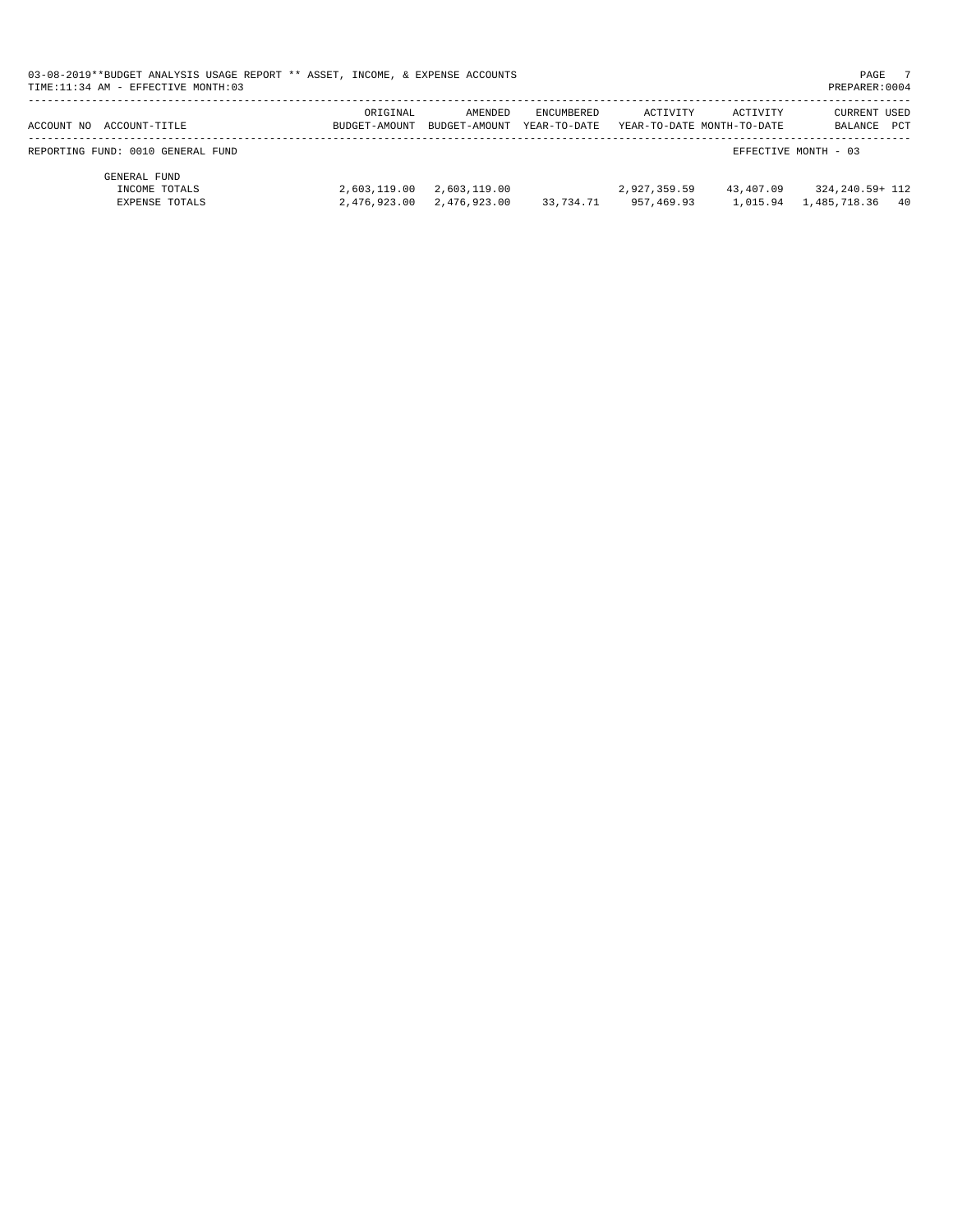03-08-2019**BUDGET ANALYSIS USAGE REPORT ** ASSET, INCOME, & EXPENSE ACCOUNTS

TIME:11:34 AM - EFFECTIVE MONTH:03

PREPARER:0004

| ACCOUNT NO | ACCOUNT-TITLE | ORIGINAL BUDGET-AMOUNT | AMENDED BUDGET-AMOUNT | ENCUMBERED YEAR-TO-DATE | ACTIVITY YEAR-TO-DATE | ACTIVITY MONTH-TO-DATE | CURRENT BALANCE | USED PCT |
|---|---|---|---|---|---|---|---|---|
| REPORTING FUND: 0010 GENERAL FUND | | | | | | | EFFECTIVE MONTH - 03 | |
| | GENERAL FUND | | | | | | | |
| | INCOME TOTALS | 2,603,119.00 | 2,603,119.00 | | 2,927,359.59 | 43,407.09 | 324,240.59+ | 112 |
| | EXPENSE TOTALS | 2,476,923.00 | 2,476,923.00 | 33,734.71 | 957,469.93 | 1,015.94 | 1,485,718.36 | 40 |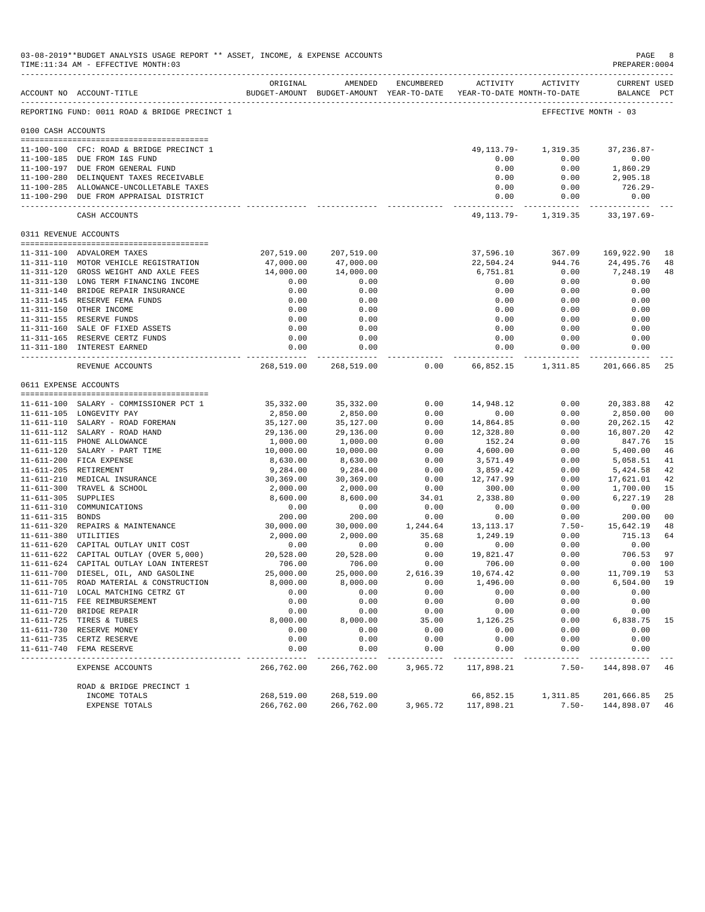03-08-2019**BUDGET ANALYSIS USAGE REPORT ** ASSET, INCOME, & EXPENSE ACCOUNTS

TIME:11:34 AM - EFFECTIVE MONTH:03

PREPARER:0004

REPORTING FUND: 0011 ROAD & BRIDGE PRECINCT 1 — EFFECTIVE MONTH - 03

| ACCOUNT NO | ACCOUNT-TITLE | ORIGINAL BUDGET-AMOUNT | AMENDED BUDGET-AMOUNT | ENCUMBERED YEAR-TO-DATE | ACTIVITY YEAR-TO-DATE | ACTIVITY MONTH-TO-DATE | CURRENT BALANCE | USED PCT |
|---|---|---|---|---|---|---|---|---|
| **0100 CASH ACCOUNTS** | | | | | | | | |
| 11-100-100 | CFC: ROAD & BRIDGE PRECINCT 1 | | | | 49,113.79- | 1,319.35 | 37,236.87- | |
| 11-100-185 | DUE FROM I&S FUND | | | | 0.00 | 0.00 | 0.00 | |
| 11-100-197 | DUE FROM GENERAL FUND | | | | 0.00 | 0.00 | 1,860.29 | |
| 11-100-280 | DELINQUENT TAXES RECEIVABLE | | | | 0.00 | 0.00 | 2,905.18 | |
| 11-100-285 | ALLOWANCE-UNCOLLETABLE TAXES | | | | 0.00 | 0.00 | 726.29- | |
| 11-100-290 | DUE FROM APPRAISAL DISTRICT | | | | 0.00 | 0.00 | 0.00 | |
| | CASH ACCOUNTS | | | | 49,113.79- | 1,319.35 | 33,197.69- | |
| **0311 REVENUE ACCOUNTS** | | | | | | | | |
| 11-311-100 | ADVALOREM TAXES | 207,519.00 | 207,519.00 | | 37,596.10 | 367.09 | 169,922.90 | 18 |
| 11-311-110 | MOTOR VEHICLE REGISTRATION | 47,000.00 | 47,000.00 | | 22,504.24 | 944.76 | 24,495.76 | 48 |
| 11-311-120 | GROSS WEIGHT AND AXLE FEES | 14,000.00 | 14,000.00 | | 6,751.81 | 0.00 | 7,248.19 | 48 |
| 11-311-130 | LONG TERM FINANCING INCOME | 0.00 | 0.00 | | 0.00 | 0.00 | 0.00 | |
| 11-311-140 | BRIDGE REPAIR INSURANCE | 0.00 | 0.00 | | 0.00 | 0.00 | 0.00 | |
| 11-311-145 | RESERVE FEMA FUNDS | 0.00 | 0.00 | | 0.00 | 0.00 | 0.00 | |
| 11-311-150 | OTHER INCOME | 0.00 | 0.00 | | 0.00 | 0.00 | 0.00 | |
| 11-311-155 | RESERVE FUNDS | 0.00 | 0.00 | | 0.00 | 0.00 | 0.00 | |
| 11-311-160 | SALE OF FIXED ASSETS | 0.00 | 0.00 | | 0.00 | 0.00 | 0.00 | |
| 11-311-165 | RESERVE CERTZ FUNDS | 0.00 | 0.00 | | 0.00 | 0.00 | 0.00 | |
| 11-311-180 | INTEREST EARNED | 0.00 | 0.00 | | 0.00 | 0.00 | 0.00 | |
| | REVENUE ACCOUNTS | 268,519.00 | 268,519.00 | 0.00 | 66,852.15 | 1,311.85 | 201,666.85 | 25 |
| **0611 EXPENSE ACCOUNTS** | | | | | | | | |
| 11-611-100 | SALARY - COMMISSIONER PCT 1 | 35,332.00 | 35,332.00 | 0.00 | 14,948.12 | 0.00 | 20,383.88 | 42 |
| 11-611-105 | LONGEVITY PAY | 2,850.00 | 2,850.00 | 0.00 | 0.00 | 0.00 | 2,850.00 | 00 |
| 11-611-110 | SALARY - ROAD FOREMAN | 35,127.00 | 35,127.00 | 0.00 | 14,864.85 | 0.00 | 20,262.15 | 42 |
| 11-611-112 | SALARY - ROAD HAND | 29,136.00 | 29,136.00 | 0.00 | 12,328.80 | 0.00 | 16,807.20 | 42 |
| 11-611-115 | PHONE ALLOWANCE | 1,000.00 | 1,000.00 | 0.00 | 152.24 | 0.00 | 847.76 | 15 |
| 11-611-120 | SALARY - PART TIME | 10,000.00 | 10,000.00 | 0.00 | 4,600.00 | 0.00 | 5,400.00 | 46 |
| 11-611-200 | FICA EXPENSE | 8,630.00 | 8,630.00 | 0.00 | 3,571.49 | 0.00 | 5,058.51 | 41 |
| 11-611-205 | RETIREMENT | 9,284.00 | 9,284.00 | 0.00 | 3,859.42 | 0.00 | 5,424.58 | 42 |
| 11-611-210 | MEDICAL INSURANCE | 30,369.00 | 30,369.00 | 0.00 | 12,747.99 | 0.00 | 17,621.01 | 42 |
| 11-611-300 | TRAVEL & SCHOOL | 2,000.00 | 2,000.00 | 0.00 | 300.00 | 0.00 | 1,700.00 | 15 |
| 11-611-305 | SUPPLIES | 8,600.00 | 8,600.00 | 34.01 | 2,338.80 | 0.00 | 6,227.19 | 28 |
| 11-611-310 | COMMUNICATIONS | 0.00 | 0.00 | 0.00 | 0.00 | 0.00 | 0.00 | |
| 11-611-315 | BONDS | 200.00 | 200.00 | 0.00 | 0.00 | 0.00 | 200.00 | 00 |
| 11-611-320 | REPAIRS & MAINTENANCE | 30,000.00 | 30,000.00 | 1,244.64 | 13,113.17 | 7.50- | 15,642.19 | 48 |
| 11-611-380 | UTILITIES | 2,000.00 | 2,000.00 | 35.68 | 1,249.19 | 0.00 | 715.13 | 64 |
| 11-611-620 | CAPITAL OUTLAY UNIT COST | 0.00 | 0.00 | 0.00 | 0.00 | 0.00 | 0.00 | |
| 11-611-622 | CAPITAL OUTLAY (OVER 5,000) | 20,528.00 | 20,528.00 | 0.00 | 19,821.47 | 0.00 | 706.53 | 97 |
| 11-611-624 | CAPITAL OUTLAY LOAN INTEREST | 706.00 | 706.00 | 0.00 | 706.00 | 0.00 | 0.00 | 100 |
| 11-611-700 | DIESEL, OIL, AND GASOLINE | 25,000.00 | 25,000.00 | 2,616.39 | 10,674.42 | 0.00 | 11,709.19 | 53 |
| 11-611-705 | ROAD MATERIAL & CONSTRUCTION | 8,000.00 | 8,000.00 | 0.00 | 1,496.00 | 0.00 | 6,504.00 | 19 |
| 11-611-710 | LOCAL MATCHING CETRZ GT | 0.00 | 0.00 | 0.00 | 0.00 | 0.00 | 0.00 | |
| 11-611-715 | FEE REIMBURSEMENT | 0.00 | 0.00 | 0.00 | 0.00 | 0.00 | 0.00 | |
| 11-611-720 | BRIDGE REPAIR | 0.00 | 0.00 | 0.00 | 0.00 | 0.00 | 0.00 | |
| 11-611-725 | TIRES & TUBES | 8,000.00 | 8,000.00 | 35.00 | 1,126.25 | 0.00 | 6,838.75 | 15 |
| 11-611-730 | RESERVE MONEY | 0.00 | 0.00 | 0.00 | 0.00 | 0.00 | 0.00 | |
| 11-611-735 | CERTZ RESERVE | 0.00 | 0.00 | 0.00 | 0.00 | 0.00 | 0.00 | |
| 11-611-740 | FEMA RESERVE | 0.00 | 0.00 | 0.00 | 0.00 | 0.00 | 0.00 | |
| | EXPENSE ACCOUNTS | 266,762.00 | 266,762.00 | 3,965.72 | 117,898.21 | 7.50- | 144,898.07 | 46 |
| | ROAD & BRIDGE PRECINCT 1 | | | | | | | |
| | INCOME TOTALS | 268,519.00 | 268,519.00 | | 66,852.15 | 1,311.85 | 201,666.85 | 25 |
| | EXPENSE TOTALS | 266,762.00 | 266,762.00 | 3,965.72 | 117,898.21 | 7.50- | 144,898.07 | 46 |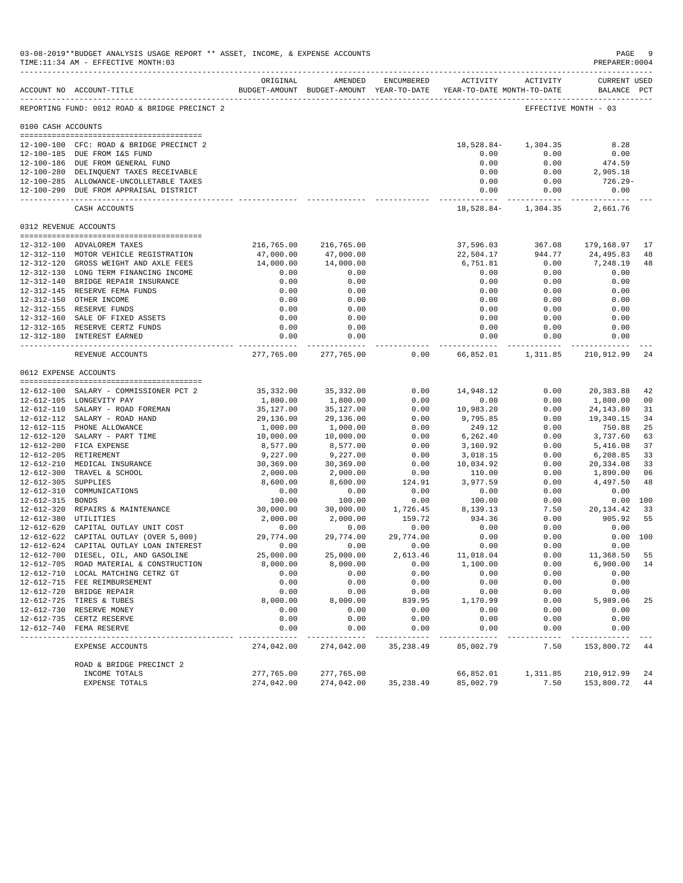03-08-2019**BUDGET ANALYSIS USAGE REPORT ** ASSET, INCOME, & EXPENSE ACCOUNTS

TIME:11:34 AM - EFFECTIVE MONTH:03

PREPARER:0004

| ACCOUNT NO | ACCOUNT-TITLE | ORIGINAL BUDGET-AMOUNT | AMENDED BUDGET-AMOUNT | ENCUMBERED YEAR-TO-DATE | ACTIVITY YEAR-TO-DATE | ACTIVITY MONTH-TO-DATE | CURRENT BALANCE | USED PCT |
|---|---|---|---|---|---|---|---|---|
| REPORTING FUND: 0012 ROAD & BRIDGE PRECINCT 2 | | | | | | | EFFECTIVE MONTH - 03 | |
| 0100 CASH ACCOUNTS | | | | | | | | |
| 12-100-100 | CFC: ROAD & BRIDGE PRECINCT 2 | | | | 18,528.84- | 1,304.35 | 8.28 | |
| 12-100-185 | DUE FROM I&S FUND | | | | 0.00 | 0.00 | 0.00 | |
| 12-100-186 | DUE FROM GENERAL FUND | | | | 0.00 | 0.00 | 474.59 | |
| 12-100-280 | DELINQUENT TAXES RECEIVABLE | | | | 0.00 | 0.00 | 2,905.18 | |
| 12-100-285 | ALLOWANCE-UNCOLLETABLE TAXES | | | | 0.00 | 0.00 | 726.29- | |
| 12-100-290 | DUE FROM APPRAISAL DISTRICT | | | | 0.00 | 0.00 | 0.00 | |
| | CASH ACCOUNTS | | | | 18,528.84- | 1,304.35 | 2,661.76 | |
| 0312 REVENUE ACCOUNTS | | | | | | | | |
| 12-312-100 | ADVALOREM TAXES | 216,765.00 | 216,765.00 | | 37,596.03 | 367.08 | 179,168.97 | 17 |
| 12-312-110 | MOTOR VEHICLE REGISTRATION | 47,000.00 | 47,000.00 | | 22,504.17 | 944.77 | 24,495.83 | 48 |
| 12-312-120 | GROSS WEIGHT AND AXLE FEES | 14,000.00 | 14,000.00 | | 6,751.81 | 0.00 | 7,248.19 | 48 |
| 12-312-130 | LONG TERM FINANCING INCOME | 0.00 | 0.00 | | 0.00 | 0.00 | 0.00 | |
| 12-312-140 | BRIDGE REPAIR INSURANCE | 0.00 | 0.00 | | 0.00 | 0.00 | 0.00 | |
| 12-312-145 | RESERVE FEMA FUNDS | 0.00 | 0.00 | | 0.00 | 0.00 | 0.00 | |
| 12-312-150 | OTHER INCOME | 0.00 | 0.00 | | 0.00 | 0.00 | 0.00 | |
| 12-312-155 | RESERVE FUNDS | 0.00 | 0.00 | | 0.00 | 0.00 | 0.00 | |
| 12-312-160 | SALE OF FIXED ASSETS | 0.00 | 0.00 | | 0.00 | 0.00 | 0.00 | |
| 12-312-165 | RESERVE CERTZ FUNDS | 0.00 | 0.00 | | 0.00 | 0.00 | 0.00 | |
| 12-312-180 | INTEREST EARNED | 0.00 | 0.00 | | 0.00 | 0.00 | 0.00 | |
| | REVENUE ACCOUNTS | 277,765.00 | 277,765.00 | 0.00 | 66,852.01 | 1,311.85 | 210,912.99 | 24 |
| 0612 EXPENSE ACCOUNTS | | | | | | | | |
| 12-612-100 | SALARY - COMMISSIONER PCT 2 | 35,332.00 | 35,332.00 | 0.00 | 14,948.12 | 0.00 | 20,383.88 | 42 |
| 12-612-105 | LONGEVITY PAY | 1,800.00 | 1,800.00 | 0.00 | 0.00 | 0.00 | 1,800.00 | 00 |
| 12-612-110 | SALARY - ROAD FOREMAN | 35,127.00 | 35,127.00 | 0.00 | 10,983.20 | 0.00 | 24,143.80 | 31 |
| 12-612-112 | SALARY - ROAD HAND | 29,136.00 | 29,136.00 | 0.00 | 9,795.85 | 0.00 | 19,340.15 | 34 |
| 12-612-115 | PHONE ALLOWANCE | 1,000.00 | 1,000.00 | 0.00 | 249.12 | 0.00 | 750.88 | 25 |
| 12-612-120 | SALARY - PART TIME | 10,000.00 | 10,000.00 | 0.00 | 6,262.40 | 0.00 | 3,737.60 | 63 |
| 12-612-200 | FICA EXPENSE | 8,577.00 | 8,577.00 | 0.00 | 3,160.92 | 0.00 | 5,416.08 | 37 |
| 12-612-205 | RETIREMENT | 9,227.00 | 9,227.00 | 0.00 | 3,018.15 | 0.00 | 6,208.85 | 33 |
| 12-612-210 | MEDICAL INSURANCE | 30,369.00 | 30,369.00 | 0.00 | 10,034.92 | 0.00 | 20,334.08 | 33 |
| 12-612-300 | TRAVEL & SCHOOL | 2,000.00 | 2,000.00 | 0.00 | 110.00 | 0.00 | 1,890.00 | 06 |
| 12-612-305 | SUPPLIES | 8,600.00 | 8,600.00 | 124.91 | 3,977.59 | 0.00 | 4,497.50 | 48 |
| 12-612-310 | COMMUNICATIONS | 0.00 | 0.00 | 0.00 | 0.00 | 0.00 | 0.00 | |
| 12-612-315 | BONDS | 100.00 | 100.00 | 0.00 | 100.00 | 0.00 | 0.00 | 100 |
| 12-612-320 | REPAIRS & MAINTENANCE | 30,000.00 | 30,000.00 | 1,726.45 | 8,139.13 | 7.50 | 20,134.42 | 33 |
| 12-612-380 | UTILITIES | 2,000.00 | 2,000.00 | 159.72 | 934.36 | 0.00 | 905.92 | 55 |
| 12-612-620 | CAPITAL OUTLAY UNIT COST | 0.00 | 0.00 | 0.00 | 0.00 | 0.00 | 0.00 | |
| 12-612-622 | CAPITAL OUTLAY (OVER 5,000) | 29,774.00 | 29,774.00 | 29,774.00 | 0.00 | 0.00 | 0.00 | 100 |
| 12-612-624 | CAPITAL OUTLAY LOAN INTEREST | 0.00 | 0.00 | 0.00 | 0.00 | 0.00 | 0.00 | |
| 12-612-700 | DIESEL, OIL, AND GASOLINE | 25,000.00 | 25,000.00 | 2,613.46 | 11,018.04 | 0.00 | 11,368.50 | 55 |
| 12-612-705 | ROAD MATERIAL & CONSTRUCTION | 8,000.00 | 8,000.00 | 0.00 | 1,100.00 | 0.00 | 6,900.00 | 14 |
| 12-612-710 | LOCAL MATCHING CETRZ GT | 0.00 | 0.00 | 0.00 | 0.00 | 0.00 | 0.00 | |
| 12-612-715 | FEE REIMBURSEMENT | 0.00 | 0.00 | 0.00 | 0.00 | 0.00 | 0.00 | |
| 12-612-720 | BRIDGE REPAIR | 0.00 | 0.00 | 0.00 | 0.00 | 0.00 | 0.00 | |
| 12-612-725 | TIRES & TUBES | 8,000.00 | 8,000.00 | 839.95 | 1,170.99 | 0.00 | 5,989.06 | 25 |
| 12-612-730 | RESERVE MONEY | 0.00 | 0.00 | 0.00 | 0.00 | 0.00 | 0.00 | |
| 12-612-735 | CERTZ RESERVE | 0.00 | 0.00 | 0.00 | 0.00 | 0.00 | 0.00 | |
| 12-612-740 | FEMA RESERVE | 0.00 | 0.00 | 0.00 | 0.00 | 0.00 | 0.00 | |
| | EXPENSE ACCOUNTS | 274,042.00 | 274,042.00 | 35,238.49 | 85,002.79 | 7.50 | 153,800.72 | 44 |
| | ROAD & BRIDGE PRECINCT 2 | | | | | | | |
| | INCOME TOTALS | 277,765.00 | 277,765.00 | | 66,852.01 | 1,311.85 | 210,912.99 | 24 |
| | EXPENSE TOTALS | 274,042.00 | 274,042.00 | 35,238.49 | 85,002.79 | 7.50 | 153,800.72 | 44 |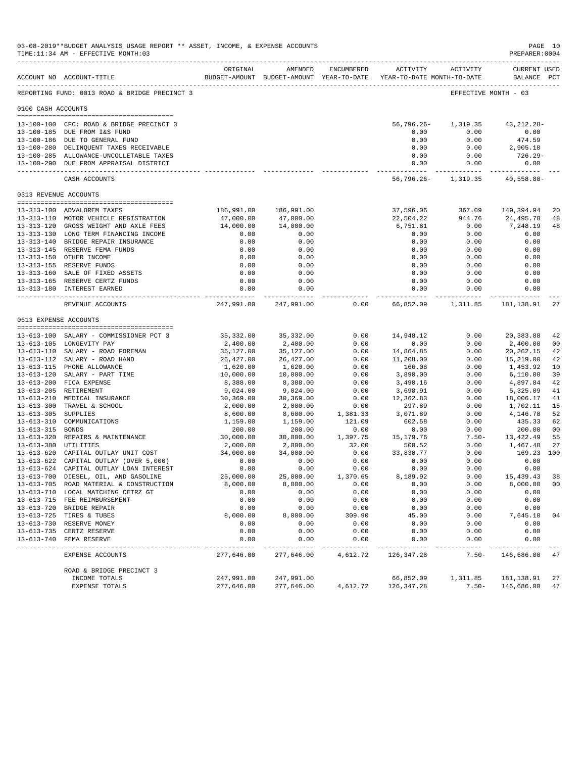03-08-2019**BUDGET ANALYSIS USAGE REPORT ** ASSET, INCOME, & EXPENSE ACCOUNTS
TIME:11:34 AM - EFFECTIVE MONTH:03

PREPARER:0004

| ACCOUNT NO | ACCOUNT-TITLE | ORIGINAL BUDGET-AMOUNT | AMENDED BUDGET-AMOUNT | ENCUMBERED YEAR-TO-DATE | ACTIVITY YEAR-TO-DATE | ACTIVITY MONTH-TO-DATE | CURRENT USED BALANCE | PCT |
|---|---|---|---|---|---|---|---|---|
| REPORTING FUND: 0013 ROAD & BRIDGE PRECINCT 3 | | | | | | | EFFECTIVE MONTH - 03 | |
| 0100 CASH ACCOUNTS | | | | | | | | |
| 13-100-100 | CFC: ROAD & BRIDGE PRECINCT 3 | | | | 56,796.26- | 1,319.35 | 43,212.28- | |
| 13-100-185 | DUE FROM I&S FUND | | | | 0.00 | 0.00 | 0.00 | |
| 13-100-186 | DUE TO GENERAL FUND | | | | 0.00 | 0.00 | 474.59 | |
| 13-100-280 | DELINQUENT TAXES RECEIVABLE | | | | 0.00 | 0.00 | 2,905.18 | |
| 13-100-285 | ALLOWANCE-UNCOLLETABLE TAXES | | | | 0.00 | 0.00 | 726.29- | |
| 13-100-290 | DUE FROM APPRAISAL DISTRICT | | | | 0.00 | 0.00 | 0.00 | |
| | CASH ACCOUNTS | | | | 56,796.26- | 1,319.35 | 40,558.80- | |
| 0313 REVENUE ACCOUNTS | | | | | | | | |
| 13-313-100 | ADVALOREM TAXES | 186,991.00 | 186,991.00 | | 37,596.06 | 367.09 | 149,394.94 | 20 |
| 13-313-110 | MOTOR VEHICLE REGISTRATION | 47,000.00 | 47,000.00 | | 22,504.22 | 944.76 | 24,495.78 | 48 |
| 13-313-120 | GROSS WEIGHT AND AXLE FEES | 14,000.00 | 14,000.00 | | 6,751.81 | 0.00 | 7,248.19 | 48 |
| 13-313-130 | LONG TERM FINANCING INCOME | 0.00 | 0.00 | | 0.00 | 0.00 | 0.00 | |
| 13-313-140 | BRIDGE REPAIR INSURANCE | 0.00 | 0.00 | | 0.00 | 0.00 | 0.00 | |
| 13-313-145 | RESERVE FEMA FUNDS | 0.00 | 0.00 | | 0.00 | 0.00 | 0.00 | |
| 13-313-150 | OTHER INCOME | 0.00 | 0.00 | | 0.00 | 0.00 | 0.00 | |
| 13-313-155 | RESERVE FUNDS | 0.00 | 0.00 | | 0.00 | 0.00 | 0.00 | |
| 13-313-160 | SALE OF FIXED ASSETS | 0.00 | 0.00 | | 0.00 | 0.00 | 0.00 | |
| 13-313-165 | RESERVE CERTZ FUNDS | 0.00 | 0.00 | | 0.00 | 0.00 | 0.00 | |
| 13-313-180 | INTEREST EARNED | 0.00 | 0.00 | | 0.00 | 0.00 | 0.00 | |
| | REVENUE ACCOUNTS | 247,991.00 | 247,991.00 | 0.00 | 66,852.09 | 1,311.85 | 181,138.91 | 27 |
| 0613 EXPENSE ACCOUNTS | | | | | | | | |
| 13-613-100 | SALARY - COMMISSIONER PCT 3 | 35,332.00 | 35,332.00 | 0.00 | 14,948.12 | 0.00 | 20,383.88 | 42 |
| 13-613-105 | LONGEVITY PAY | 2,400.00 | 2,400.00 | 0.00 | 0.00 | 0.00 | 2,400.00 | 00 |
| 13-613-110 | SALARY - ROAD FOREMAN | 35,127.00 | 35,127.00 | 0.00 | 14,864.85 | 0.00 | 20,262.15 | 42 |
| 13-613-112 | SALARY - ROAD HAND | 26,427.00 | 26,427.00 | 0.00 | 11,208.00 | 0.00 | 15,219.00 | 42 |
| 13-613-115 | PHONE ALLOWANCE | 1,620.00 | 1,620.00 | 0.00 | 166.08 | 0.00 | 1,453.92 | 10 |
| 13-613-120 | SALARY - PART TIME | 10,000.00 | 10,000.00 | 0.00 | 3,890.00 | 0.00 | 6,110.00 | 39 |
| 13-613-200 | FICA EXPENSE | 8,388.00 | 8,388.00 | 0.00 | 3,490.16 | 0.00 | 4,897.84 | 42 |
| 13-613-205 | RETIREMENT | 9,024.00 | 9,024.00 | 0.00 | 3,698.91 | 0.00 | 5,325.09 | 41 |
| 13-613-210 | MEDICAL INSURANCE | 30,369.00 | 30,369.00 | 0.00 | 12,362.83 | 0.00 | 18,006.17 | 41 |
| 13-613-300 | TRAVEL & SCHOOL | 2,000.00 | 2,000.00 | 0.00 | 297.89 | 0.00 | 1,702.11 | 15 |
| 13-613-305 | SUPPLIES | 8,600.00 | 8,600.00 | 1,381.33 | 3,071.89 | 0.00 | 4,146.78 | 52 |
| 13-613-310 | COMMUNICATIONS | 1,159.00 | 1,159.00 | 121.09 | 602.58 | 0.00 | 435.33 | 62 |
| 13-613-315 | BONDS | 200.00 | 200.00 | 0.00 | 0.00 | 0.00 | 200.00 | 00 |
| 13-613-320 | REPAIRS & MAINTENANCE | 30,000.00 | 30,000.00 | 1,397.75 | 15,179.76 | 7.50- | 13,422.49 | 55 |
| 13-613-380 | UTILITIES | 2,000.00 | 2,000.00 | 32.00 | 500.52 | 0.00 | 1,467.48 | 27 |
| 13-613-620 | CAPITAL OUTLAY UNIT COST | 34,000.00 | 34,000.00 | 0.00 | 33,830.77 | 0.00 | 169.23 | 100 |
| 13-613-622 | CAPITAL OUTLAY (OVER 5,000) | 0.00 | 0.00 | 0.00 | 0.00 | 0.00 | 0.00 | |
| 13-613-624 | CAPITAL OUTLAY LOAN INTEREST | 0.00 | 0.00 | 0.00 | 0.00 | 0.00 | 0.00 | |
| 13-613-700 | DIESEL, OIL, AND GASOLINE | 25,000.00 | 25,000.00 | 1,370.65 | 8,189.92 | 0.00 | 15,439.43 | 38 |
| 13-613-705 | ROAD MATERIAL & CONSTRUCTION | 8,000.00 | 8,000.00 | 0.00 | 0.00 | 0.00 | 8,000.00 | 00 |
| 13-613-710 | LOCAL MATCHING CETRZ GT | 0.00 | 0.00 | 0.00 | 0.00 | 0.00 | 0.00 | |
| 13-613-715 | FEE REIMBURSEMENT | 0.00 | 0.00 | 0.00 | 0.00 | 0.00 | 0.00 | |
| 13-613-720 | BRIDGE REPAIR | 0.00 | 0.00 | 0.00 | 0.00 | 0.00 | 0.00 | |
| 13-613-725 | TIRES & TUBES | 8,000.00 | 8,000.00 | 309.90 | 45.00 | 0.00 | 7,645.10 | 04 |
| 13-613-730 | RESERVE MONEY | 0.00 | 0.00 | 0.00 | 0.00 | 0.00 | 0.00 | |
| 13-613-735 | CERTZ RESERVE | 0.00 | 0.00 | 0.00 | 0.00 | 0.00 | 0.00 | |
| 13-613-740 | FEMA RESERVE | 0.00 | 0.00 | 0.00 | 0.00 | 0.00 | 0.00 | |
| | EXPENSE ACCOUNTS | 277,646.00 | 277,646.00 | 4,612.72 | 126,347.28 | 7.50- | 146,686.00 | 47 |
| | ROAD & BRIDGE PRECINCT 3 | | | | | | | |
| | INCOME TOTALS | 247,991.00 | 247,991.00 | | 66,852.09 | 1,311.85 | 181,138.91 | 27 |
| | EXPENSE TOTALS | 277,646.00 | 277,646.00 | 4,612.72 | 126,347.28 | 7.50- | 146,686.00 | 47 |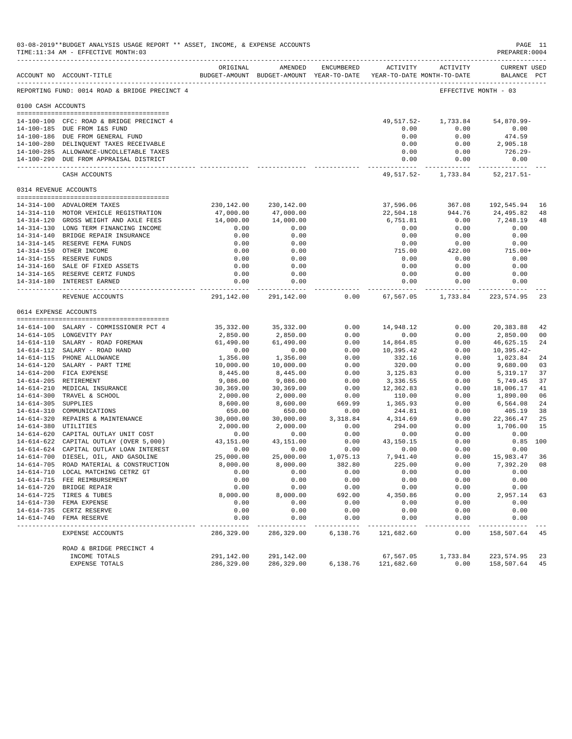03-08-2019**BUDGET ANALYSIS USAGE REPORT ** ASSET, INCOME, & EXPENSE ACCOUNTS
TIME:11:34 AM - EFFECTIVE MONTH:03
PREPARER:0004

REPORTING FUND: 0014 ROAD & BRIDGE PRECINCT 4 — EFFECTIVE MONTH - 03

| ACCOUNT NO | ACCOUNT-TITLE | ORIGINAL BUDGET-AMOUNT | AMENDED BUDGET-AMOUNT | ENCUMBERED YEAR-TO-DATE | ACTIVITY YEAR-TO-DATE | ACTIVITY MONTH-TO-DATE | CURRENT BALANCE | USED PCT |
|---|---|---|---|---|---|---|---|---|
| **0100 CASH ACCOUNTS** | | | | | | | | |
| 14-100-100 | CFC: ROAD & BRIDGE PRECINCT 4 | | | | 49,517.52- | 1,733.84 | 54,870.99- | |
| 14-100-185 | DUE FROM I&S FUND | | | | 0.00 | 0.00 | 0.00 | |
| 14-100-186 | DUE FROM GENERAL FUND | | | | 0.00 | 0.00 | 474.59 | |
| 14-100-280 | DELINQUENT TAXES RECEIVABLE | | | | 0.00 | 0.00 | 2,905.18 | |
| 14-100-285 | ALLOWANCE-UNCOLLETABLE TAXES | | | | 0.00 | 0.00 | 726.29- | |
| 14-100-290 | DUE FROM APPRAISAL DISTRICT | | | | 0.00 | 0.00 | 0.00 | |
| | CASH ACCOUNTS | | | | 49,517.52- | 1,733.84 | 52,217.51- | |
| **0314 REVENUE ACCOUNTS** | | | | | | | | |
| 14-314-100 | ADVALOREM TAXES | 230,142.00 | 230,142.00 | | 37,596.06 | 367.08 | 192,545.94 | 16 |
| 14-314-110 | MOTOR VEHICLE REGISTRATION | 47,000.00 | 47,000.00 | | 22,504.18 | 944.76 | 24,495.82 | 48 |
| 14-314-120 | GROSS WEIGHT AND AXLE FEES | 14,000.00 | 14,000.00 | | 6,751.81 | 0.00 | 7,248.19 | 48 |
| 14-314-130 | LONG TERM FINANCING INCOME | 0.00 | 0.00 | | 0.00 | 0.00 | 0.00 | |
| 14-314-140 | BRIDGE REPAIR INSURANCE | 0.00 | 0.00 | | 0.00 | 0.00 | 0.00 | |
| 14-314-145 | RESERVE FEMA FUNDS | 0.00 | 0.00 | | 0.00 | 0.00 | 0.00 | |
| 14-314-150 | OTHER INCOME | 0.00 | 0.00 | | 715.00 | 422.00 | 715.00+ | |
| 14-314-155 | RESERVE FUNDS | 0.00 | 0.00 | | 0.00 | 0.00 | 0.00 | |
| 14-314-160 | SALE OF FIXED ASSETS | 0.00 | 0.00 | | 0.00 | 0.00 | 0.00 | |
| 14-314-165 | RESERVE CERTZ FUNDS | 0.00 | 0.00 | | 0.00 | 0.00 | 0.00 | |
| 14-314-180 | INTEREST EARNED | 0.00 | 0.00 | | 0.00 | 0.00 | 0.00 | |
| | REVENUE ACCOUNTS | 291,142.00 | 291,142.00 | 0.00 | 67,567.05 | 1,733.84 | 223,574.95 | 23 |
| **0614 EXPENSE ACCOUNTS** | | | | | | | | |
| 14-614-100 | SALARY - COMMISSIONER PCT 4 | 35,332.00 | 35,332.00 | 0.00 | 14,948.12 | 0.00 | 20,383.88 | 42 |
| 14-614-105 | LONGEVITY PAY | 2,850.00 | 2,850.00 | 0.00 | 0.00 | 0.00 | 2,850.00 | 00 |
| 14-614-110 | SALARY - ROAD FOREMAN | 61,490.00 | 61,490.00 | 0.00 | 14,864.85 | 0.00 | 46,625.15 | 24 |
| 14-614-112 | SALARY - ROAD HAND | 0.00 | 0.00 | 0.00 | 10,395.42 | 0.00 | 10,395.42- | |
| 14-614-115 | PHONE ALLOWANCE | 1,356.00 | 1,356.00 | 0.00 | 332.16 | 0.00 | 1,023.84 | 24 |
| 14-614-120 | SALARY - PART TIME | 10,000.00 | 10,000.00 | 0.00 | 320.00 | 0.00 | 9,680.00 | 03 |
| 14-614-200 | FICA EXPENSE | 8,445.00 | 8,445.00 | 0.00 | 3,125.83 | 0.00 | 5,319.17 | 37 |
| 14-614-205 | RETIREMENT | 9,086.00 | 9,086.00 | 0.00 | 3,336.55 | 0.00 | 5,749.45 | 37 |
| 14-614-210 | MEDICAL INSURANCE | 30,369.00 | 30,369.00 | 0.00 | 12,362.83 | 0.00 | 18,006.17 | 41 |
| 14-614-300 | TRAVEL & SCHOOL | 2,000.00 | 2,000.00 | 0.00 | 110.00 | 0.00 | 1,890.00 | 06 |
| 14-614-305 | SUPPLIES | 8,600.00 | 8,600.00 | 669.99 | 1,365.93 | 0.00 | 6,564.08 | 24 |
| 14-614-310 | COMMUNICATIONS | 650.00 | 650.00 | 0.00 | 244.81 | 0.00 | 405.19 | 38 |
| 14-614-320 | REPAIRS & MAINTENANCE | 30,000.00 | 30,000.00 | 3,318.84 | 4,314.69 | 0.00 | 22,366.47 | 25 |
| 14-614-380 | UTILITIES | 2,000.00 | 2,000.00 | 0.00 | 294.00 | 0.00 | 1,706.00 | 15 |
| 14-614-620 | CAPITAL OUTLAY UNIT COST | 0.00 | 0.00 | 0.00 | 0.00 | 0.00 | 0.00 | |
| 14-614-622 | CAPITAL OUTLAY (OVER 5,000) | 43,151.00 | 43,151.00 | 0.00 | 43,150.15 | 0.00 | 0.85 | 100 |
| 14-614-624 | CAPITAL OUTLAY LOAN INTEREST | 0.00 | 0.00 | 0.00 | 0.00 | 0.00 | 0.00 | |
| 14-614-700 | DIESEL, OIL, AND GASOLINE | 25,000.00 | 25,000.00 | 1,075.13 | 7,941.40 | 0.00 | 15,983.47 | 36 |
| 14-614-705 | ROAD MATERIAL & CONSTRUCTION | 8,000.00 | 8,000.00 | 382.80 | 225.00 | 0.00 | 7,392.20 | 08 |
| 14-614-710 | LOCAL MATCHING CETRZ GT | 0.00 | 0.00 | 0.00 | 0.00 | 0.00 | 0.00 | |
| 14-614-715 | FEE REIMBURSEMENT | 0.00 | 0.00 | 0.00 | 0.00 | 0.00 | 0.00 | |
| 14-614-720 | BRIDGE REPAIR | 0.00 | 0.00 | 0.00 | 0.00 | 0.00 | 0.00 | |
| 14-614-725 | TIRES & TUBES | 8,000.00 | 8,000.00 | 692.00 | 4,350.86 | 0.00 | 2,957.14 | 63 |
| 14-614-730 | FEMA EXPENSE | 0.00 | 0.00 | 0.00 | 0.00 | 0.00 | 0.00 | |
| 14-614-735 | CERTZ RESERVE | 0.00 | 0.00 | 0.00 | 0.00 | 0.00 | 0.00 | |
| 14-614-740 | FEMA RESERVE | 0.00 | 0.00 | 0.00 | 0.00 | 0.00 | 0.00 | |
| | EXPENSE ACCOUNTS | 286,329.00 | 286,329.00 | 6,138.76 | 121,682.60 | 0.00 | 158,507.64 | 45 |
| | ROAD & BRIDGE PRECINCT 4 | | | | | | | |
| | INCOME TOTALS | 291,142.00 | 291,142.00 | | 67,567.05 | 1,733.84 | 223,574.95 | 23 |
| | EXPENSE TOTALS | 286,329.00 | 286,329.00 | 6,138.76 | 121,682.60 | 0.00 | 158,507.64 | 45 |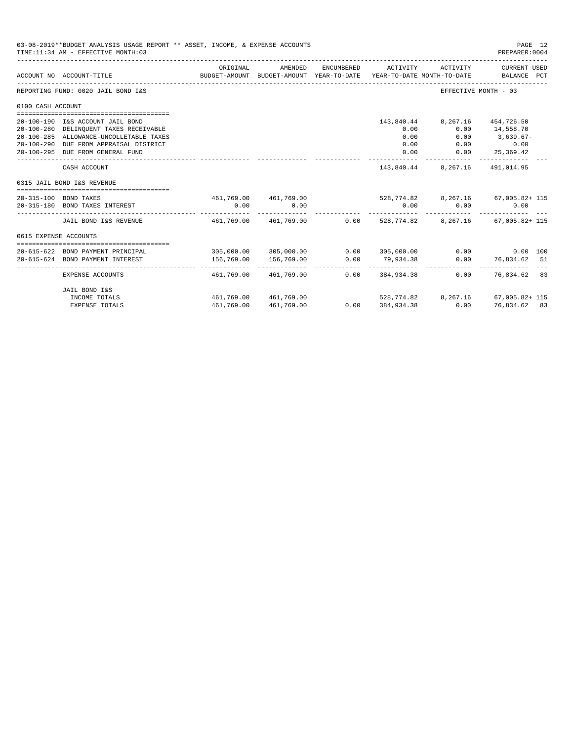03-08-2019**BUDGET ANALYSIS USAGE REPORT ** ASSET, INCOME, & EXPENSE ACCOUNTS

TIME:11:34 AM - EFFECTIVE MONTH:03

PREPARER:0004

| ACCOUNT NO | ACCOUNT-TITLE | ORIGINAL BUDGET-AMOUNT | AMENDED BUDGET-AMOUNT | ENCUMBERED YEAR-TO-DATE | ACTIVITY YEAR-TO-DATE | ACTIVITY MONTH-TO-DATE | CURRENT USED BALANCE | PCT |
|---|---|---|---|---|---|---|---|---|
| REPORTING FUND: 0020 JAIL BOND I&S | | | | | | EFFECTIVE MONTH - 03 | | |
| 0100 CASH ACCOUNT | | | | | | | | |
| 20-100-190 | I&S ACCOUNT JAIL BOND | | | | 143,840.44 | 8,267.16 | 454,726.50 | |
| 20-100-280 | DELINQUENT TAXES RECEIVABLE | | | | 0.00 | 0.00 | 14,558.70 | |
| 20-100-285 | ALLOWANCE-UNCOLLETABLE TAXES | | | | 0.00 | 0.00 | 3,639.67- | |
| 20-100-290 | DUE FROM APPRAISAL DISTRICT | | | | 0.00 | 0.00 | 0.00 | |
| 20-100-295 | DUE FROM GENERAL FUND | | | | 0.00 | 0.00 | 25,369.42 | |
| | CASH ACCOUNT | | | | 143,840.44 | 8,267.16 | 491,014.95 | |
| 0315 JAIL BOND I&S REVENUE | | | | | | | | |
| 20-315-100 | BOND TAXES | 461,769.00 | 461,769.00 | | 528,774.82 | 8,267.16 | 67,005.82+ | 115 |
| 20-315-180 | BOND TAXES INTEREST | 0.00 | 0.00 | | 0.00 | 0.00 | 0.00 | |
| | JAIL BOND I&S REVENUE | 461,769.00 | 461,769.00 | 0.00 | 528,774.82 | 8,267.16 | 67,005.82+ | 115 |
| 0615 EXPENSE ACCOUNTS | | | | | | | | |
| 20-615-622 | BOND PAYMENT PRINCIPAL | 305,000.00 | 305,000.00 | 0.00 | 305,000.00 | 0.00 | 0.00 | 100 |
| 20-615-624 | BOND PAYMENT INTEREST | 156,769.00 | 156,769.00 | 0.00 | 79,934.38 | 0.00 | 76,834.62 | 51 |
| | EXPENSE ACCOUNTS | 461,769.00 | 461,769.00 | 0.00 | 384,934.38 | 0.00 | 76,834.62 | 83 |
| | JAIL BOND I&S | | | | | | | |
| | INCOME TOTALS | 461,769.00 | 461,769.00 | | 528,774.82 | 8,267.16 | 67,005.82+ | 115 |
| | EXPENSE TOTALS | 461,769.00 | 461,769.00 | 0.00 | 384,934.38 | 0.00 | 76,834.62 | 83 |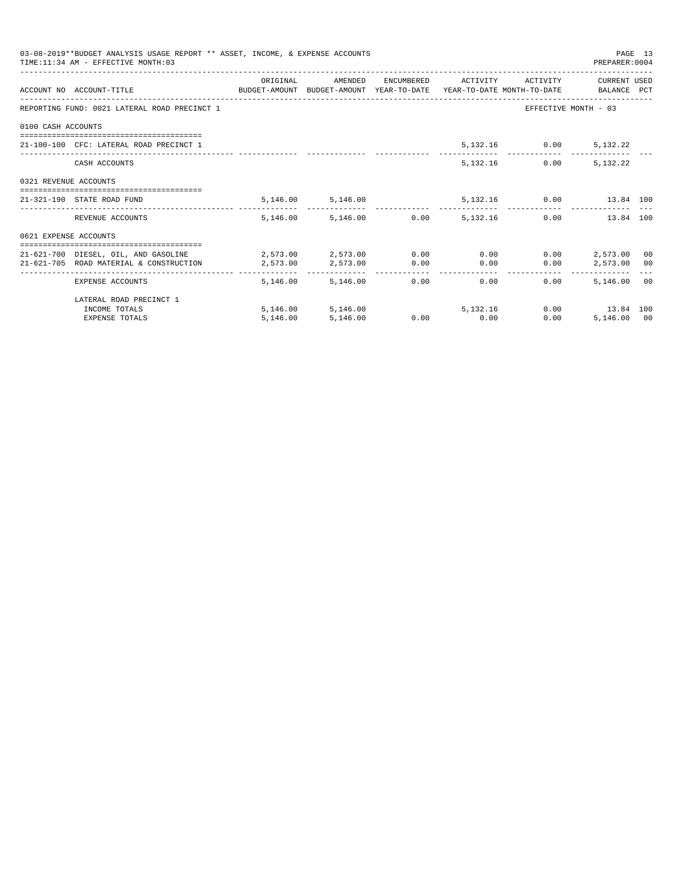03-08-2019**BUDGET ANALYSIS USAGE REPORT ** ASSET, INCOME, & EXPENSE ACCOUNTS

TIME:11:34 AM - EFFECTIVE MONTH:03

PREPARER:0004

| ACCOUNT NO | ACCOUNT-TITLE | ORIGINAL BUDGET-AMOUNT | AMENDED BUDGET-AMOUNT | ENCUMBERED YEAR-TO-DATE | ACTIVITY YEAR-TO-DATE | ACTIVITY MONTH-TO-DATE | CURRENT BALANCE | USED PCT |
|---|---|---|---|---|---|---|---|---|
| REPORTING FUND: 0021 LATERAL ROAD PRECINCT 1 | | | | | | EFFECTIVE MONTH - 03 | | |
| 0100 CASH ACCOUNTS | | | | | | | | |
| 21-100-100 | CFC: LATERAL ROAD PRECINCT 1 | | | | 5,132.16 | 0.00 | 5,132.22 | |
| | CASH ACCOUNTS | | | | 5,132.16 | 0.00 | 5,132.22 | |
| 0321 REVENUE ACCOUNTS | | | | | | | | |
| 21-321-190 | STATE ROAD FUND | 5,146.00 | 5,146.00 | | 5,132.16 | 0.00 | 13.84 | 100 |
| | REVENUE ACCOUNTS | 5,146.00 | 5,146.00 | 0.00 | 5,132.16 | 0.00 | 13.84 | 100 |
| 0621 EXPENSE ACCOUNTS | | | | | | | | |
| 21-621-700 | DIESEL, OIL, AND GASOLINE | 2,573.00 | 2,573.00 | 0.00 | 0.00 | 0.00 | 2,573.00 | 00 |
| 21-621-705 | ROAD MATERIAL & CONSTRUCTION | 2,573.00 | 2,573.00 | 0.00 | 0.00 | 0.00 | 2,573.00 | 00 |
| | EXPENSE ACCOUNTS | 5,146.00 | 5,146.00 | 0.00 | 0.00 | 0.00 | 5,146.00 | 00 |
| | LATERAL ROAD PRECINCT 1 | | | | | | | |
| | INCOME TOTALS | 5,146.00 | 5,146.00 | | 5,132.16 | 0.00 | 13.84 | 100 |
| | EXPENSE TOTALS | 5,146.00 | 5,146.00 | 0.00 | 0.00 | 0.00 | 5,146.00 | 00 |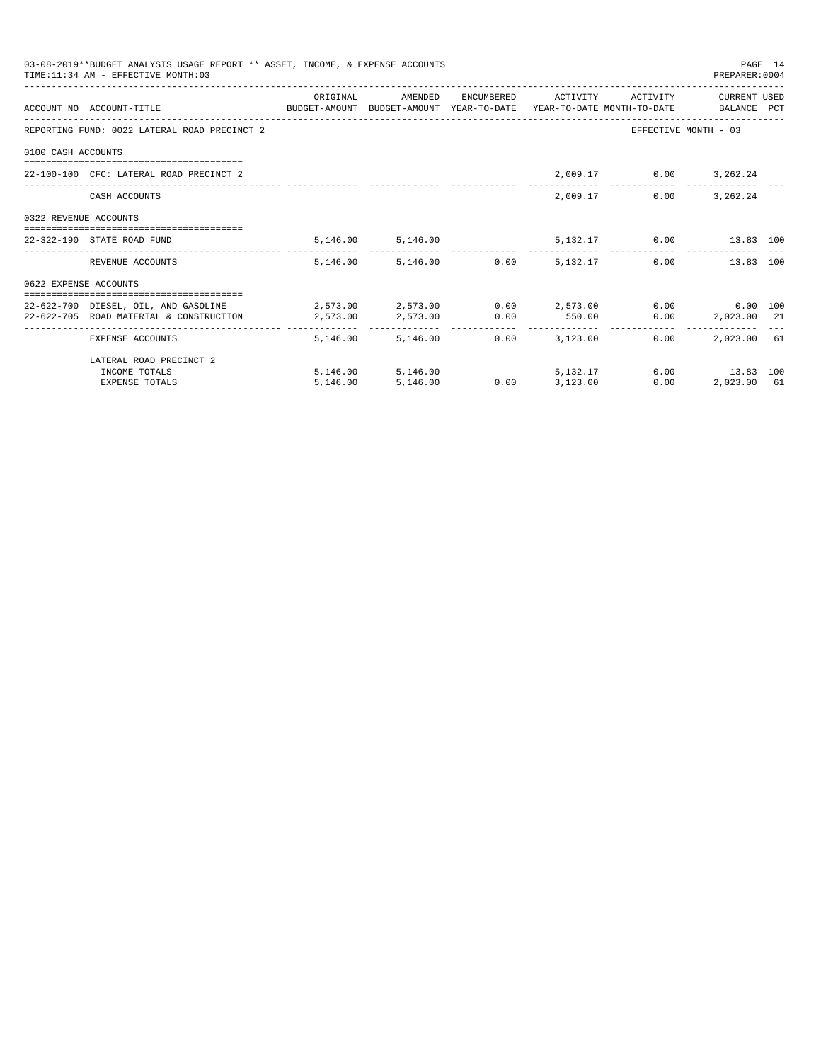03-08-2019**BUDGET ANALYSIS USAGE REPORT ** ASSET, INCOME, & EXPENSE ACCOUNTS
TIME:11:34 AM - EFFECTIVE MONTH:03
PREPARER:0004

| ACCOUNT NO | ACCOUNT-TITLE | ORIGINAL BUDGET-AMOUNT | AMENDED BUDGET-AMOUNT | ENCUMBERED YEAR-TO-DATE | ACTIVITY YEAR-TO-DATE | ACTIVITY MONTH-TO-DATE | CURRENT USED BALANCE | PCT |
|---|---|---|---|---|---|---|---|---|
| REPORTING FUND: 0022 LATERAL ROAD PRECINCT 2 | | | | | | EFFECTIVE MONTH - 03 | | |
| 0100 CASH ACCOUNTS | | | | | | | | |
| 22-100-100 | CFC: LATERAL ROAD PRECINCT 2 | | | | 2,009.17 | 0.00 | 3,262.24 | |
| | CASH ACCOUNTS | | | | 2,009.17 | 0.00 | 3,262.24 | |
| 0322 REVENUE ACCOUNTS | | | | | | | | |
| 22-322-190 | STATE ROAD FUND | 5,146.00 | 5,146.00 | | 5,132.17 | 0.00 | 13.83 | 100 |
| | REVENUE ACCOUNTS | 5,146.00 | 5,146.00 | 0.00 | 5,132.17 | 0.00 | 13.83 | 100 |
| 0622 EXPENSE ACCOUNTS | | | | | | | | |
| 22-622-700 | DIESEL, OIL, AND GASOLINE | 2,573.00 | 2,573.00 | 0.00 | 2,573.00 | 0.00 | 0.00 | 100 |
| 22-622-705 | ROAD MATERIAL & CONSTRUCTION | 2,573.00 | 2,573.00 | 0.00 | 550.00 | 0.00 | 2,023.00 | 21 |
| | EXPENSE ACCOUNTS | 5,146.00 | 5,146.00 | 0.00 | 3,123.00 | 0.00 | 2,023.00 | 61 |
| | LATERAL ROAD PRECINCT 2 | | | | | | | |
| | INCOME TOTALS | 5,146.00 | 5,146.00 | | 5,132.17 | 0.00 | 13.83 | 100 |
| | EXPENSE TOTALS | 5,146.00 | 5,146.00 | 0.00 | 3,123.00 | 0.00 | 2,023.00 | 61 |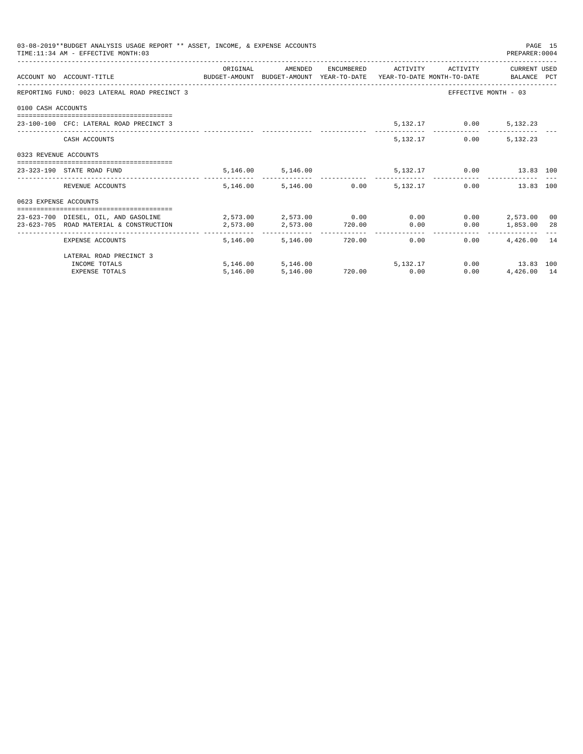03-08-2019**BUDGET ANALYSIS USAGE REPORT ** ASSET, INCOME, & EXPENSE ACCOUNTS

TIME:11:34 AM - EFFECTIVE MONTH:03

PREPARER:0004

| ACCOUNT NO | ACCOUNT-TITLE | ORIGINAL BUDGET-AMOUNT | AMENDED BUDGET-AMOUNT | ENCUMBERED YEAR-TO-DATE | ACTIVITY YEAR-TO-DATE | ACTIVITY MONTH-TO-DATE | CURRENT BALANCE | USED PCT |
|---|---|---|---|---|---|---|---|---|
| REPORTING FUND: 0023 LATERAL ROAD PRECINCT 3 | | | | | | EFFECTIVE MONTH - 03 | | |
| 0100 CASH ACCOUNTS | | | | | | | | |
| 23-100-100 | CFC: LATERAL ROAD PRECINCT 3 | | | | 5,132.17 | 0.00 | 5,132.23 | |
| | CASH ACCOUNTS | | | | 5,132.17 | 0.00 | 5,132.23 | |
| 0323 REVENUE ACCOUNTS | | | | | | | | |
| 23-323-190 | STATE ROAD FUND | 5,146.00 | 5,146.00 | | 5,132.17 | 0.00 | 13.83 | 100 |
| | REVENUE ACCOUNTS | 5,146.00 | 5,146.00 | 0.00 | 5,132.17 | 0.00 | 13.83 | 100 |
| 0623 EXPENSE ACCOUNTS | | | | | | | | |
| 23-623-700 | DIESEL, OIL, AND GASOLINE | 2,573.00 | 2,573.00 | 0.00 | 0.00 | 0.00 | 2,573.00 | 00 |
| 23-623-705 | ROAD MATERIAL & CONSTRUCTION | 2,573.00 | 2,573.00 | 720.00 | 0.00 | 0.00 | 1,853.00 | 28 |
| | EXPENSE ACCOUNTS | 5,146.00 | 5,146.00 | 720.00 | 0.00 | 0.00 | 4,426.00 | 14 |
| | LATERAL ROAD PRECINCT 3 | | | | | | | |
| | INCOME TOTALS | 5,146.00 | 5,146.00 | | 5,132.17 | 0.00 | 13.83 | 100 |
| | EXPENSE TOTALS | 5,146.00 | 5,146.00 | 720.00 | 0.00 | 0.00 | 4,426.00 | 14 |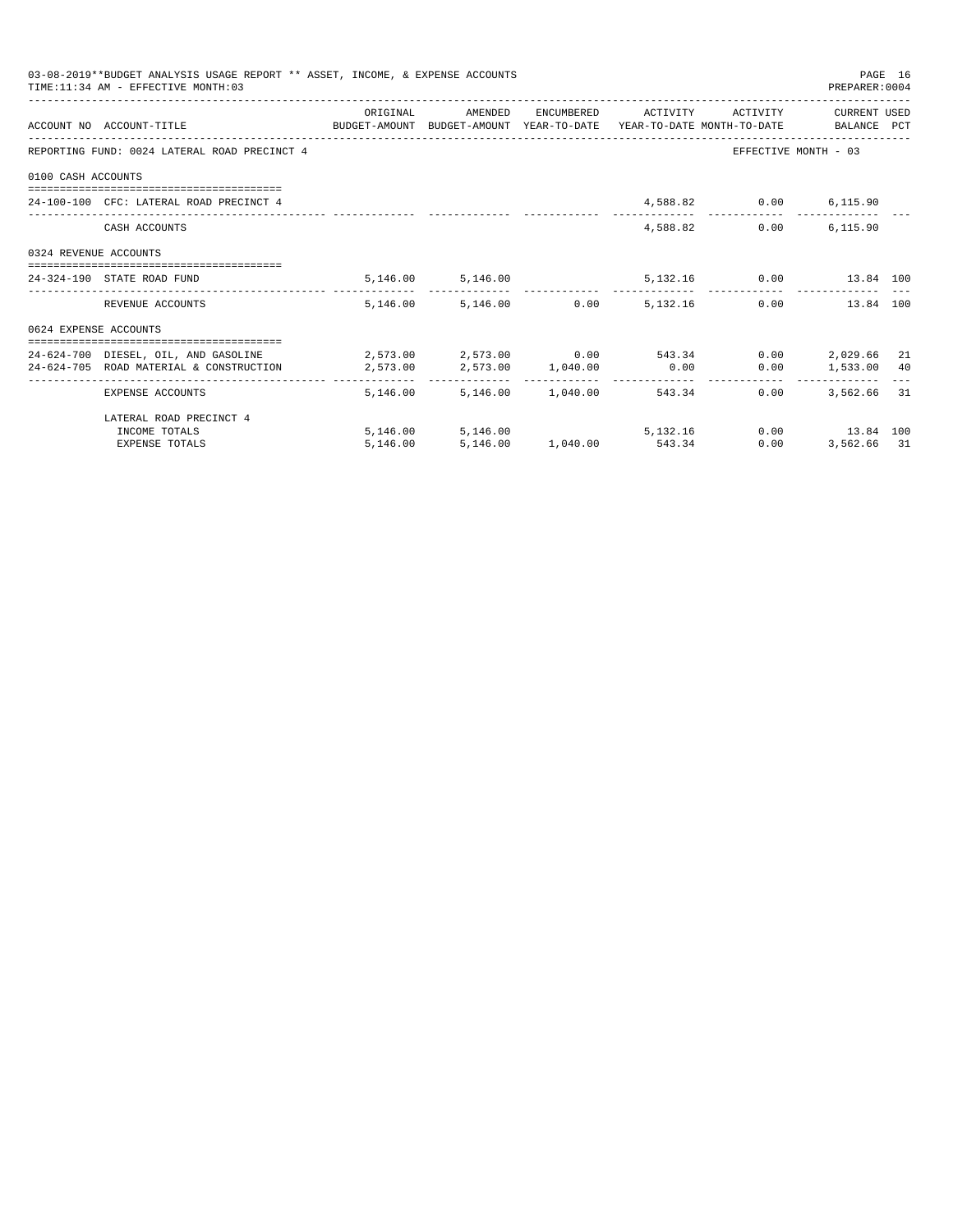03-08-2019**BUDGET ANALYSIS USAGE REPORT ** ASSET, INCOME, & EXPENSE ACCOUNTS
TIME:11:34 AM - EFFECTIVE MONTH:03
PREPARER:0004

| ACCOUNT NO | ACCOUNT-TITLE | ORIGINAL BUDGET-AMOUNT | AMENDED BUDGET-AMOUNT | ENCUMBERED YEAR-TO-DATE | ACTIVITY YEAR-TO-DATE | ACTIVITY MONTH-TO-DATE | CURRENT BALANCE | USED PCT |
|---|---|---|---|---|---|---|---|---|
| REPORTING FUND: 0024 LATERAL ROAD PRECINCT 4 | | | | | | EFFECTIVE MONTH - 03 | | |
| 0100 CASH ACCOUNTS | | | | | | | | |
| 24-100-100 | CFC: LATERAL ROAD PRECINCT 4 | | | | 4,588.82 | 0.00 | 6,115.90 | |
| | CASH ACCOUNTS | | | | 4,588.82 | 0.00 | 6,115.90 | |
| 0324 REVENUE ACCOUNTS | | | | | | | | |
| 24-324-190 | STATE ROAD FUND | 5,146.00 | 5,146.00 | | 5,132.16 | 0.00 | 13.84 | 100 |
| | REVENUE ACCOUNTS | 5,146.00 | 5,146.00 | 0.00 | 5,132.16 | 0.00 | 13.84 | 100 |
| 0624 EXPENSE ACCOUNTS | | | | | | | | |
| 24-624-700 | DIESEL, OIL, AND GASOLINE | 2,573.00 | 2,573.00 | 0.00 | 543.34 | 0.00 | 2,029.66 | 21 |
| 24-624-705 | ROAD MATERIAL & CONSTRUCTION | 2,573.00 | 2,573.00 | 1,040.00 | 0.00 | 0.00 | 1,533.00 | 40 |
| | EXPENSE ACCOUNTS | 5,146.00 | 5,146.00 | 1,040.00 | 543.34 | 0.00 | 3,562.66 | 31 |
| | LATERAL ROAD PRECINCT 4 | | | | | | | |
| | INCOME TOTALS | 5,146.00 | 5,146.00 | | 5,132.16 | 0.00 | 13.84 | 100 |
| | EXPENSE TOTALS | 5,146.00 | 5,146.00 | 1,040.00 | 543.34 | 0.00 | 3,562.66 | 31 |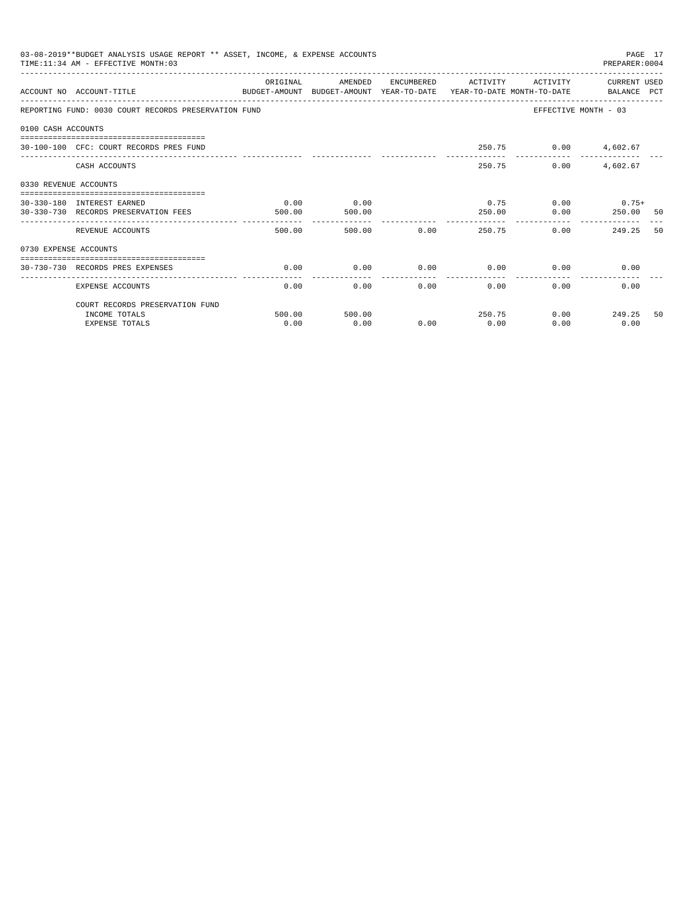03-08-2019**BUDGET ANALYSIS USAGE REPORT ** ASSET, INCOME, & EXPENSE ACCOUNTS
TIME:11:34 AM - EFFECTIVE MONTH:03

PREPARER:0004

| ACCOUNT NO | ACCOUNT-TITLE | ORIGINAL BUDGET-AMOUNT | AMENDED BUDGET-AMOUNT | ENCUMBERED YEAR-TO-DATE | ACTIVITY YEAR-TO-DATE | ACTIVITY MONTH-TO-DATE | CURRENT BALANCE | USED PCT |
|---|---|---|---|---|---|---|---|---|
| REPORTING FUND: 0030 COURT RECORDS PRESERVATION FUND | | | | | | EFFECTIVE MONTH - 03 | | |
| 0100 CASH ACCOUNTS | | | | | | | | |
| 30-100-100 | CFC: COURT RECORDS PRES FUND | | | | 250.75 | 0.00 | 4,602.67 | |
| | CASH ACCOUNTS | | | | 250.75 | 0.00 | 4,602.67 | |
| 0330 REVENUE ACCOUNTS | | | | | | | | |
| 30-330-180 | INTEREST EARNED | 0.00 | 0.00 | | 0.75 | 0.00 | 0.75+ | |
| 30-330-730 | RECORDS PRESERVATION FEES | 500.00 | 500.00 | | 250.00 | 0.00 | 250.00 | 50 |
| | REVENUE ACCOUNTS | 500.00 | 500.00 | 0.00 | 250.75 | 0.00 | 249.25 | 50 |
| 0730 EXPENSE ACCOUNTS | | | | | | | | |
| 30-730-730 | RECORDS PRES EXPENSES | 0.00 | 0.00 | 0.00 | 0.00 | 0.00 | 0.00 | |
| | EXPENSE ACCOUNTS | 0.00 | 0.00 | 0.00 | 0.00 | 0.00 | 0.00 | |
| | COURT RECORDS PRESERVATION FUND | | | | | | | |
| | INCOME TOTALS | 500.00 | 500.00 | | 250.75 | 0.00 | 249.25 | 50 |
| | EXPENSE TOTALS | 0.00 | 0.00 | 0.00 | 0.00 | 0.00 | 0.00 | |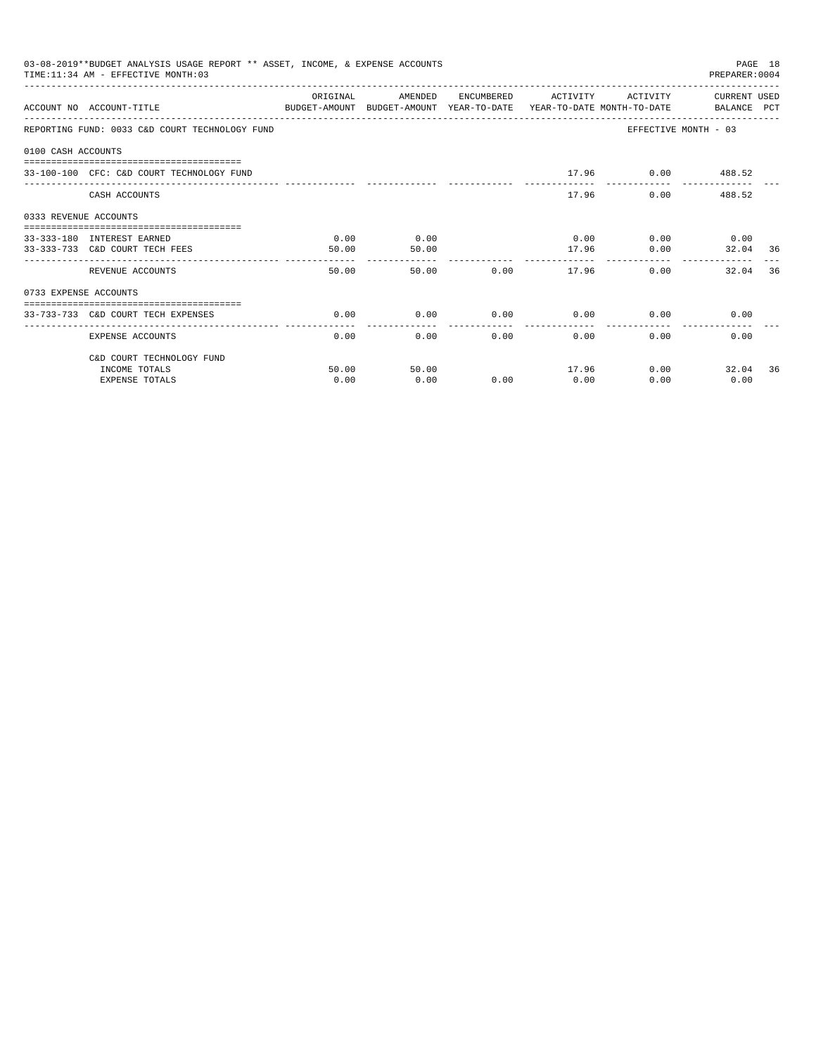03-08-2019**BUDGET ANALYSIS USAGE REPORT ** ASSET, INCOME, & EXPENSE ACCOUNTS
TIME:11:34 AM - EFFECTIVE MONTH:03

PREPARER:0004

| ACCOUNT NO | ACCOUNT-TITLE | ORIGINAL BUDGET-AMOUNT | AMENDED BUDGET-AMOUNT | ENCUMBERED YEAR-TO-DATE | ACTIVITY YEAR-TO-DATE | ACTIVITY MONTH-TO-DATE | CURRENT BALANCE | USED PCT |
|---|---|---|---|---|---|---|---|---|
| REPORTING FUND: 0033 C&D COURT TECHNOLOGY FUND | | | | | | EFFECTIVE MONTH - 03 | | |
| 0100 CASH ACCOUNTS | | | | | | | | |
| 33-100-100 | CFC: C&D COURT TECHNOLOGY FUND | | | | 17.96 | 0.00 | 488.52 | |
| | CASH ACCOUNTS | | | | 17.96 | 0.00 | 488.52 | |
| 0333 REVENUE ACCOUNTS | | | | | | | | |
| 33-333-180 | INTEREST EARNED | 0.00 | 0.00 | | 0.00 | 0.00 | 0.00 | |
| 33-333-733 | C&D COURT TECH FEES | 50.00 | 50.00 | | 17.96 | 0.00 | 32.04 | 36 |
| | REVENUE ACCOUNTS | 50.00 | 50.00 | 0.00 | 17.96 | 0.00 | 32.04 | 36 |
| 0733 EXPENSE ACCOUNTS | | | | | | | | |
| 33-733-733 | C&D COURT TECH EXPENSES | 0.00 | 0.00 | 0.00 | 0.00 | 0.00 | 0.00 | |
| | EXPENSE ACCOUNTS | 0.00 | 0.00 | 0.00 | 0.00 | 0.00 | 0.00 | |
| | C&D COURT TECHNOLOGY FUND | | | | | | | |
| | INCOME TOTALS | 50.00 | 50.00 | | 17.96 | 0.00 | 32.04 | 36 |
| | EXPENSE TOTALS | 0.00 | 0.00 | 0.00 | 0.00 | 0.00 | 0.00 | |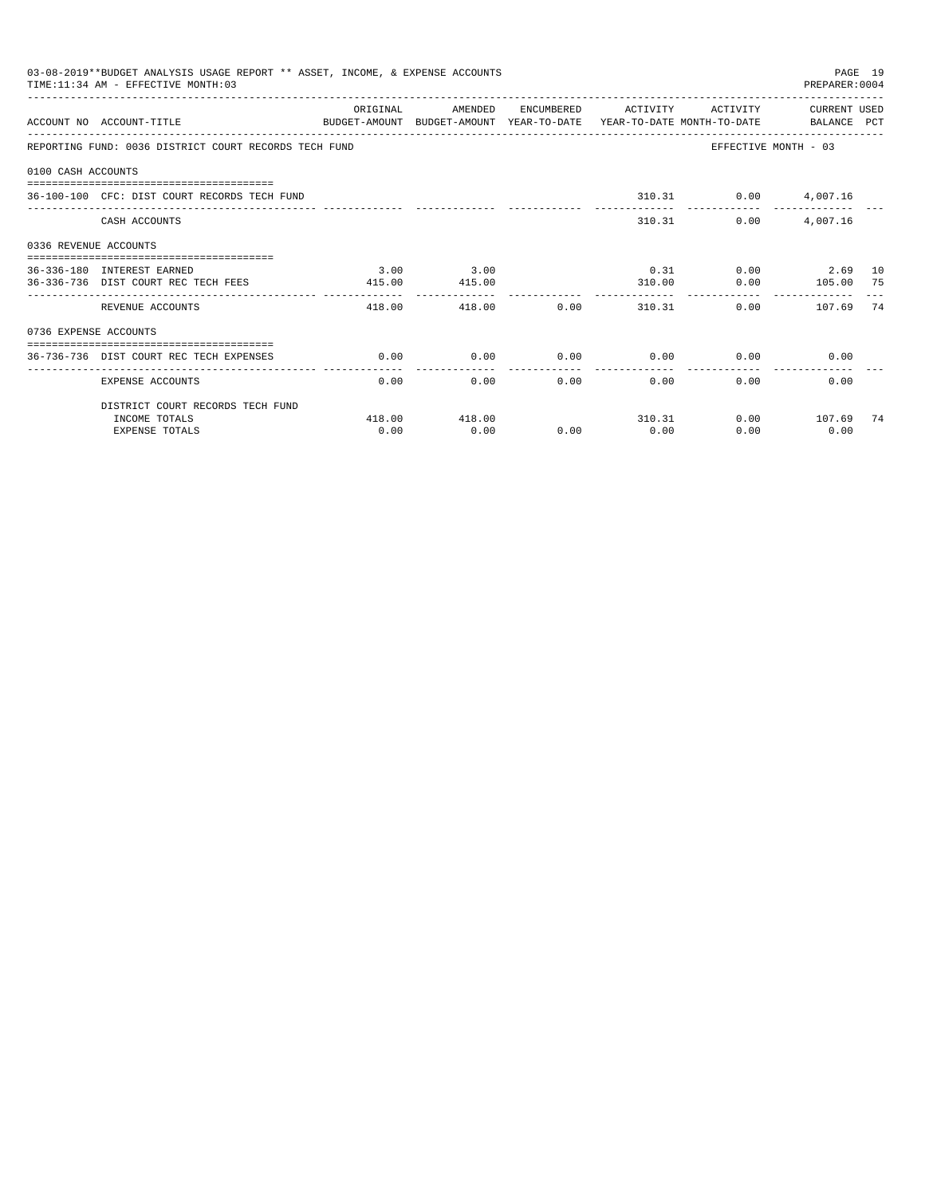03-08-2019**BUDGET ANALYSIS USAGE REPORT ** ASSET, INCOME, & EXPENSE ACCOUNTS
TIME:11:34 AM - EFFECTIVE MONTH:03

PREPARER:0004

| ACCOUNT NO | ACCOUNT-TITLE | ORIGINAL BUDGET-AMOUNT | AMENDED BUDGET-AMOUNT | ENCUMBERED YEAR-TO-DATE | ACTIVITY YEAR-TO-DATE | ACTIVITY MONTH-TO-DATE | CURRENT USED BALANCE | PCT |
|---|---|---|---|---|---|---|---|---|
| REPORTING FUND: 0036 DISTRICT COURT RECORDS TECH FUND | | | | | | EFFECTIVE MONTH - 03 | | |
| 0100 CASH ACCOUNTS | | | | | | | | |
| 36-100-100 | CFC: DIST COURT RECORDS TECH FUND | | | | 310.31 | 0.00 | 4,007.16 | |
| | CASH ACCOUNTS | | | | 310.31 | 0.00 | 4,007.16 | |
| 0336 REVENUE ACCOUNTS | | | | | | | | |
| 36-336-180 | INTEREST EARNED | 3.00 | 3.00 | | 0.31 | 0.00 | 2.69 | 10 |
| 36-336-736 | DIST COURT REC TECH FEES | 415.00 | 415.00 | | 310.00 | 0.00 | 105.00 | 75 |
| | REVENUE ACCOUNTS | 418.00 | 418.00 | 0.00 | 310.31 | 0.00 | 107.69 | 74 |
| 0736 EXPENSE ACCOUNTS | | | | | | | | |
| 36-736-736 | DIST COURT REC TECH EXPENSES | 0.00 | 0.00 | 0.00 | 0.00 | 0.00 | 0.00 | |
| | EXPENSE ACCOUNTS | 0.00 | 0.00 | 0.00 | 0.00 | 0.00 | 0.00 | |
| | DISTRICT COURT RECORDS TECH FUND | | | | | | | |
| | INCOME TOTALS | 418.00 | 418.00 | | 310.31 | 0.00 | 107.69 | 74 |
| | EXPENSE TOTALS | 0.00 | 0.00 | 0.00 | 0.00 | 0.00 | 0.00 | |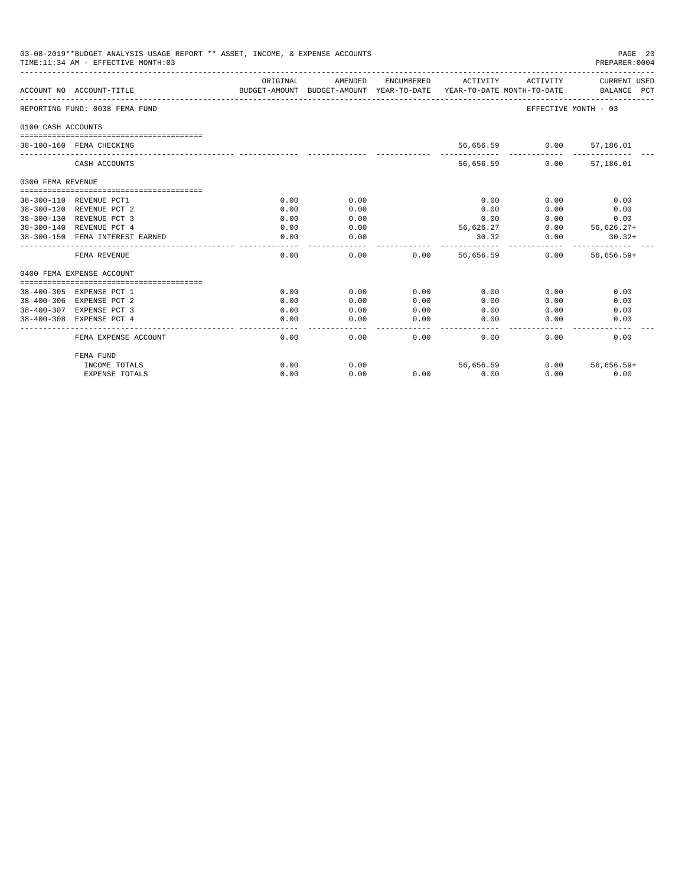03-08-2019**BUDGET ANALYSIS USAGE REPORT ** ASSET, INCOME, & EXPENSE ACCOUNTS
TIME:11:34 AM - EFFECTIVE MONTH:03

PREPARER:0004

| ACCOUNT NO | ACCOUNT-TITLE | ORIGINAL BUDGET-AMOUNT | AMENDED BUDGET-AMOUNT | ENCUMBERED YEAR-TO-DATE | ACTIVITY YEAR-TO-DATE | ACTIVITY MONTH-TO-DATE | CURRENT USED BALANCE | PCT |
|---|---|---|---|---|---|---|---|---|
| REPORTING FUND: 0038 FEMA FUND | | | | | | | EFFECTIVE MONTH - 03 | |
| 0100 CASH ACCOUNTS | | | | | | | | |
| 38-100-160 | FEMA CHECKING | | | | 56,656.59 | 0.00 | 57,186.01 | |
| | CASH ACCOUNTS | | | | 56,656.59 | 0.00 | 57,186.01 | |
| 0300 FEMA REVENUE | | | | | | | | |
| 38-300-110 | REVENUE PCT1 | 0.00 | 0.00 | | 0.00 | 0.00 | 0.00 | |
| 38-300-120 | REVENUE PCT 2 | 0.00 | 0.00 | | 0.00 | 0.00 | 0.00 | |
| 38-300-130 | REVENUE PCT 3 | 0.00 | 0.00 | | 0.00 | 0.00 | 0.00 | |
| 38-300-140 | REVENUE PCT 4 | 0.00 | 0.00 | | 56,626.27 | 0.00 | 56,626.27+ | |
| 38-300-150 | FEMA INTEREST EARNED | 0.00 | 0.00 | | 30.32 | 0.00 | 30.32+ | |
| | FEMA REVENUE | 0.00 | 0.00 | 0.00 | 56,656.59 | 0.00 | 56,656.59+ | |
| 0400 FEMA EXPENSE ACCOUNT | | | | | | | | |
| 38-400-305 | EXPENSE PCT 1 | 0.00 | 0.00 | 0.00 | 0.00 | 0.00 | 0.00 | |
| 38-400-306 | EXPENSE PCT 2 | 0.00 | 0.00 | 0.00 | 0.00 | 0.00 | 0.00 | |
| 38-400-307 | EXPENSE PCT 3 | 0.00 | 0.00 | 0.00 | 0.00 | 0.00 | 0.00 | |
| 38-400-308 | EXPENSE PCT 4 | 0.00 | 0.00 | 0.00 | 0.00 | 0.00 | 0.00 | |
| | FEMA EXPENSE ACCOUNT | 0.00 | 0.00 | 0.00 | 0.00 | 0.00 | 0.00 | |
| | FEMA FUND | | | | | | | |
| | INCOME TOTALS | 0.00 | 0.00 | | 56,656.59 | 0.00 | 56,656.59+ | |
| | EXPENSE TOTALS | 0.00 | 0.00 | 0.00 | 0.00 | 0.00 | 0.00 | |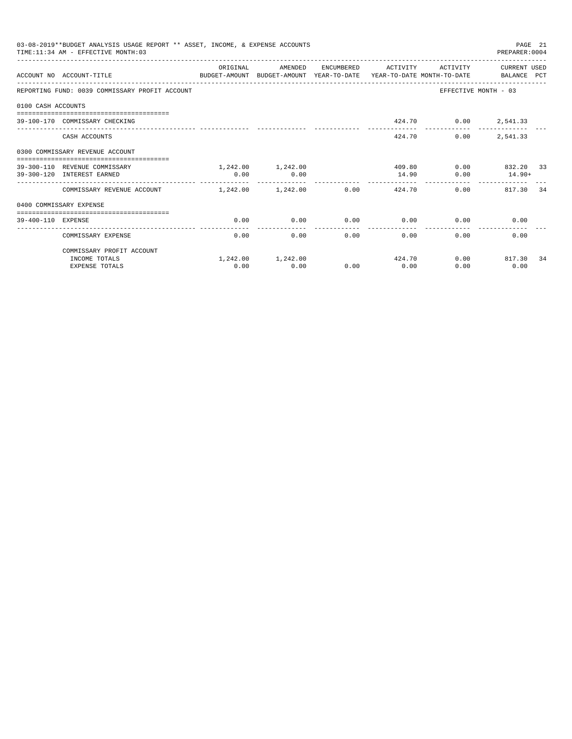03-08-2019**BUDGET ANALYSIS USAGE REPORT ** ASSET, INCOME, & EXPENSE ACCOUNTS

TIME:11:34 AM - EFFECTIVE MONTH:03

| ACCOUNT NO | ACCOUNT-TITLE | ORIGINAL BUDGET-AMOUNT | AMENDED BUDGET-AMOUNT | ENCUMBERED YEAR-TO-DATE | ACTIVITY YEAR-TO-DATE | ACTIVITY MONTH-TO-DATE | CURRENT USED BALANCE | PCT |
|---|---|---|---|---|---|---|---|---|
| REPORTING FUND: 0039 COMMISSARY PROFIT ACCOUNT | | | | | | EFFECTIVE MONTH - 03 | | |
| 0100 CASH ACCOUNTS | | | | | | | | |
| 39-100-170 | COMMISSARY CHECKING | | | | 424.70 | 0.00 | 2,541.33 | |
| | CASH ACCOUNTS | | | | 424.70 | 0.00 | 2,541.33 | |
| 0300 COMMISSARY REVENUE ACCOUNT | | | | | | | | |
| 39-300-110 | REVENUE COMMISSARY | 1,242.00 | 1,242.00 | | 409.80 | 0.00 | 832.20 | 33 |
| 39-300-120 | INTEREST EARNED | 0.00 | 0.00 | | 14.90 | 0.00 | 14.90+ | |
| | COMMISSARY REVENUE ACCOUNT | 1,242.00 | 1,242.00 | 0.00 | 424.70 | 0.00 | 817.30 | 34 |
| 0400 COMMISSARY EXPENSE | | | | | | | | |
| 39-400-110 | EXPENSE | 0.00 | 0.00 | 0.00 | 0.00 | 0.00 | 0.00 | |
| | COMMISSARY EXPENSE | 0.00 | 0.00 | 0.00 | 0.00 | 0.00 | 0.00 | |
| | COMMISSARY PROFIT ACCOUNT | | | | | | | |
| | INCOME TOTALS | 1,242.00 | 1,242.00 | | 424.70 | 0.00 | 817.30 | 34 |
| | EXPENSE TOTALS | 0.00 | 0.00 | 0.00 | 0.00 | 0.00 | 0.00 | |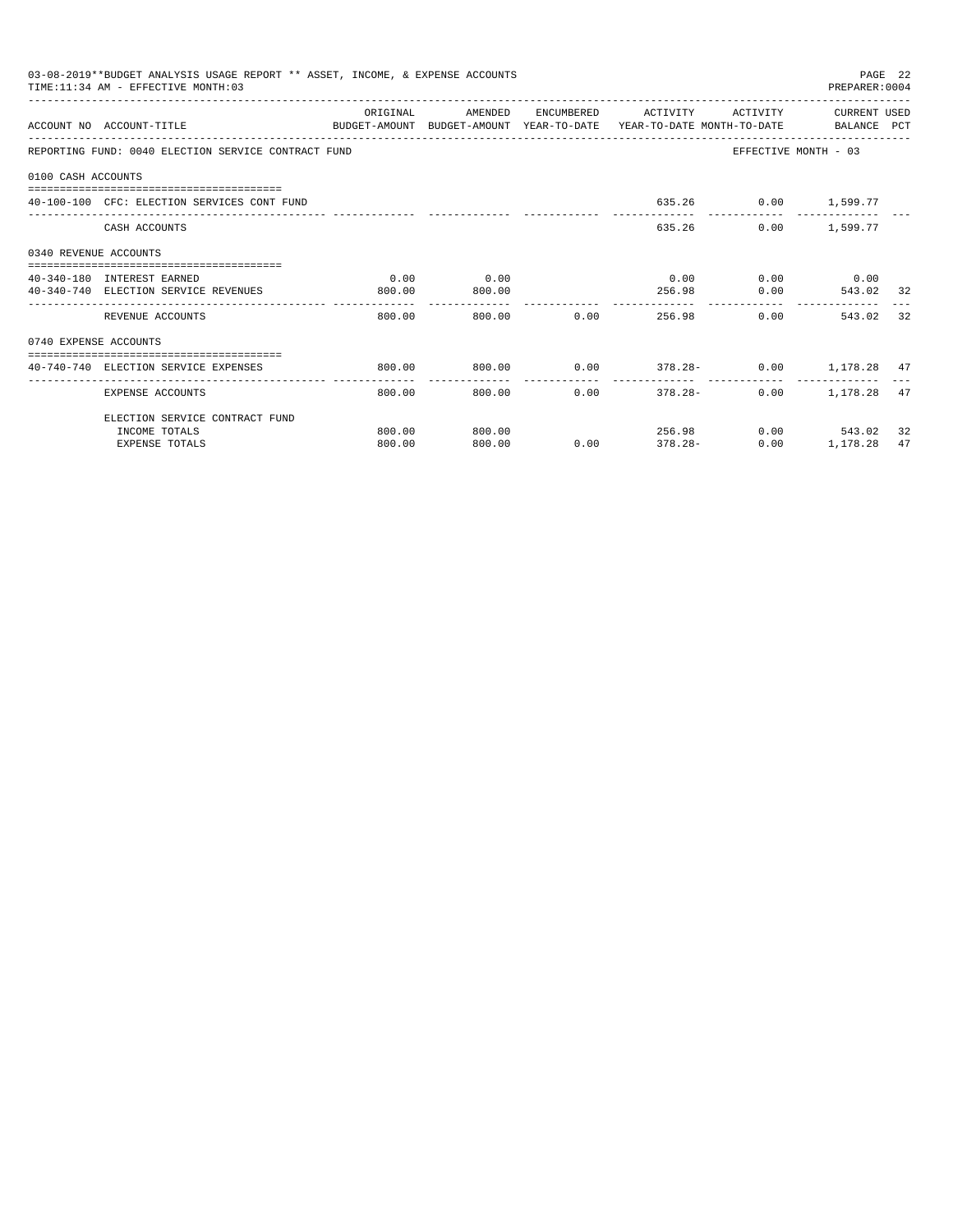03-08-2019**BUDGET ANALYSIS USAGE REPORT ** ASSET, INCOME, & EXPENSE ACCOUNTS
TIME:11:34 AM - EFFECTIVE MONTH:03

PREPARER:0004

| ACCOUNT NO | ACCOUNT-TITLE | ORIGINAL BUDGET-AMOUNT | AMENDED BUDGET-AMOUNT | ENCUMBERED YEAR-TO-DATE | ACTIVITY YEAR-TO-DATE | ACTIVITY MONTH-TO-DATE | CURRENT BALANCE | USED PCT |
|---|---|---|---|---|---|---|---|---|
| REPORTING FUND: 0040 ELECTION SERVICE CONTRACT FUND | | | | | | EFFECTIVE MONTH - 03 | | |
| 0100 CASH ACCOUNTS | | | | | | | | |
| 40-100-100 | CFC: ELECTION SERVICES CONT FUND | | | | 635.26 | 0.00 | 1,599.77 | |
| | CASH ACCOUNTS | | | | 635.26 | 0.00 | 1,599.77 | |
| 0340 REVENUE ACCOUNTS | | | | | | | | |
| 40-340-180 | INTEREST EARNED | 0.00 | 0.00 | | 0.00 | 0.00 | 0.00 | |
| 40-340-740 | ELECTION SERVICE REVENUES | 800.00 | 800.00 | | 256.98 | 0.00 | 543.02 | 32 |
| | REVENUE ACCOUNTS | 800.00 | 800.00 | 0.00 | 256.98 | 0.00 | 543.02 | 32 |
| 0740 EXPENSE ACCOUNTS | | | | | | | | |
| 40-740-740 | ELECTION SERVICE EXPENSES | 800.00 | 800.00 | 0.00 | 378.28- | 0.00 | 1,178.28 | 47 |
| | EXPENSE ACCOUNTS | 800.00 | 800.00 | 0.00 | 378.28- | 0.00 | 1,178.28 | 47 |
| | ELECTION SERVICE CONTRACT FUND | | | | | | | |
| | INCOME TOTALS | 800.00 | 800.00 | | 256.98 | 0.00 | 543.02 | 32 |
| | EXPENSE TOTALS | 800.00 | 800.00 | 0.00 | 378.28- | 0.00 | 1,178.28 | 47 |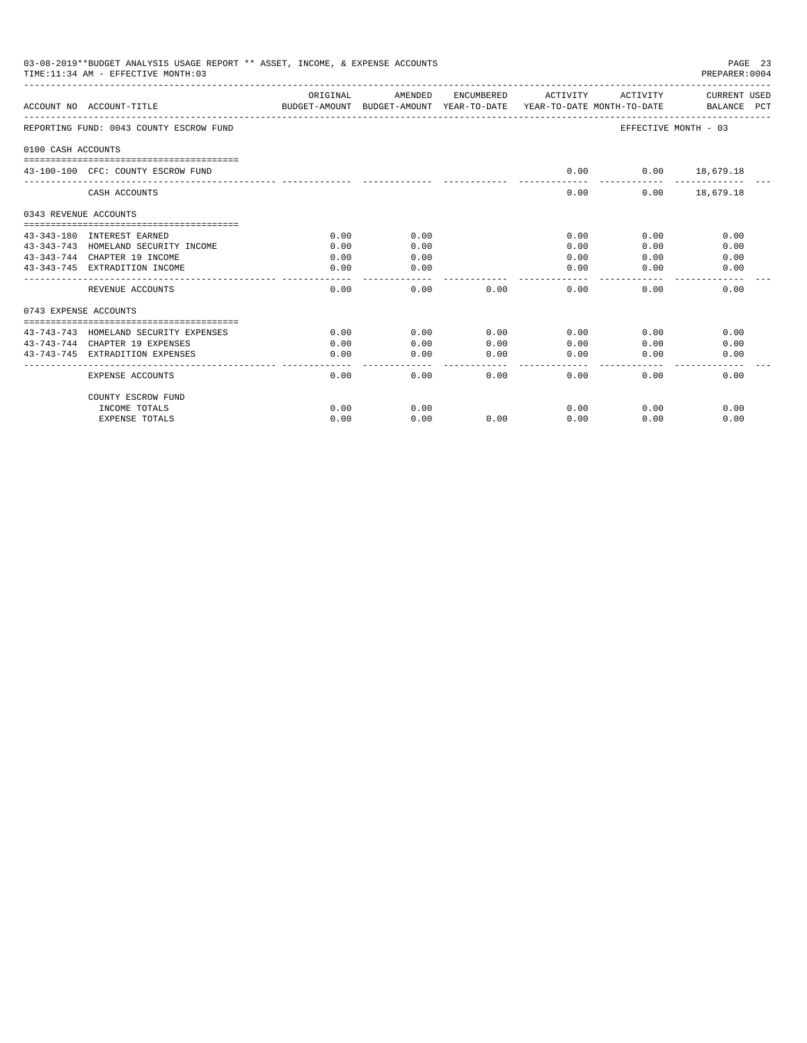03-08-2019**BUDGET ANALYSIS USAGE REPORT ** ASSET, INCOME, & EXPENSE ACCOUNTS
TIME:11:34 AM - EFFECTIVE MONTH:03

PREPARER:0004

| ACCOUNT NO | ACCOUNT-TITLE | ORIGINAL BUDGET-AMOUNT | AMENDED BUDGET-AMOUNT | ENCUMBERED YEAR-TO-DATE | ACTIVITY YEAR-TO-DATE | ACTIVITY MONTH-TO-DATE | CURRENT USED BALANCE | PCT |
|---|---|---|---|---|---|---|---|---|
| REPORTING FUND: 0043 COUNTY ESCROW FUND | | | | | | | EFFECTIVE MONTH - 03 | |
| 0100 CASH ACCOUNTS | | | | | | | | |
| 43-100-100 | CFC: COUNTY ESCROW FUND | | | | 0.00 | 0.00 | 18,679.18 | |
| | CASH ACCOUNTS | | | | 0.00 | 0.00 | 18,679.18 | |
| 0343 REVENUE ACCOUNTS | | | | | | | | |
| 43-343-180 | INTEREST EARNED | 0.00 | 0.00 | | 0.00 | 0.00 | 0.00 | |
| 43-343-743 | HOMELAND SECURITY INCOME | 0.00 | 0.00 | | 0.00 | 0.00 | 0.00 | |
| 43-343-744 | CHAPTER 19 INCOME | 0.00 | 0.00 | | 0.00 | 0.00 | 0.00 | |
| 43-343-745 | EXTRADITION INCOME | 0.00 | 0.00 | | 0.00 | 0.00 | 0.00 | |
| | REVENUE ACCOUNTS | 0.00 | 0.00 | 0.00 | 0.00 | 0.00 | 0.00 | |
| 0743 EXPENSE ACCOUNTS | | | | | | | | |
| 43-743-743 | HOMELAND SECURITY EXPENSES | 0.00 | 0.00 | 0.00 | 0.00 | 0.00 | 0.00 | |
| 43-743-744 | CHAPTER 19 EXPENSES | 0.00 | 0.00 | 0.00 | 0.00 | 0.00 | 0.00 | |
| 43-743-745 | EXTRADITION EXPENSES | 0.00 | 0.00 | 0.00 | 0.00 | 0.00 | 0.00 | |
| | EXPENSE ACCOUNTS | 0.00 | 0.00 | 0.00 | 0.00 | 0.00 | 0.00 | |
| | COUNTY ESCROW FUND | | | | | | | |
| | INCOME TOTALS | 0.00 | 0.00 | | 0.00 | 0.00 | 0.00 | |
| | EXPENSE TOTALS | 0.00 | 0.00 | 0.00 | 0.00 | 0.00 | 0.00 | |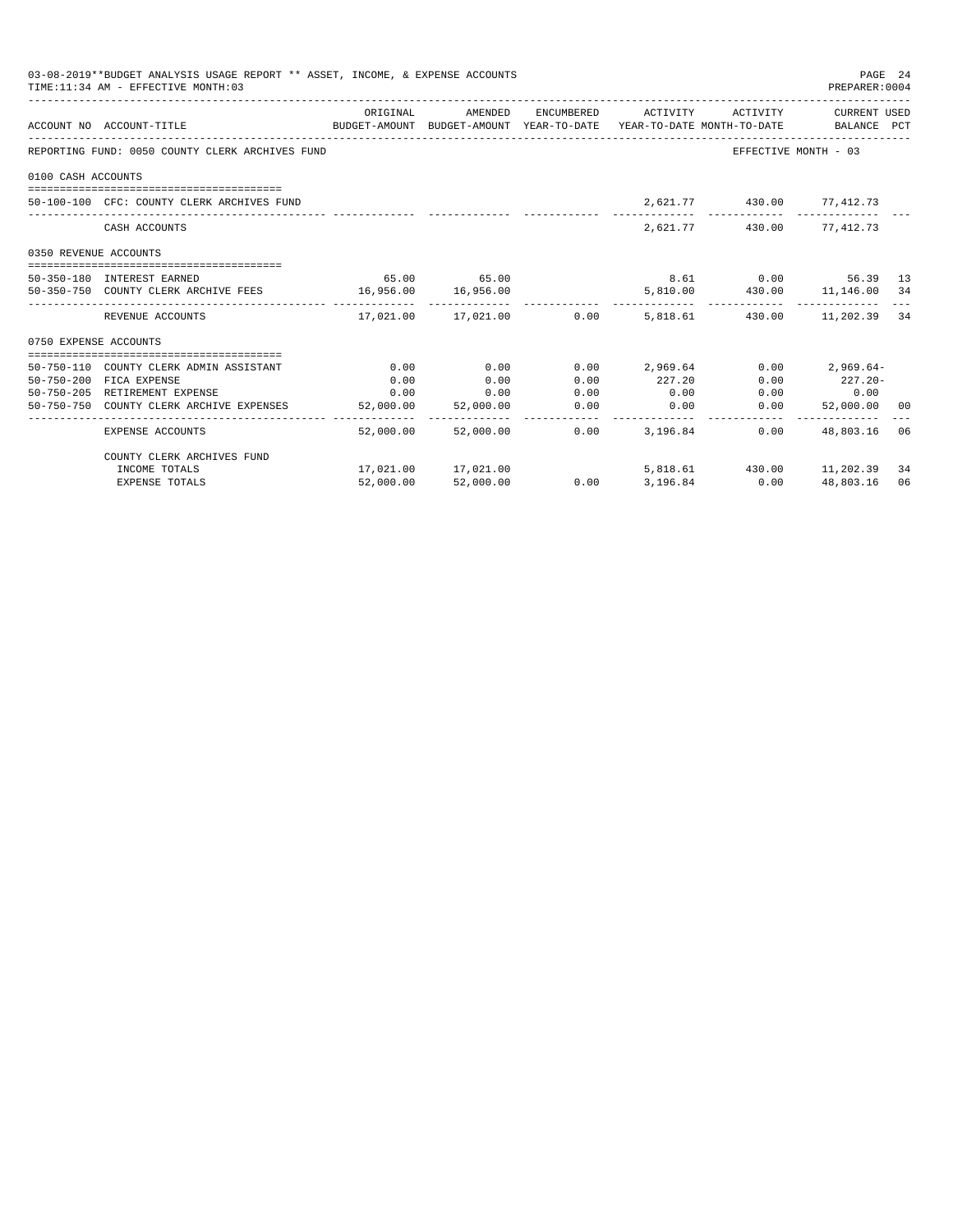03-08-2019**BUDGET ANALYSIS USAGE REPORT ** ASSET, INCOME, & EXPENSE ACCOUNTS

TIME:11:34 AM - EFFECTIVE MONTH:03

PREPARER:0004

| ACCOUNT NO | ACCOUNT-TITLE | ORIGINAL BUDGET-AMOUNT | AMENDED BUDGET-AMOUNT | ENCUMBERED YEAR-TO-DATE | ACTIVITY YEAR-TO-DATE | ACTIVITY MONTH-TO-DATE | CURRENT USED BALANCE | PCT |
|---|---|---|---|---|---|---|---|---|
| REPORTING FUND: 0050 COUNTY CLERK ARCHIVES FUND | | | | | | | EFFECTIVE MONTH - 03 | |
| 0100 CASH ACCOUNTS | | | | | | | | |
| 50-100-100 | CFC: COUNTY CLERK ARCHIVES FUND | | | | 2,621.77 | 430.00 | 77,412.73 | |
| | CASH ACCOUNTS | | | | 2,621.77 | 430.00 | 77,412.73 | |
| 0350 REVENUE ACCOUNTS | | | | | | | | |
| 50-350-180 | INTEREST EARNED | 65.00 | 65.00 | | 8.61 | 0.00 | 56.39 | 13 |
| 50-350-750 | COUNTY CLERK ARCHIVE FEES | 16,956.00 | 16,956.00 | | 5,810.00 | 430.00 | 11,146.00 | 34 |
| | REVENUE ACCOUNTS | 17,021.00 | 17,021.00 | 0.00 | 5,818.61 | 430.00 | 11,202.39 | 34 |
| 0750 EXPENSE ACCOUNTS | | | | | | | | |
| 50-750-110 | COUNTY CLERK ADMIN ASSISTANT | 0.00 | 0.00 | 0.00 | 2,969.64 | 0.00 | 2,969.64- | |
| 50-750-200 | FICA EXPENSE | 0.00 | 0.00 | 0.00 | 227.20 | 0.00 | 227.20- | |
| 50-750-205 | RETIREMENT EXPENSE | 0.00 | 0.00 | 0.00 | 0.00 | 0.00 | 0.00 | |
| 50-750-750 | COUNTY CLERK ARCHIVE EXPENSES | 52,000.00 | 52,000.00 | 0.00 | 0.00 | 0.00 | 52,000.00 | 00 |
| | EXPENSE ACCOUNTS | 52,000.00 | 52,000.00 | 0.00 | 3,196.84 | 0.00 | 48,803.16 | 06 |
| | COUNTY CLERK ARCHIVES FUND | | | | | | | |
| | INCOME TOTALS | 17,021.00 | 17,021.00 | | 5,818.61 | 430.00 | 11,202.39 | 34 |
| | EXPENSE TOTALS | 52,000.00 | 52,000.00 | 0.00 | 3,196.84 | 0.00 | 48,803.16 | 06 |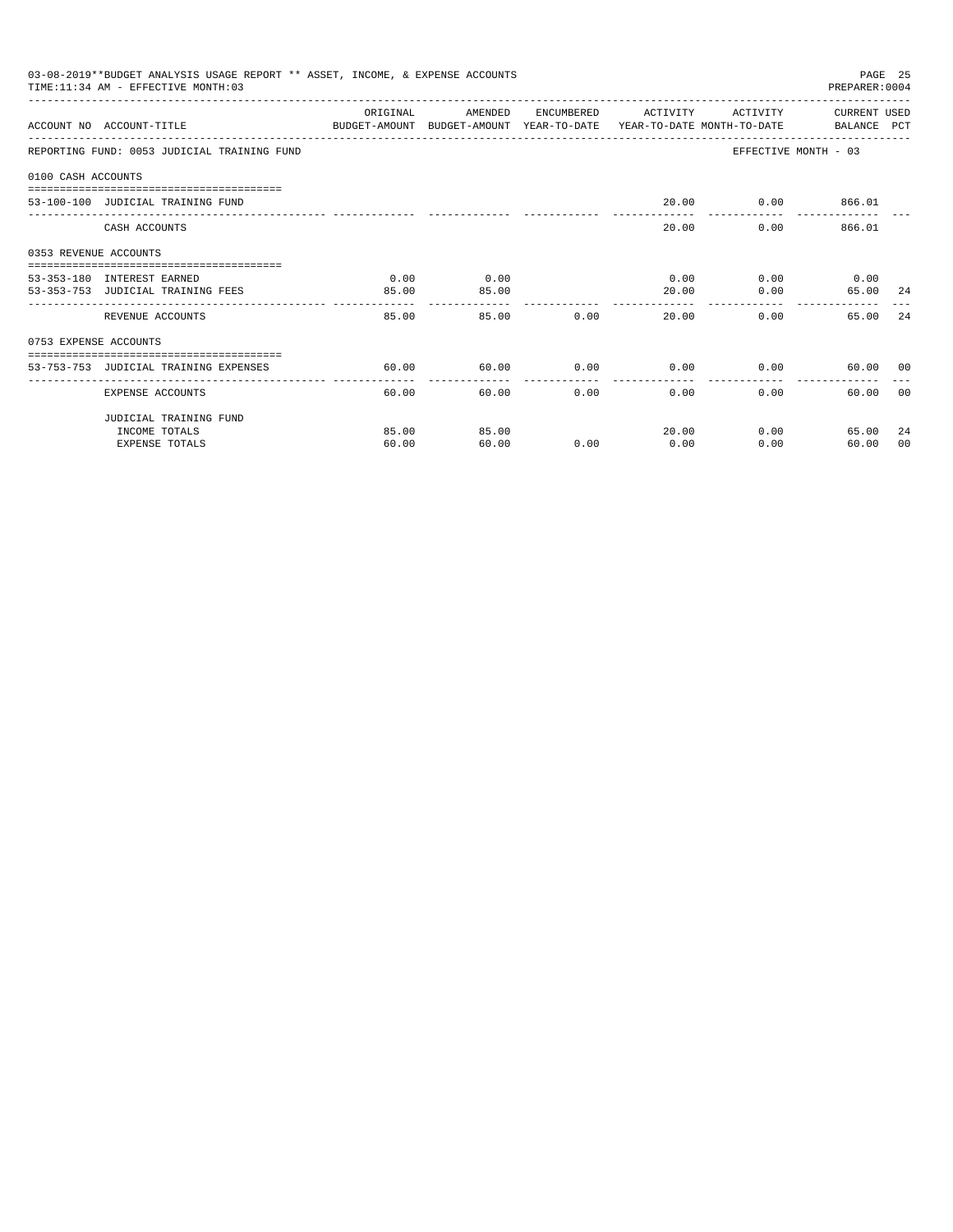03-08-2019**BUDGET ANALYSIS USAGE REPORT ** ASSET, INCOME, & EXPENSE ACCOUNTS

TIME:11:34 AM - EFFECTIVE MONTH:03

PREPARER:0004

| ACCOUNT NO | ACCOUNT-TITLE | ORIGINAL BUDGET-AMOUNT | AMENDED BUDGET-AMOUNT | ENCUMBERED YEAR-TO-DATE | ACTIVITY YEAR-TO-DATE | ACTIVITY MONTH-TO-DATE | CURRENT BALANCE | USED PCT |
|---|---|---|---|---|---|---|---|---|
| REPORTING FUND: 0053 JUDICIAL TRAINING FUND | | | | | | EFFECTIVE MONTH - 03 | | |
| 0100 CASH ACCOUNTS | | | | | | | | |
| 53-100-100 | JUDICIAL TRAINING FUND | | | | 20.00 | 0.00 | 866.01 | |
| | CASH ACCOUNTS | | | | 20.00 | 0.00 | 866.01 | |
| 0353 REVENUE ACCOUNTS | | | | | | | | |
| 53-353-180 | INTEREST EARNED | 0.00 | 0.00 | | 0.00 | 0.00 | 0.00 | |
| 53-353-753 | JUDICIAL TRAINING FEES | 85.00 | 85.00 | | 20.00 | 0.00 | 65.00 | 24 |
| | REVENUE ACCOUNTS | 85.00 | 85.00 | 0.00 | 20.00 | 0.00 | 65.00 | 24 |
| 0753 EXPENSE ACCOUNTS | | | | | | | | |
| 53-753-753 | JUDICIAL TRAINING EXPENSES | 60.00 | 60.00 | 0.00 | 0.00 | 0.00 | 60.00 | 00 |
| | EXPENSE ACCOUNTS | 60.00 | 60.00 | 0.00 | 0.00 | 0.00 | 60.00 | 00 |
| | JUDICIAL TRAINING FUND | | | | | | | |
| | INCOME TOTALS | 85.00 | 85.00 | | 20.00 | 0.00 | 65.00 | 24 |
| | EXPENSE TOTALS | 60.00 | 60.00 | 0.00 | 0.00 | 0.00 | 60.00 | 00 |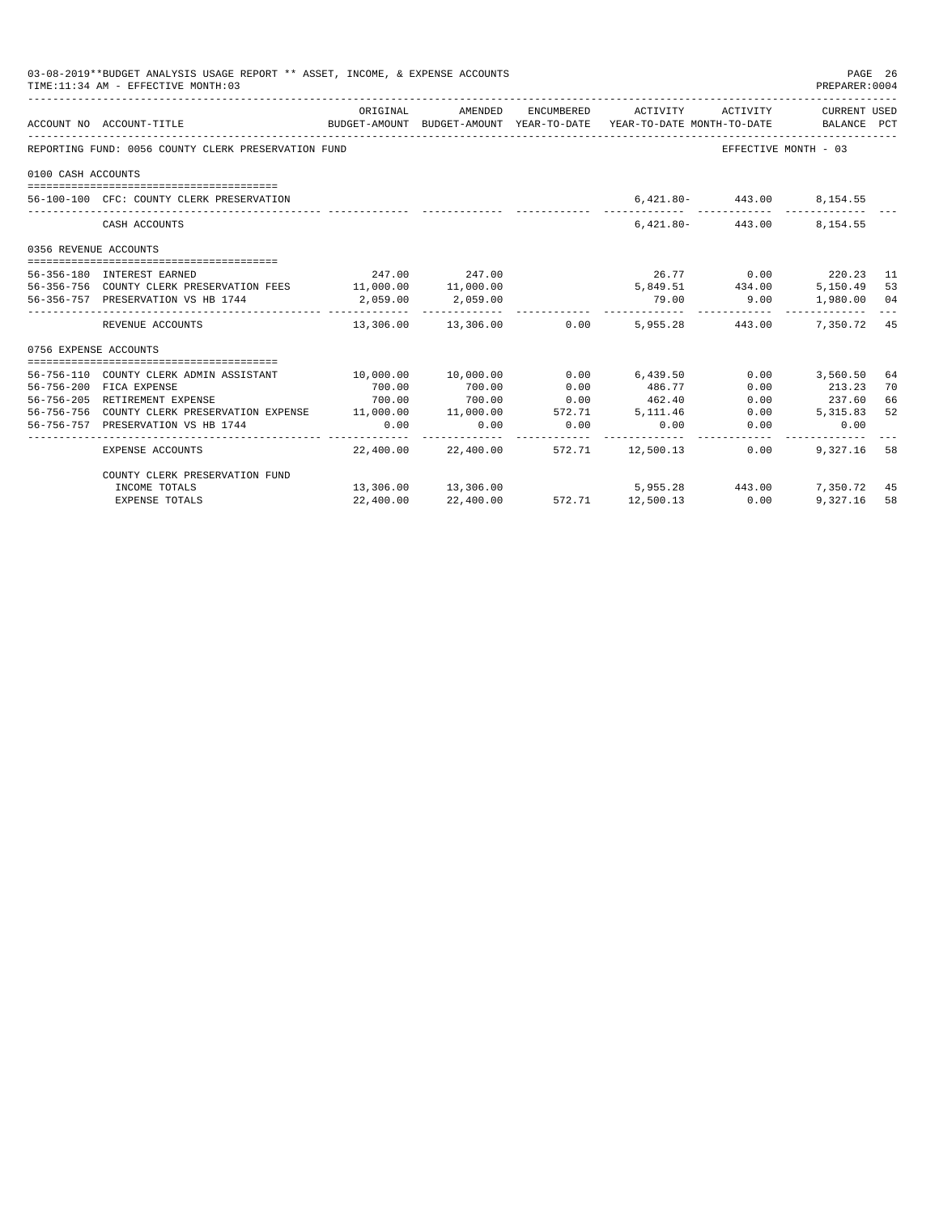03-08-2019**BUDGET ANALYSIS USAGE REPORT ** ASSET, INCOME, & EXPENSE ACCOUNTS
TIME:11:34 AM - EFFECTIVE MONTH:03
PREPARER:0004

| ACCOUNT NO | ACCOUNT-TITLE | ORIGINAL BUDGET-AMOUNT | AMENDED BUDGET-AMOUNT | ENCUMBERED YEAR-TO-DATE | ACTIVITY YEAR-TO-DATE | ACTIVITY MONTH-TO-DATE | CURRENT USED BALANCE | PCT |
|---|---|---|---|---|---|---|---|---|
| REPORTING FUND: 0056 COUNTY CLERK PRESERVATION FUND | | | | | | EFFECTIVE MONTH - 03 | | |
| 0100 CASH ACCOUNTS | | | | | | | | |
| 56-100-100 | CFC: COUNTY CLERK PRESERVATION | | | | 6,421.80- | 443.00 | 8,154.55 | |
| | CASH ACCOUNTS | | | | 6,421.80- | 443.00 | 8,154.55 | |
| 0356 REVENUE ACCOUNTS | | | | | | | | |
| 56-356-180 | INTEREST EARNED | 247.00 | 247.00 | | 26.77 | 0.00 | 220.23 | 11 |
| 56-356-756 | COUNTY CLERK PRESERVATION FEES | 11,000.00 | 11,000.00 | | 5,849.51 | 434.00 | 5,150.49 | 53 |
| 56-356-757 | PRESERVATION VS HB 1744 | 2,059.00 | 2,059.00 | | 79.00 | 9.00 | 1,980.00 | 04 |
| | REVENUE ACCOUNTS | 13,306.00 | 13,306.00 | 0.00 | 5,955.28 | 443.00 | 7,350.72 | 45 |
| 0756 EXPENSE ACCOUNTS | | | | | | | | |
| 56-756-110 | COUNTY CLERK ADMIN ASSISTANT | 10,000.00 | 10,000.00 | 0.00 | 6,439.50 | 0.00 | 3,560.50 | 64 |
| 56-756-200 | FICA EXPENSE | 700.00 | 700.00 | 0.00 | 486.77 | 0.00 | 213.23 | 70 |
| 56-756-205 | RETIREMENT EXPENSE | 700.00 | 700.00 | 0.00 | 462.40 | 0.00 | 237.60 | 66 |
| 56-756-756 | COUNTY CLERK PRESERVATION EXPENSE | 11,000.00 | 11,000.00 | 572.71 | 5,111.46 | 0.00 | 5,315.83 | 52 |
| 56-756-757 | PRESERVATION VS HB 1744 | 0.00 | 0.00 | 0.00 | 0.00 | 0.00 | 0.00 | |
| | EXPENSE ACCOUNTS | 22,400.00 | 22,400.00 | 572.71 | 12,500.13 | 0.00 | 9,327.16 | 58 |
| | COUNTY CLERK PRESERVATION FUND | | | | | | | |
| | INCOME TOTALS | 13,306.00 | 13,306.00 | | 5,955.28 | 443.00 | 7,350.72 | 45 |
| | EXPENSE TOTALS | 22,400.00 | 22,400.00 | 572.71 | 12,500.13 | 0.00 | 9,327.16 | 58 |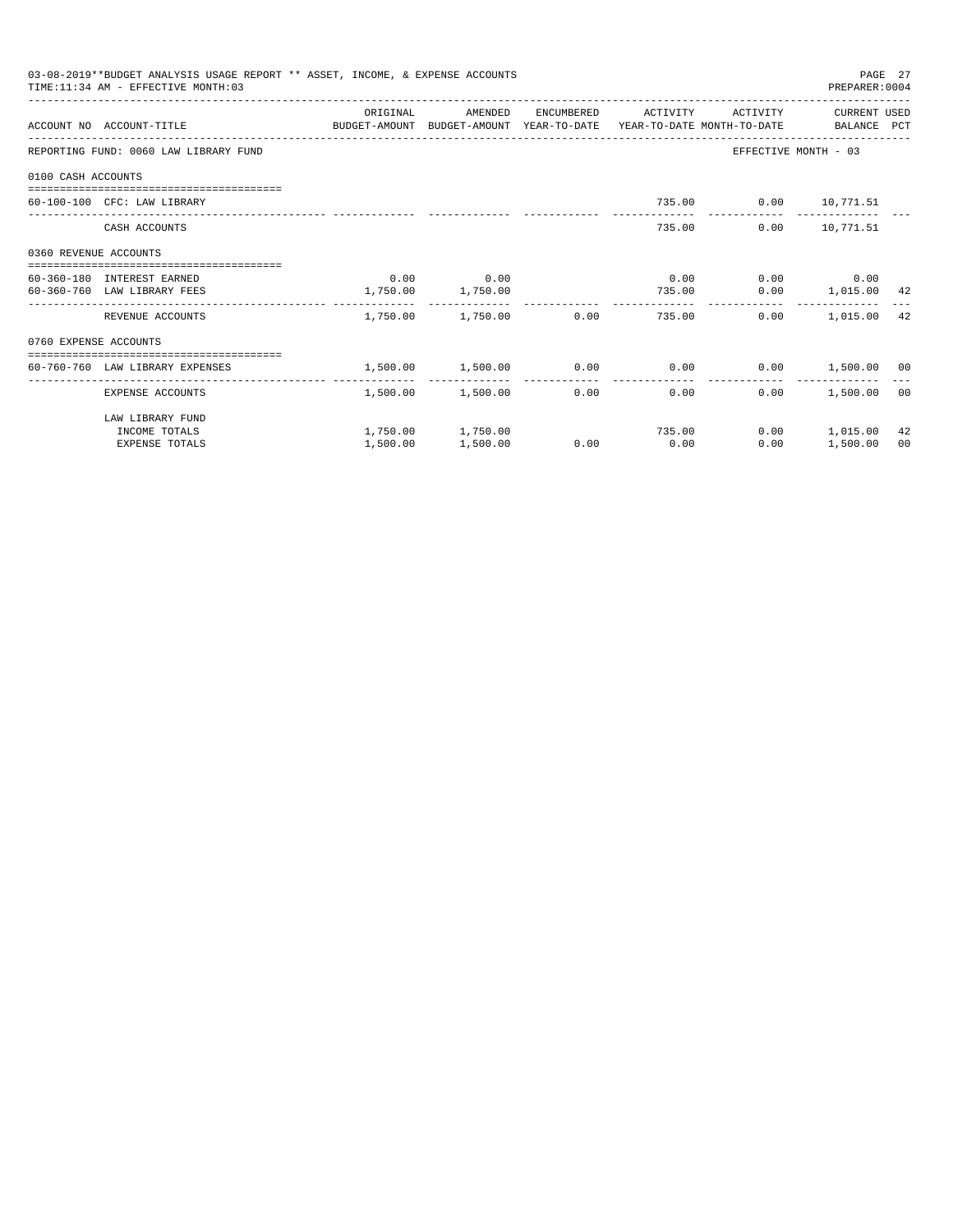03-08-2019**BUDGET ANALYSIS USAGE REPORT ** ASSET, INCOME, & EXPENSE ACCOUNTS

TIME:11:34 AM - EFFECTIVE MONTH:03

PREPARER:0004

| ACCOUNT NO | ACCOUNT-TITLE | ORIGINAL BUDGET-AMOUNT | AMENDED BUDGET-AMOUNT | ENCUMBERED YEAR-TO-DATE | ACTIVITY YEAR-TO-DATE | ACTIVITY MONTH-TO-DATE | CURRENT BALANCE | USED PCT |
|---|---|---|---|---|---|---|---|---|
| REPORTING FUND: 0060 LAW LIBRARY FUND | | | | | | | EFFECTIVE MONTH - 03 | |
| 0100 CASH ACCOUNTS | | | | | | | | |
| 60-100-100 | CFC: LAW LIBRARY | | | | 735.00 | 0.00 | 10,771.51 | |
| | CASH ACCOUNTS | | | | 735.00 | 0.00 | 10,771.51 | |
| 0360 REVENUE ACCOUNTS | | | | | | | | |
| 60-360-180 | INTEREST EARNED | 0.00 | 0.00 | | 0.00 | 0.00 | 0.00 | |
| 60-360-760 | LAW LIBRARY FEES | 1,750.00 | 1,750.00 | | 735.00 | 0.00 | 1,015.00 | 42 |
| | REVENUE ACCOUNTS | 1,750.00 | 1,750.00 | 0.00 | 735.00 | 0.00 | 1,015.00 | 42 |
| 0760 EXPENSE ACCOUNTS | | | | | | | | |
| 60-760-760 | LAW LIBRARY EXPENSES | 1,500.00 | 1,500.00 | 0.00 | 0.00 | 0.00 | 1,500.00 | 00 |
| | EXPENSE ACCOUNTS | 1,500.00 | 1,500.00 | 0.00 | 0.00 | 0.00 | 1,500.00 | 00 |
| | LAW LIBRARY FUND | | | | | | | |
| | INCOME TOTALS | 1,750.00 | 1,750.00 | | 735.00 | 0.00 | 1,015.00 | 42 |
| | EXPENSE TOTALS | 1,500.00 | 1,500.00 | 0.00 | 0.00 | 0.00 | 1,500.00 | 00 |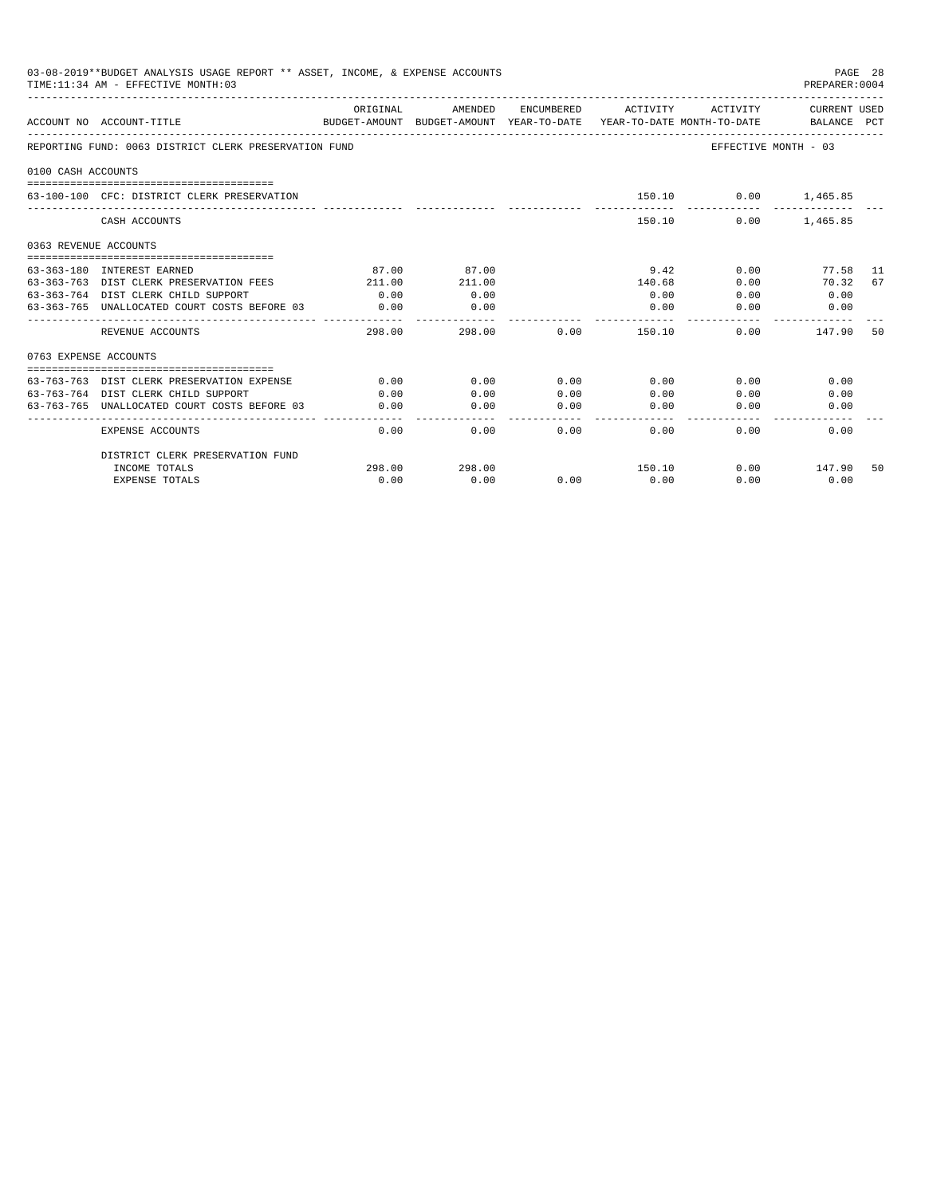03-08-2019**BUDGET ANALYSIS USAGE REPORT ** ASSET, INCOME, & EXPENSE ACCOUNTS
TIME:11:34 AM - EFFECTIVE MONTH:03
PREPARER:0004

| ACCOUNT NO | ACCOUNT-TITLE | ORIGINAL BUDGET-AMOUNT | AMENDED BUDGET-AMOUNT | ENCUMBERED YEAR-TO-DATE | ACTIVITY YEAR-TO-DATE | ACTIVITY MONTH-TO-DATE | CURRENT USED BALANCE | PCT |
|---|---|---|---|---|---|---|---|---|
| REPORTING FUND: 0063 DISTRICT CLERK PRESERVATION FUND | | | | | | EFFECTIVE MONTH - 03 | | |
| 0100 CASH ACCOUNTS | | | | | | | | |
| 63-100-100 | CFC: DISTRICT CLERK PRESERVATION | | | | 150.10 | 0.00 | 1,465.85 | |
| | CASH ACCOUNTS | | | | 150.10 | 0.00 | 1,465.85 | |
| 0363 REVENUE ACCOUNTS | | | | | | | | |
| 63-363-180 | INTEREST EARNED | 87.00 | 87.00 | | 9.42 | 0.00 | 77.58 | 11 |
| 63-363-763 | DIST CLERK PRESERVATION FEES | 211.00 | 211.00 | | 140.68 | 0.00 | 70.32 | 67 |
| 63-363-764 | DIST CLERK CHILD SUPPORT | 0.00 | 0.00 | | 0.00 | 0.00 | 0.00 | |
| 63-363-765 | UNALLOCATED COURT COSTS BEFORE 03 | 0.00 | 0.00 | | 0.00 | 0.00 | 0.00 | |
| | REVENUE ACCOUNTS | 298.00 | 298.00 | 0.00 | 150.10 | 0.00 | 147.90 | 50 |
| 0763 EXPENSE ACCOUNTS | | | | | | | | |
| 63-763-763 | DIST CLERK PRESERVATION EXPENSE | 0.00 | 0.00 | 0.00 | 0.00 | 0.00 | 0.00 | |
| 63-763-764 | DIST CLERK CHILD SUPPORT | 0.00 | 0.00 | 0.00 | 0.00 | 0.00 | 0.00 | |
| 63-763-765 | UNALLOCATED COURT COSTS BEFORE 03 | 0.00 | 0.00 | 0.00 | 0.00 | 0.00 | 0.00 | |
| | EXPENSE ACCOUNTS | 0.00 | 0.00 | 0.00 | 0.00 | 0.00 | 0.00 | |
| | DISTRICT CLERK PRESERVATION FUND | | | | | | | |
| | INCOME TOTALS | 298.00 | 298.00 | | 150.10 | 0.00 | 147.90 | 50 |
| | EXPENSE TOTALS | 0.00 | 0.00 | 0.00 | 0.00 | 0.00 | 0.00 | |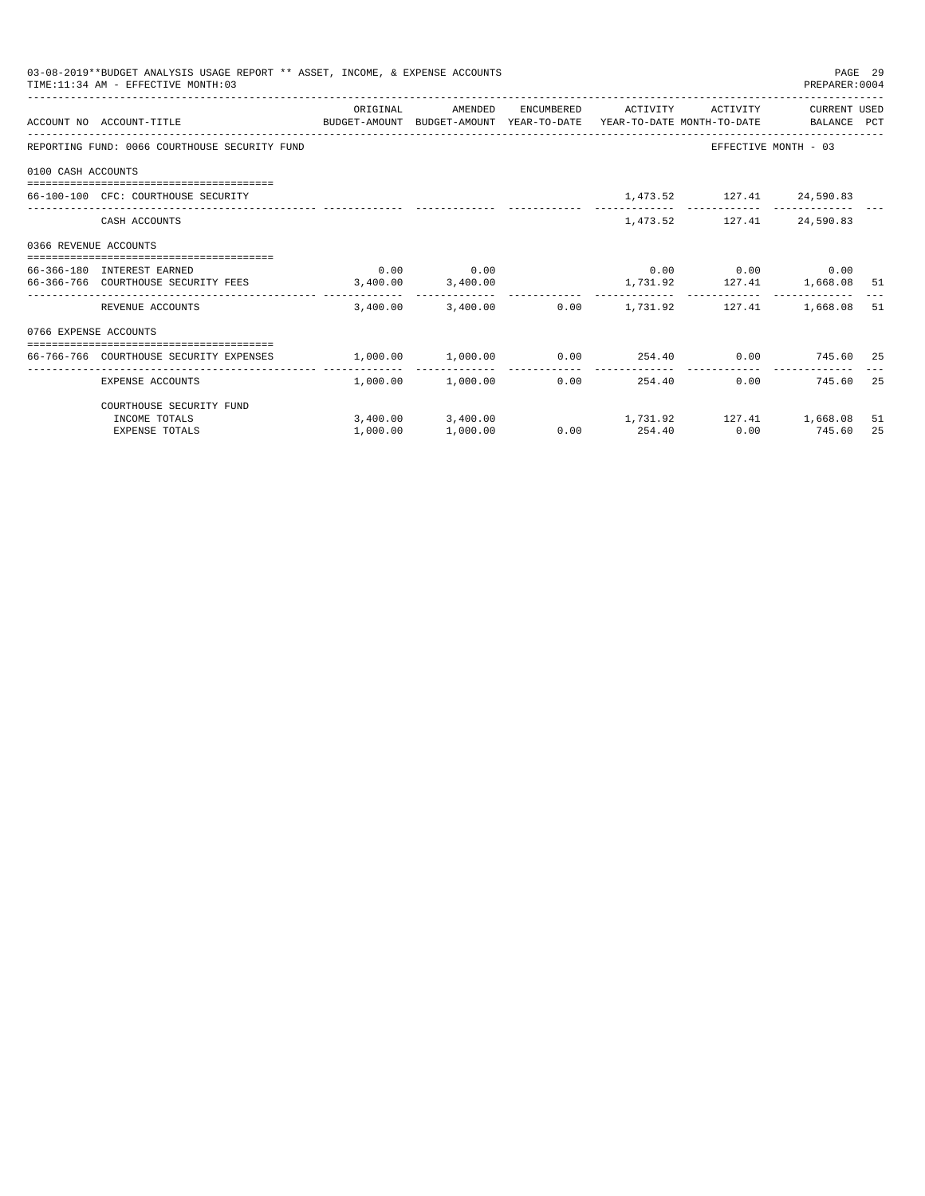03-08-2019**BUDGET ANALYSIS USAGE REPORT ** ASSET, INCOME, & EXPENSE ACCOUNTS
TIME:11:34 AM - EFFECTIVE MONTH:03

PREPARER:0004

| ACCOUNT NO | ACCOUNT-TITLE | ORIGINAL BUDGET-AMOUNT | AMENDED BUDGET-AMOUNT | ENCUMBERED YEAR-TO-DATE | ACTIVITY YEAR-TO-DATE | ACTIVITY MONTH-TO-DATE | CURRENT USED BALANCE | PCT |
|---|---|---|---|---|---|---|---|---|
| REPORTING FUND: 0066 COURTHOUSE SECURITY FUND | | | | | | EFFECTIVE MONTH - 03 | | |
| 0100 CASH ACCOUNTS | | | | | | | | |
| 66-100-100 | CFC: COURTHOUSE SECURITY | | | | 1,473.52 | 127.41 | 24,590.83 | |
| | CASH ACCOUNTS | | | | 1,473.52 | 127.41 | 24,590.83 | |
| 0366 REVENUE ACCOUNTS | | | | | | | | |
| 66-366-180 | INTEREST EARNED | 0.00 | 0.00 | | 0.00 | 0.00 | 0.00 | |
| 66-366-766 | COURTHOUSE SECURITY FEES | 3,400.00 | 3,400.00 | | 1,731.92 | 127.41 | 1,668.08 | 51 |
| | REVENUE ACCOUNTS | 3,400.00 | 3,400.00 | 0.00 | 1,731.92 | 127.41 | 1,668.08 | 51 |
| 0766 EXPENSE ACCOUNTS | | | | | | | | |
| 66-766-766 | COURTHOUSE SECURITY EXPENSES | 1,000.00 | 1,000.00 | 0.00 | 254.40 | 0.00 | 745.60 | 25 |
| | EXPENSE ACCOUNTS | 1,000.00 | 1,000.00 | 0.00 | 254.40 | 0.00 | 745.60 | 25 |
| | COURTHOUSE SECURITY FUND | | | | | | | |
| | INCOME TOTALS | 3,400.00 | 3,400.00 | | 1,731.92 | 127.41 | 1,668.08 | 51 |
| | EXPENSE TOTALS | 1,000.00 | 1,000.00 | 0.00 | 254.40 | 0.00 | 745.60 | 25 |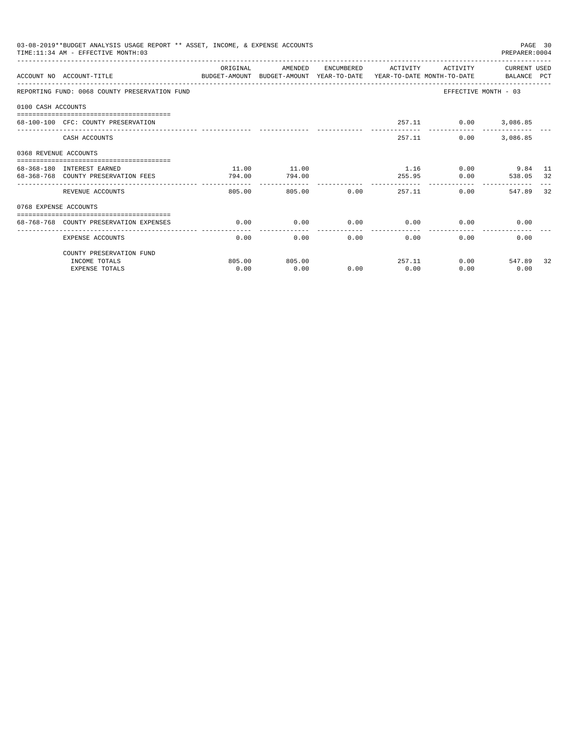03-08-2019**BUDGET ANALYSIS USAGE REPORT ** ASSET, INCOME, & EXPENSE ACCOUNTS
TIME:11:34 AM - EFFECTIVE MONTH:03

PREPARER:0004

| ACCOUNT NO | ACCOUNT-TITLE | ORIGINAL BUDGET-AMOUNT | AMENDED BUDGET-AMOUNT | ENCUMBERED YEAR-TO-DATE | ACTIVITY YEAR-TO-DATE | ACTIVITY MONTH-TO-DATE | CURRENT BALANCE | USED PCT |
|---|---|---|---|---|---|---|---|---|
| REPORTING FUND: 0068 COUNTY PRESERVATION FUND | | | | | | EFFECTIVE MONTH - 03 | | |
| 0100 CASH ACCOUNTS | | | | | | | | |
| 68-100-100 | CFC: COUNTY PRESERVATION | | | | 257.11 | 0.00 | 3,086.85 | |
| | CASH ACCOUNTS | | | | 257.11 | 0.00 | 3,086.85 | |
| 0368 REVENUE ACCOUNTS | | | | | | | | |
| 68-368-180 | INTEREST EARNED | 11.00 | 11.00 | | 1.16 | 0.00 | 9.84 | 11 |
| 68-368-768 | COUNTY PRESERVATION FEES | 794.00 | 794.00 | | 255.95 | 0.00 | 538.05 | 32 |
| | REVENUE ACCOUNTS | 805.00 | 805.00 | 0.00 | 257.11 | 0.00 | 547.89 | 32 |
| 0768 EXPENSE ACCOUNTS | | | | | | | | |
| 68-768-768 | COUNTY PRESERVATION EXPENSES | 0.00 | 0.00 | 0.00 | 0.00 | 0.00 | 0.00 | |
| | EXPENSE ACCOUNTS | 0.00 | 0.00 | 0.00 | 0.00 | 0.00 | 0.00 | |
| | COUNTY PRESERVATION FUND | | | | | | | |
| | INCOME TOTALS | 805.00 | 805.00 | | 257.11 | 0.00 | 547.89 | 32 |
| | EXPENSE TOTALS | 0.00 | 0.00 | 0.00 | 0.00 | 0.00 | 0.00 | |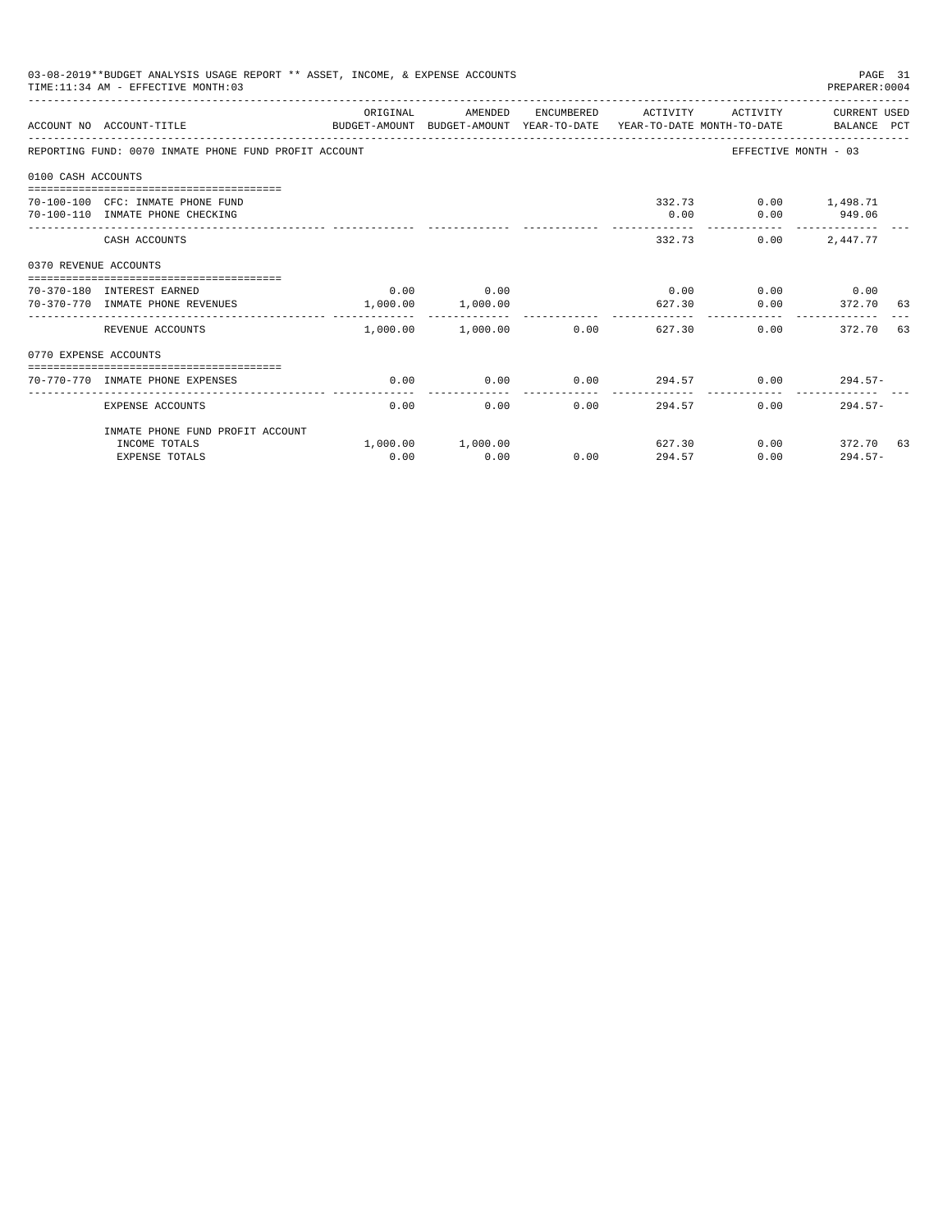03-08-2019**BUDGET ANALYSIS USAGE REPORT ** ASSET, INCOME, & EXPENSE ACCOUNTS

TIME:11:34 AM - EFFECTIVE MONTH:03

PREPARER:0004

| ACCOUNT NO | ACCOUNT-TITLE | ORIGINAL BUDGET-AMOUNT | AMENDED BUDGET-AMOUNT | ENCUMBERED YEAR-TO-DATE | ACTIVITY YEAR-TO-DATE | ACTIVITY MONTH-TO-DATE | CURRENT USED BALANCE | PCT |
|---|---|---|---|---|---|---|---|---|
| REPORTING FUND: 0070 INMATE PHONE FUND PROFIT ACCOUNT | | | | | | EFFECTIVE MONTH - 03 | | |
| 0100 CASH ACCOUNTS | | | | | | | | |
| 70-100-100 | CFC: INMATE PHONE FUND | | | | 332.73 | 0.00 | 1,498.71 | |
| 70-100-110 | INMATE PHONE CHECKING | | | | 0.00 | 0.00 | 949.06 | |
| | CASH ACCOUNTS | | | | 332.73 | 0.00 | 2,447.77 | |
| 0370 REVENUE ACCOUNTS | | | | | | | | |
| 70-370-180 | INTEREST EARNED | 0.00 | 0.00 | | 0.00 | 0.00 | 0.00 | |
| 70-370-770 | INMATE PHONE REVENUES | 1,000.00 | 1,000.00 | | 627.30 | 0.00 | 372.70 | 63 |
| | REVENUE ACCOUNTS | 1,000.00 | 1,000.00 | 0.00 | 627.30 | 0.00 | 372.70 | 63 |
| 0770 EXPENSE ACCOUNTS | | | | | | | | |
| 70-770-770 | INMATE PHONE EXPENSES | 0.00 | 0.00 | 0.00 | 294.57 | 0.00 | 294.57- | |
| | EXPENSE ACCOUNTS | 0.00 | 0.00 | 0.00 | 294.57 | 0.00 | 294.57- | |
| | INMATE PHONE FUND PROFIT ACCOUNT | | | | | | | |
| | INCOME TOTALS | 1,000.00 | 1,000.00 | | 627.30 | 0.00 | 372.70 | 63 |
| | EXPENSE TOTALS | 0.00 | 0.00 | 0.00 | 294.57 | 0.00 | 294.57- | |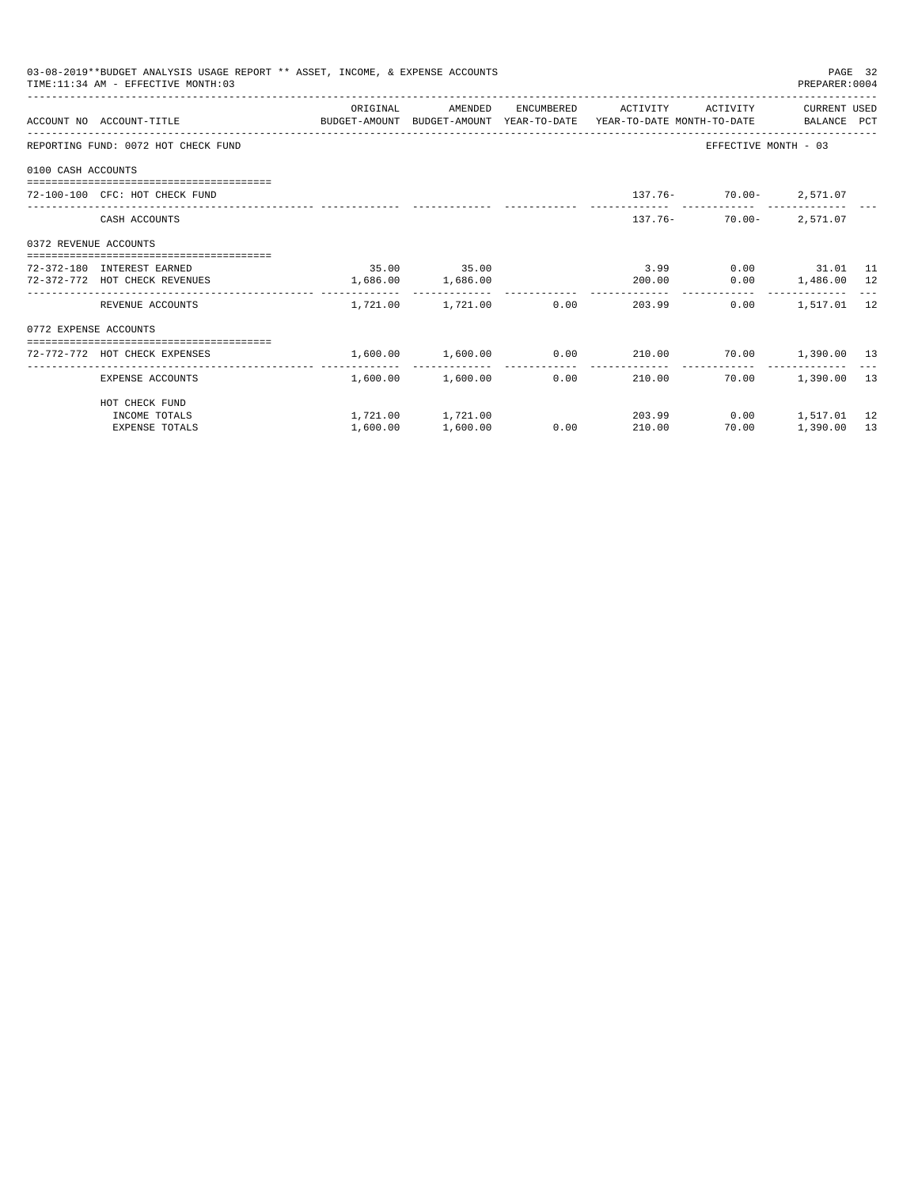03-08-2019**BUDGET ANALYSIS USAGE REPORT ** ASSET, INCOME, & EXPENSE ACCOUNTS

TIME:11:34 AM - EFFECTIVE MONTH:03

PREPARER:0004

| ACCOUNT NO ACCOUNT-TITLE | ORIGINAL BUDGET-AMOUNT | AMENDED BUDGET-AMOUNT | ENCUMBERED YEAR-TO-DATE | ACTIVITY YEAR-TO-DATE | ACTIVITY MONTH-TO-DATE | CURRENT USED BALANCE | PCT |
|---|---|---|---|---|---|---|---|
| REPORTING FUND: 0072 HOT CHECK FUND | | | | | EFFECTIVE MONTH - 03 | | |
| 0100 CASH ACCOUNTS | | | | | | | |
| 72-100-100 CFC: HOT CHECK FUND | | | | 137.76- | 70.00- | 2,571.07 | |
| CASH ACCOUNTS | | | | 137.76- | 70.00- | 2,571.07 | |
| 0372 REVENUE ACCOUNTS | | | | | | | |
| 72-372-180 INTEREST EARNED | 35.00 | 35.00 | | 3.99 | 0.00 | 31.01 | 11 |
| 72-372-772 HOT CHECK REVENUES | 1,686.00 | 1,686.00 | | 200.00 | 0.00 | 1,486.00 | 12 |
| REVENUE ACCOUNTS | 1,721.00 | 1,721.00 | 0.00 | 203.99 | 0.00 | 1,517.01 | 12 |
| 0772 EXPENSE ACCOUNTS | | | | | | | |
| 72-772-772 HOT CHECK EXPENSES | 1,600.00 | 1,600.00 | 0.00 | 210.00 | 70.00 | 1,390.00 | 13 |
| EXPENSE ACCOUNTS | 1,600.00 | 1,600.00 | 0.00 | 210.00 | 70.00 | 1,390.00 | 13 |
| HOT CHECK FUND | | | | | | | |
| INCOME TOTALS | 1,721.00 | 1,721.00 | | 203.99 | 0.00 | 1,517.01 | 12 |
| EXPENSE TOTALS | 1,600.00 | 1,600.00 | 0.00 | 210.00 | 70.00 | 1,390.00 | 13 |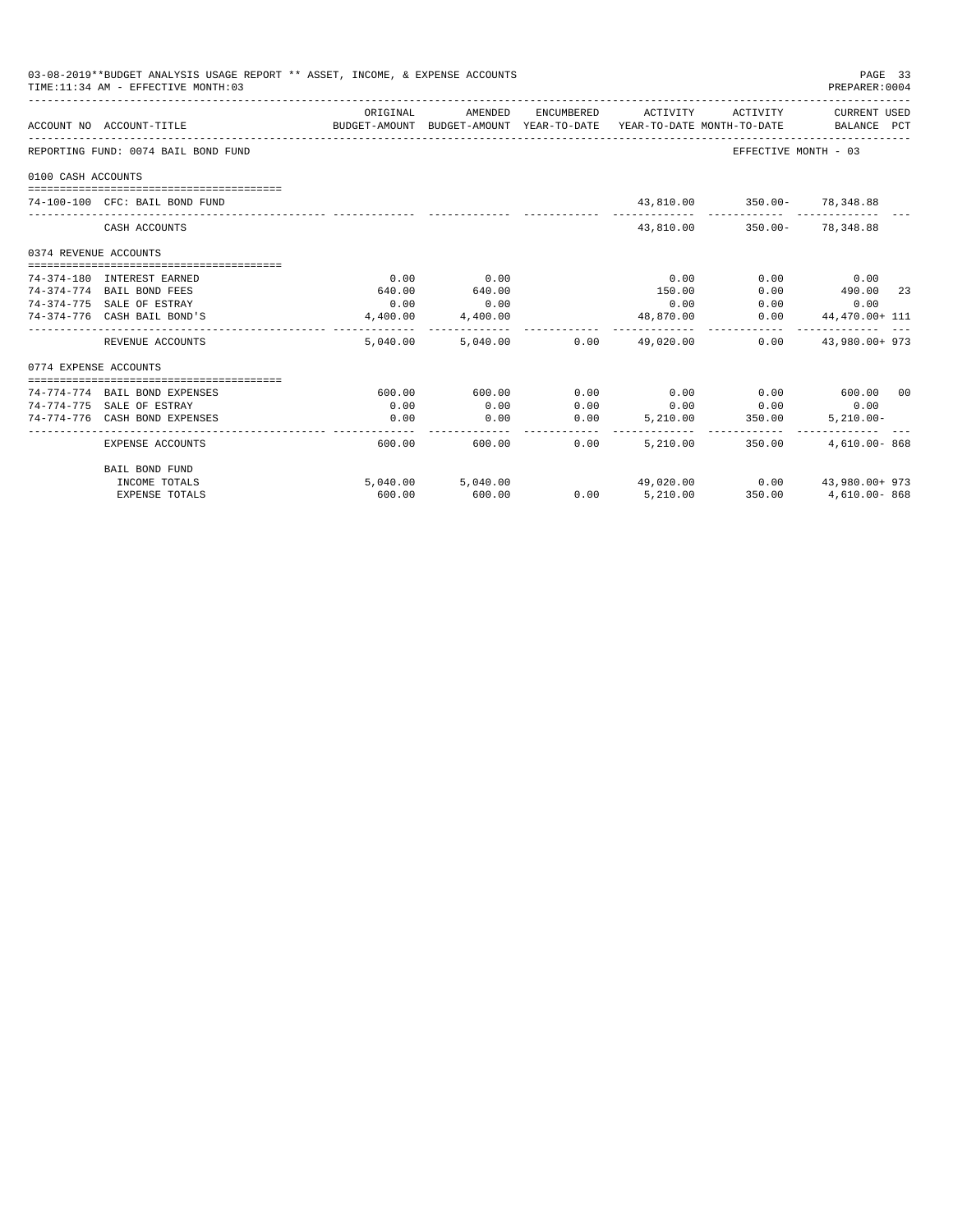03-08-2019**BUDGET ANALYSIS USAGE REPORT ** ASSET, INCOME, & EXPENSE ACCOUNTS

TIME:11:34 AM - EFFECTIVE MONTH:03

PREPARER:0004

| ACCOUNT NO | ACCOUNT-TITLE | ORIGINAL BUDGET-AMOUNT | AMENDED BUDGET-AMOUNT | ENCUMBERED YEAR-TO-DATE | ACTIVITY YEAR-TO-DATE | ACTIVITY MONTH-TO-DATE | CURRENT USED BALANCE | PCT |
|---|---|---|---|---|---|---|---|---|
| REPORTING FUND: 0074 BAIL BOND FUND | | | | | | EFFECTIVE MONTH - 03 | | |
| 0100 CASH ACCOUNTS | | | | | | | | |
| 74-100-100 | CFC: BAIL BOND FUND | | | | 43,810.00 | 350.00- | 78,348.88 | |
| | CASH ACCOUNTS | | | | 43,810.00 | 350.00- | 78,348.88 | |
| 0374 REVENUE ACCOUNTS | | | | | | | | |
| 74-374-180 | INTEREST EARNED | 0.00 | 0.00 | | 0.00 | 0.00 | 0.00 | |
| 74-374-774 | BAIL BOND FEES | 640.00 | 640.00 | | 150.00 | 0.00 | 490.00 | 23 |
| 74-374-775 | SALE OF ESTRAY | 0.00 | 0.00 | | 0.00 | 0.00 | 0.00 | |
| 74-374-776 | CASH BAIL BOND'S | 4,400.00 | 4,400.00 | | 48,870.00 | 0.00 | 44,470.00+ | 111 |
| | REVENUE ACCOUNTS | 5,040.00 | 5,040.00 | 0.00 | 49,020.00 | 0.00 | 43,980.00+ | 973 |
| 0774 EXPENSE ACCOUNTS | | | | | | | | |
| 74-774-774 | BAIL BOND EXPENSES | 600.00 | 600.00 | 0.00 | 0.00 | 0.00 | 600.00 | 00 |
| 74-774-775 | SALE OF ESTRAY | 0.00 | 0.00 | 0.00 | 0.00 | 0.00 | 0.00 | |
| 74-774-776 | CASH BOND EXPENSES | 0.00 | 0.00 | 0.00 | 5,210.00 | 350.00 | 5,210.00- | |
| | EXPENSE ACCOUNTS | 600.00 | 600.00 | 0.00 | 5,210.00 | 350.00 | 4,610.00- | 868 |
| | BAIL BOND FUND | | | | | | | |
| | INCOME TOTALS | 5,040.00 | 5,040.00 | | 49,020.00 | 0.00 | 43,980.00+ | 973 |
| | EXPENSE TOTALS | 600.00 | 600.00 | 0.00 | 5,210.00 | 350.00 | 4,610.00- | 868 |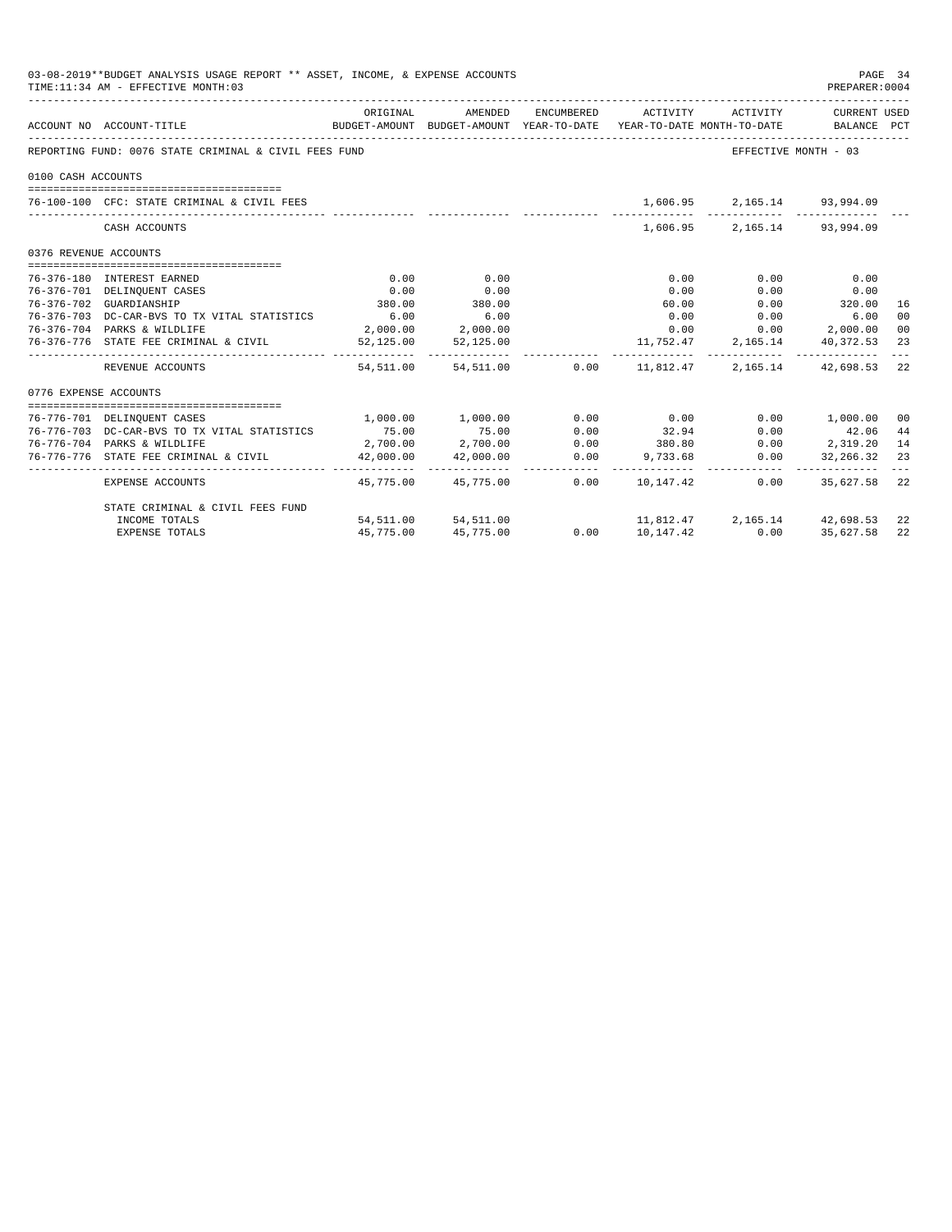03-08-2019**BUDGET ANALYSIS USAGE REPORT ** ASSET, INCOME, & EXPENSE ACCOUNTS
TIME:11:34 AM - EFFECTIVE MONTH:03
PREPARER:0004

REPORTING FUND: 0076 STATE CRIMINAL & CIVIL FEES FUND — EFFECTIVE MONTH - 03

| ACCOUNT NO | ACCOUNT-TITLE | ORIGINAL BUDGET-AMOUNT | AMENDED BUDGET-AMOUNT | ENCUMBERED YEAR-TO-DATE | ACTIVITY YEAR-TO-DATE | ACTIVITY MONTH-TO-DATE | CURRENT USED BALANCE | PCT |
|---|---|---|---|---|---|---|---|---|
| **0100 CASH ACCOUNTS** | | | | | | | | |
| 76-100-100 | CFC: STATE CRIMINAL & CIVIL FEES | | | | 1,606.95 | 2,165.14 | 93,994.09 | |
| | CASH ACCOUNTS | | | | 1,606.95 | 2,165.14 | 93,994.09 | |
| **0376 REVENUE ACCOUNTS** | | | | | | | | |
| 76-376-180 | INTEREST EARNED | 0.00 | 0.00 | | 0.00 | 0.00 | 0.00 | |
| 76-376-701 | DELINQUENT CASES | 0.00 | 0.00 | | 0.00 | 0.00 | 0.00 | |
| 76-376-702 | GUARDIANSHIP | 380.00 | 380.00 | | 60.00 | 0.00 | 320.00 | 16 |
| 76-376-703 | DC-CAR-BVS TO TX VITAL STATISTICS | 6.00 | 6.00 | | 0.00 | 0.00 | 6.00 | 00 |
| 76-376-704 | PARKS & WILDLIFE | 2,000.00 | 2,000.00 | | 0.00 | 0.00 | 2,000.00 | 00 |
| 76-376-776 | STATE FEE CRIMINAL & CIVIL | 52,125.00 | 52,125.00 | | 11,752.47 | 2,165.14 | 40,372.53 | 23 |
| | REVENUE ACCOUNTS | 54,511.00 | 54,511.00 | 0.00 | 11,812.47 | 2,165.14 | 42,698.53 | 22 |
| **0776 EXPENSE ACCOUNTS** | | | | | | | | |
| 76-776-701 | DELINQUENT CASES | 1,000.00 | 1,000.00 | 0.00 | 0.00 | 0.00 | 1,000.00 | 00 |
| 76-776-703 | DC-CAR-BVS TO TX VITAL STATISTICS | 75.00 | 75.00 | 0.00 | 32.94 | 0.00 | 42.06 | 44 |
| 76-776-704 | PARKS & WILDLIFE | 2,700.00 | 2,700.00 | 0.00 | 380.80 | 0.00 | 2,319.20 | 14 |
| 76-776-776 | STATE FEE CRIMINAL & CIVIL | 42,000.00 | 42,000.00 | 0.00 | 9,733.68 | 0.00 | 32,266.32 | 23 |
| | EXPENSE ACCOUNTS | 45,775.00 | 45,775.00 | 0.00 | 10,147.42 | 0.00 | 35,627.58 | 22 |
| | STATE CRIMINAL & CIVIL FEES FUND | | | | | | | |
| | INCOME TOTALS | 54,511.00 | 54,511.00 | | 11,812.47 | 2,165.14 | 42,698.53 | 22 |
| | EXPENSE TOTALS | 45,775.00 | 45,775.00 | 0.00 | 10,147.42 | 0.00 | 35,627.58 | 22 |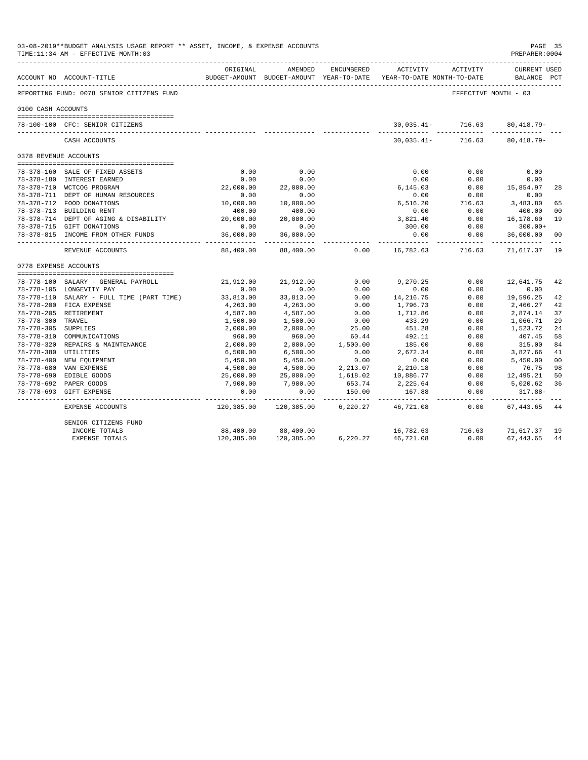03-08-2019**BUDGET ANALYSIS USAGE REPORT ** ASSET, INCOME, & EXPENSE ACCOUNTS
TIME:11:34 AM - EFFECTIVE MONTH:03

PREPARER:0004

| ACCOUNT NO | ACCOUNT-TITLE | ORIGINAL BUDGET-AMOUNT | AMENDED BUDGET-AMOUNT | ENCUMBERED YEAR-TO-DATE | ACTIVITY YEAR-TO-DATE | ACTIVITY MONTH-TO-DATE | CURRENT USED BALANCE | PCT |
|---|---|---|---|---|---|---|---|---|
| REPORTING FUND: 0078 SENIOR CITIZENS FUND | | | | | | EFFECTIVE MONTH - 03 | | |
| 0100 CASH ACCOUNTS | | | | | | | | |
| 78-100-100 | CFC: SENIOR CITIZENS | | | | 30,035.41- | 716.63 | 80,418.79- | |
| | CASH ACCOUNTS | | | | 30,035.41- | 716.63 | 80,418.79- | |
| 0378 REVENUE ACCOUNTS | | | | | | | | |
| 78-378-160 | SALE OF FIXED ASSETS | 0.00 | 0.00 | | 0.00 | 0.00 | 0.00 | |
| 78-378-180 | INTEREST EARNED | 0.00 | 0.00 | | 0.00 | 0.00 | 0.00 | |
| 78-378-710 | WCTCOG PROGRAM | 22,000.00 | 22,000.00 | | 6,145.03 | 0.00 | 15,854.97 | 28 |
| 78-378-711 | DEPT OF HUMAN RESOURCES | 0.00 | 0.00 | | 0.00 | 0.00 | 0.00 | |
| 78-378-712 | FOOD DONATIONS | 10,000.00 | 10,000.00 | | 6,516.20 | 716.63 | 3,483.80 | 65 |
| 78-378-713 | BUILDING RENT | 400.00 | 400.00 | | 0.00 | 0.00 | 400.00 | 00 |
| 78-378-714 | DEPT OF AGING & DISABILITY | 20,000.00 | 20,000.00 | | 3,821.40 | 0.00 | 16,178.60 | 19 |
| 78-378-715 | GIFT DONATIONS | 0.00 | 0.00 | | 300.00 | 0.00 | 300.00+ | |
| 78-378-815 | INCOME FROM OTHER FUNDS | 36,000.00 | 36,000.00 | | 0.00 | 0.00 | 36,000.00 | 00 |
| | REVENUE ACCOUNTS | 88,400.00 | 88,400.00 | 0.00 | 16,782.63 | 716.63 | 71,617.37 | 19 |
| 0778 EXPENSE ACCOUNTS | | | | | | | | |
| 78-778-100 | SALARY - GENERAL PAYROLL | 21,912.00 | 21,912.00 | 0.00 | 9,270.25 | 0.00 | 12,641.75 | 42 |
| 78-778-105 | LONGEVITY PAY | 0.00 | 0.00 | 0.00 | 0.00 | 0.00 | 0.00 | |
| 78-778-110 | SALARY - FULL TIME (PART TIME) | 33,813.00 | 33,813.00 | 0.00 | 14,216.75 | 0.00 | 19,596.25 | 42 |
| 78-778-200 | FICA EXPENSE | 4,263.00 | 4,263.00 | 0.00 | 1,796.73 | 0.00 | 2,466.27 | 42 |
| 78-778-205 | RETIREMENT | 4,587.00 | 4,587.00 | 0.00 | 1,712.86 | 0.00 | 2,874.14 | 37 |
| 78-778-300 | TRAVEL | 1,500.00 | 1,500.00 | 0.00 | 433.29 | 0.00 | 1,066.71 | 29 |
| 78-778-305 | SUPPLIES | 2,000.00 | 2,000.00 | 25.00 | 451.28 | 0.00 | 1,523.72 | 24 |
| 78-778-310 | COMMUNICATIONS | 960.00 | 960.00 | 60.44 | 492.11 | 0.00 | 407.45 | 58 |
| 78-778-320 | REPAIRS & MAINTENANCE | 2,000.00 | 2,000.00 | 1,500.00 | 185.00 | 0.00 | 315.00 | 84 |
| 78-778-380 | UTILITIES | 6,500.00 | 6,500.00 | 0.00 | 2,672.34 | 0.00 | 3,827.66 | 41 |
| 78-778-400 | NEW EQUIPMENT | 5,450.00 | 5,450.00 | 0.00 | 0.00 | 0.00 | 5,450.00 | 00 |
| 78-778-680 | VAN EXPENSE | 4,500.00 | 4,500.00 | 2,213.07 | 2,210.18 | 0.00 | 76.75 | 98 |
| 78-778-690 | EDIBLE GOODS | 25,000.00 | 25,000.00 | 1,618.02 | 10,886.77 | 0.00 | 12,495.21 | 50 |
| 78-778-692 | PAPER GOODS | 7,900.00 | 7,900.00 | 653.74 | 2,225.64 | 0.00 | 5,020.62 | 36 |
| 78-778-693 | GIFT EXPENSE | 0.00 | 0.00 | 150.00 | 167.88 | 0.00 | 317.88- | |
| | EXPENSE ACCOUNTS | 120,385.00 | 120,385.00 | 6,220.27 | 46,721.08 | 0.00 | 67,443.65 | 44 |
| | SENIOR CITIZENS FUND | | | | | | | |
| | INCOME TOTALS | 88,400.00 | 88,400.00 | | 16,782.63 | 716.63 | 71,617.37 | 19 |
| | EXPENSE TOTALS | 120,385.00 | 120,385.00 | 6,220.27 | 46,721.08 | 0.00 | 67,443.65 | 44 |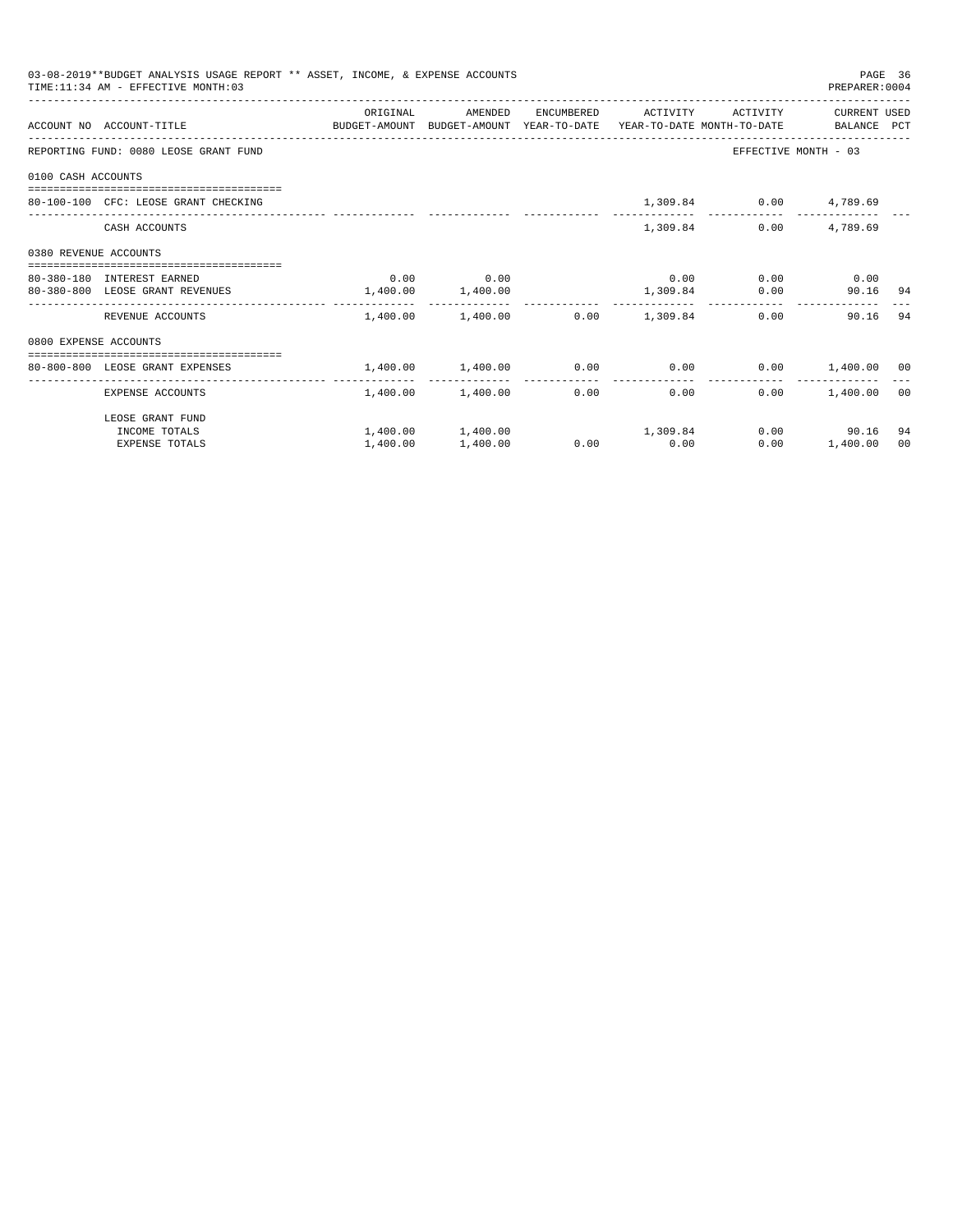03-08-2019**BUDGET ANALYSIS USAGE REPORT ** ASSET, INCOME, & EXPENSE ACCOUNTS
TIME:11:34 AM - EFFECTIVE MONTH:03

PREPARER:0004

| ACCOUNT NO | ACCOUNT-TITLE | ORIGINAL BUDGET-AMOUNT | AMENDED BUDGET-AMOUNT | ENCUMBERED YEAR-TO-DATE | ACTIVITY YEAR-TO-DATE | ACTIVITY MONTH-TO-DATE | CURRENT BALANCE | USED PCT |
|---|---|---|---|---|---|---|---|---|
| REPORTING FUND: 0080 LEOSE GRANT FUND | | | | | | | EFFECTIVE MONTH - 03 | |
| 0100 CASH ACCOUNTS | | | | | | | | |
| 80-100-100 | CFC: LEOSE GRANT CHECKING | | | | 1,309.84 | 0.00 | 4,789.69 | |
| | CASH ACCOUNTS | | | | 1,309.84 | 0.00 | 4,789.69 | |
| 0380 REVENUE ACCOUNTS | | | | | | | | |
| 80-380-180 | INTEREST EARNED | 0.00 | 0.00 | | 0.00 | 0.00 | 0.00 | |
| 80-380-800 | LEOSE GRANT REVENUES | 1,400.00 | 1,400.00 | | 1,309.84 | 0.00 | 90.16 | 94 |
| | REVENUE ACCOUNTS | 1,400.00 | 1,400.00 | 0.00 | 1,309.84 | 0.00 | 90.16 | 94 |
| 0800 EXPENSE ACCOUNTS | | | | | | | | |
| 80-800-800 | LEOSE GRANT EXPENSES | 1,400.00 | 1,400.00 | 0.00 | 0.00 | 0.00 | 1,400.00 | 00 |
| | EXPENSE ACCOUNTS | 1,400.00 | 1,400.00 | 0.00 | 0.00 | 0.00 | 1,400.00 | 00 |
| | LEOSE GRANT FUND | | | | | | | |
| | INCOME TOTALS | 1,400.00 | 1,400.00 | | 1,309.84 | 0.00 | 90.16 | 94 |
| | EXPENSE TOTALS | 1,400.00 | 1,400.00 | 0.00 | 0.00 | 0.00 | 1,400.00 | 00 |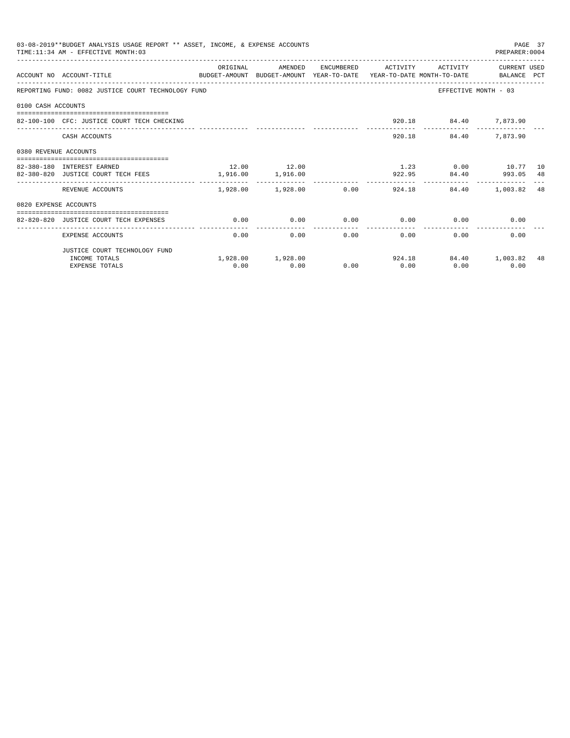03-08-2019**BUDGET ANALYSIS USAGE REPORT ** ASSET, INCOME, & EXPENSE ACCOUNTS

TIME:11:34 AM - EFFECTIVE MONTH:03

PREPARER:0004

| ACCOUNT NO | ACCOUNT-TITLE | ORIGINAL BUDGET-AMOUNT | AMENDED BUDGET-AMOUNT | ENCUMBERED YEAR-TO-DATE | ACTIVITY YEAR-TO-DATE | ACTIVITY MONTH-TO-DATE | CURRENT BALANCE | USED PCT |
|---|---|---|---|---|---|---|---|---|
| REPORTING FUND: 0082 JUSTICE COURT TECHNOLOGY FUND | | | | | | | EFFECTIVE MONTH - 03 | |
| 0100 CASH ACCOUNTS | | | | | | | | |
| 82-100-100 | CFC: JUSTICE COURT TECH CHECKING | | | | 920.18 | 84.40 | 7,873.90 | |
| | CASH ACCOUNTS | | | | 920.18 | 84.40 | 7,873.90 | |
| 0380 REVENUE ACCOUNTS | | | | | | | | |
| 82-380-180 | INTEREST EARNED | 12.00 | 12.00 | | 1.23 | 0.00 | 10.77 | 10 |
| 82-380-820 | JUSTICE COURT TECH FEES | 1,916.00 | 1,916.00 | | 922.95 | 84.40 | 993.05 | 48 |
| | REVENUE ACCOUNTS | 1,928.00 | 1,928.00 | 0.00 | 924.18 | 84.40 | 1,003.82 | 48 |
| 0820 EXPENSE ACCOUNTS | | | | | | | | |
| 82-820-820 | JUSTICE COURT TECH EXPENSES | 0.00 | 0.00 | 0.00 | 0.00 | 0.00 | 0.00 | |
| | EXPENSE ACCOUNTS | 0.00 | 0.00 | 0.00 | 0.00 | 0.00 | 0.00 | |
| | JUSTICE COURT TECHNOLOGY FUND | | | | | | | |
| | INCOME TOTALS | 1,928.00 | 1,928.00 | | 924.18 | 84.40 | 1,003.82 | 48 |
| | EXPENSE TOTALS | 0.00 | 0.00 | 0.00 | 0.00 | 0.00 | 0.00 | |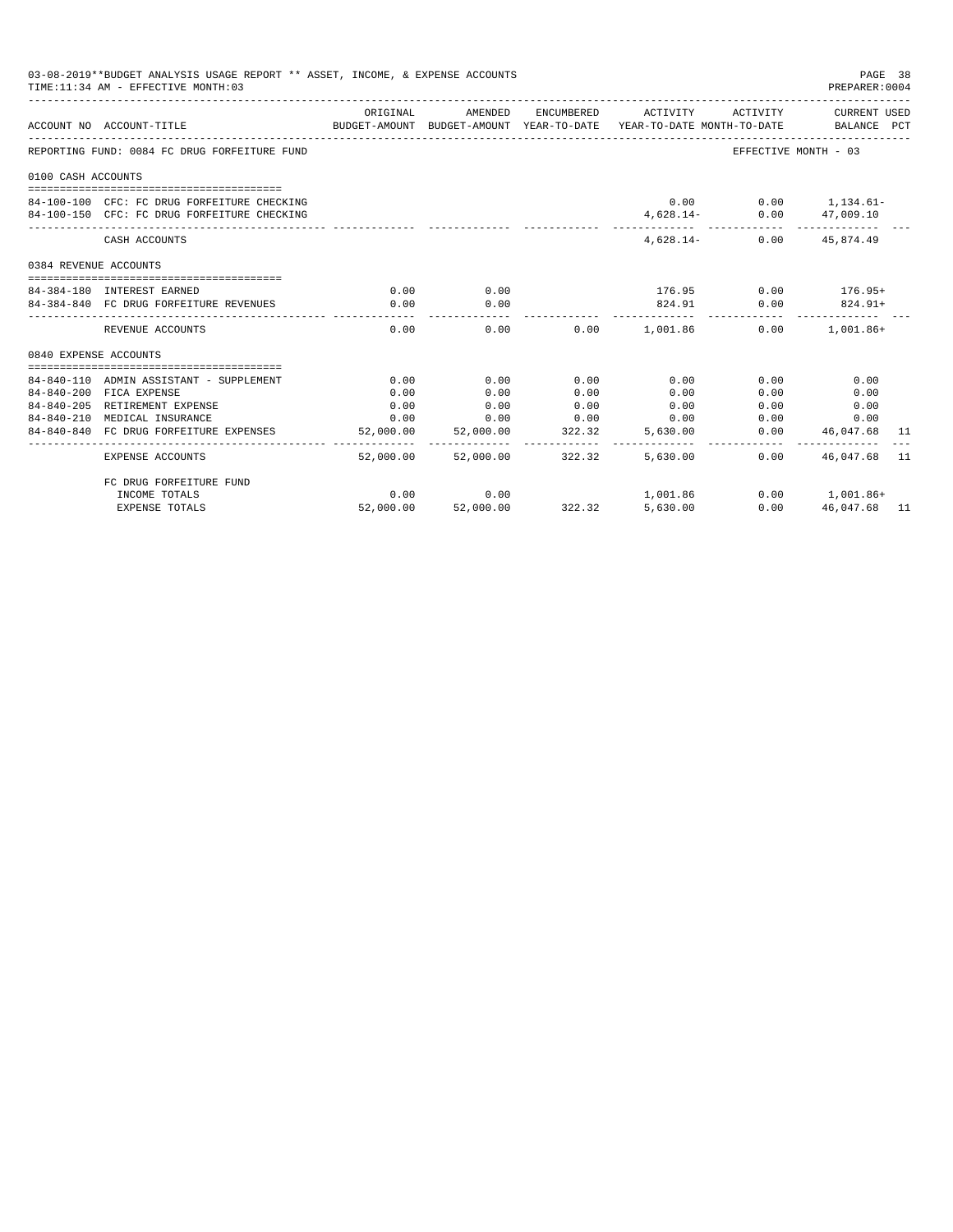03-08-2019**BUDGET ANALYSIS USAGE REPORT ** ASSET, INCOME, & EXPENSE ACCOUNTS
TIME:11:34 AM - EFFECTIVE MONTH:03

PREPARER:0004

| ACCOUNT NO | ACCOUNT-TITLE | ORIGINAL BUDGET-AMOUNT | AMENDED BUDGET-AMOUNT | ENCUMBERED YEAR-TO-DATE | ACTIVITY YEAR-TO-DATE | ACTIVITY MONTH-TO-DATE | CURRENT USED BALANCE | PCT |
|---|---|---|---|---|---|---|---|---|
| REPORTING FUND: 0084 FC DRUG FORFEITURE FUND | | | | | | EFFECTIVE MONTH - 03 | | |
| 0100 CASH ACCOUNTS | | | | | | | | |
| 84-100-100 | CFC: FC DRUG FORFEITURE CHECKING | | | | 0.00 | 0.00 | 1,134.61- | |
| 84-100-150 | CFC: FC DRUG FORFEITURE CHECKING | | | | 4,628.14- | 0.00 | 47,009.10 | |
| | CASH ACCOUNTS | | | | 4,628.14- | 0.00 | 45,874.49 | |
| 0384 REVENUE ACCOUNTS | | | | | | | | |
| 84-384-180 | INTEREST EARNED | 0.00 | 0.00 | | 176.95 | 0.00 | 176.95+ | |
| 84-384-840 | FC DRUG FORFEITURE REVENUES | 0.00 | 0.00 | | 824.91 | 0.00 | 824.91+ | |
| | REVENUE ACCOUNTS | 0.00 | 0.00 | 0.00 | 1,001.86 | 0.00 | 1,001.86+ | |
| 0840 EXPENSE ACCOUNTS | | | | | | | | |
| 84-840-110 | ADMIN ASSISTANT - SUPPLEMENT | 0.00 | 0.00 | 0.00 | 0.00 | 0.00 | 0.00 | |
| 84-840-200 | FICA EXPENSE | 0.00 | 0.00 | 0.00 | 0.00 | 0.00 | 0.00 | |
| 84-840-205 | RETIREMENT EXPENSE | 0.00 | 0.00 | 0.00 | 0.00 | 0.00 | 0.00 | |
| 84-840-210 | MEDICAL INSURANCE | 0.00 | 0.00 | 0.00 | 0.00 | 0.00 | 0.00 | |
| 84-840-840 | FC DRUG FORFEITURE EXPENSES | 52,000.00 | 52,000.00 | 322.32 | 5,630.00 | 0.00 | 46,047.68 | 11 |
| | EXPENSE ACCOUNTS | 52,000.00 | 52,000.00 | 322.32 | 5,630.00 | 0.00 | 46,047.68 | 11 |
| | FC DRUG FORFEITURE FUND | | | | | | | |
| | INCOME TOTALS | 0.00 | 0.00 | | 1,001.86 | 0.00 | 1,001.86+ | |
| | EXPENSE TOTALS | 52,000.00 | 52,000.00 | 322.32 | 5,630.00 | 0.00 | 46,047.68 | 11 |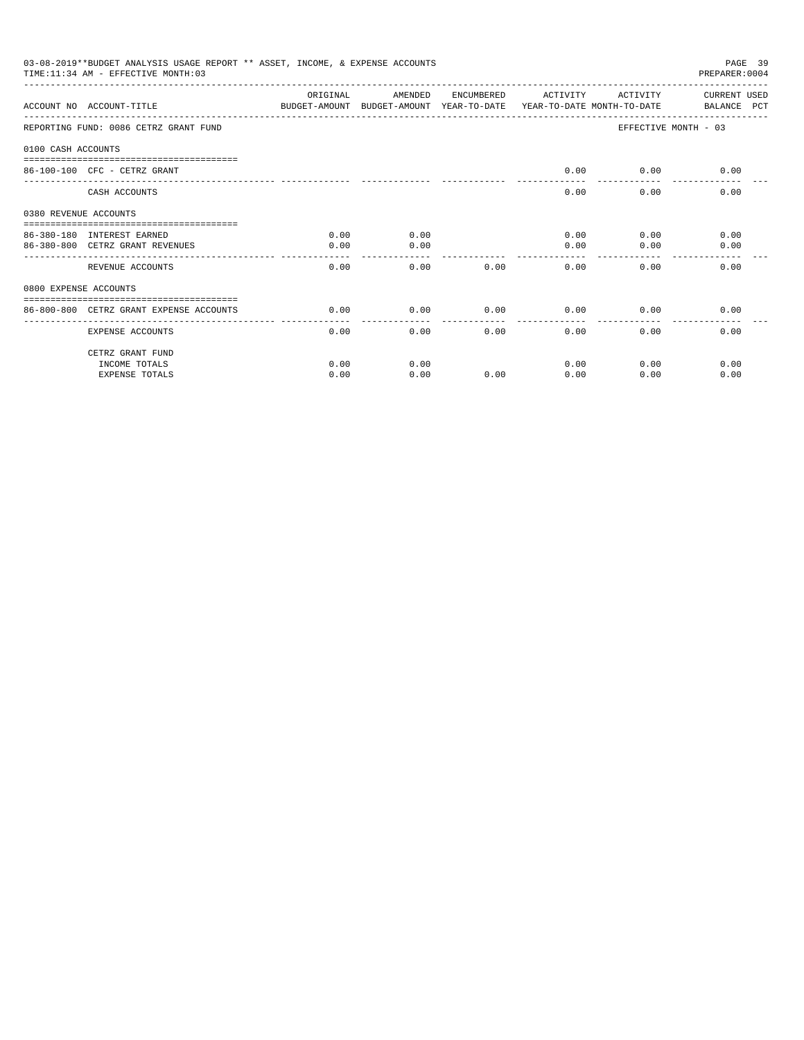03-08-2019**BUDGET ANALYSIS USAGE REPORT ** ASSET, INCOME, & EXPENSE ACCOUNTS
TIME:11:34 AM - EFFECTIVE MONTH:03

PREPARER:0004

| ACCOUNT NO | ACCOUNT-TITLE | ORIGINAL BUDGET-AMOUNT | AMENDED BUDGET-AMOUNT | ENCUMBERED YEAR-TO-DATE | ACTIVITY YEAR-TO-DATE | ACTIVITY MONTH-TO-DATE | CURRENT USED BALANCE PCT |
|---|---|---|---|---|---|---|---|
| REPORTING FUND: 0086 CETRZ GRANT FUND | | | | | | EFFECTIVE MONTH - 03 | |
| 0100 CASH ACCOUNTS | | | | | | | |
| 86-100-100 | CFC - CETRZ GRANT | | | | 0.00 | 0.00 | 0.00 |
| | CASH ACCOUNTS | | | | 0.00 | 0.00 | 0.00 |
| 0380 REVENUE ACCOUNTS | | | | | | | |
| 86-380-180 | INTEREST EARNED | 0.00 | 0.00 | | 0.00 | 0.00 | 0.00 |
| 86-380-800 | CETRZ GRANT REVENUES | 0.00 | 0.00 | | 0.00 | 0.00 | 0.00 |
| | REVENUE ACCOUNTS | 0.00 | 0.00 | 0.00 | 0.00 | 0.00 | 0.00 |
| 0800 EXPENSE ACCOUNTS | | | | | | | |
| 86-800-800 | CETRZ GRANT EXPENSE ACCOUNTS | 0.00 | 0.00 | 0.00 | 0.00 | 0.00 | 0.00 |
| | EXPENSE ACCOUNTS | 0.00 | 0.00 | 0.00 | 0.00 | 0.00 | 0.00 |
| | CETRZ GRANT FUND | | | | | | |
| | INCOME TOTALS | 0.00 | 0.00 | | 0.00 | 0.00 | 0.00 |
| | EXPENSE TOTALS | 0.00 | 0.00 | 0.00 | 0.00 | 0.00 | 0.00 |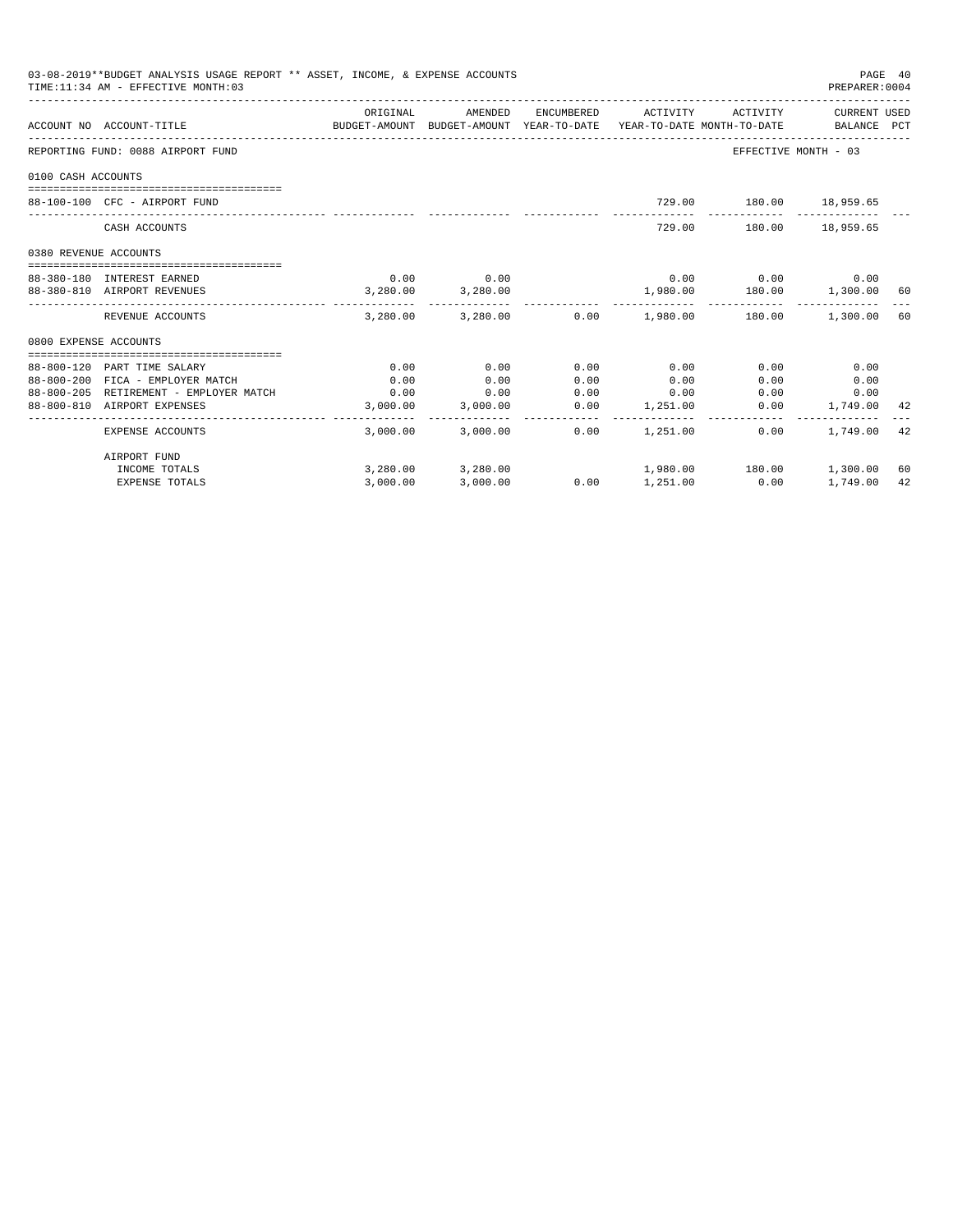03-08-2019**BUDGET ANALYSIS USAGE REPORT ** ASSET, INCOME, & EXPENSE ACCOUNTS
TIME:11:34 AM - EFFECTIVE MONTH:03

PREPARER:0004

| ACCOUNT NO | ACCOUNT-TITLE | ORIGINAL BUDGET-AMOUNT | AMENDED BUDGET-AMOUNT | ENCUMBERED YEAR-TO-DATE | ACTIVITY YEAR-TO-DATE | ACTIVITY MONTH-TO-DATE | CURRENT USED BALANCE | PCT |
|---|---|---|---|---|---|---|---|---|
| REPORTING FUND: 0088 AIRPORT FUND | | | | | | | EFFECTIVE MONTH - 03 | |
| 0100 CASH ACCOUNTS | | | | | | | | |
| 88-100-100 | CFC - AIRPORT FUND | | | | 729.00 | 180.00 | 18,959.65 | |
| | CASH ACCOUNTS | | | | 729.00 | 180.00 | 18,959.65 | |
| 0380 REVENUE ACCOUNTS | | | | | | | | |
| 88-380-180 | INTEREST EARNED | 0.00 | 0.00 | | 0.00 | 0.00 | 0.00 | |
| 88-380-810 | AIRPORT REVENUES | 3,280.00 | 3,280.00 | | 1,980.00 | 180.00 | 1,300.00 | 60 |
| | REVENUE ACCOUNTS | 3,280.00 | 3,280.00 | 0.00 | 1,980.00 | 180.00 | 1,300.00 | 60 |
| 0800 EXPENSE ACCOUNTS | | | | | | | | |
| 88-800-120 | PART TIME SALARY | 0.00 | 0.00 | 0.00 | 0.00 | 0.00 | 0.00 | |
| 88-800-200 | FICA - EMPLOYER MATCH | 0.00 | 0.00 | 0.00 | 0.00 | 0.00 | 0.00 | |
| 88-800-205 | RETIREMENT - EMPLOYER MATCH | 0.00 | 0.00 | 0.00 | 0.00 | 0.00 | 0.00 | |
| 88-800-810 | AIRPORT EXPENSES | 3,000.00 | 3,000.00 | 0.00 | 1,251.00 | 0.00 | 1,749.00 | 42 |
| | EXPENSE ACCOUNTS | 3,000.00 | 3,000.00 | 0.00 | 1,251.00 | 0.00 | 1,749.00 | 42 |
| | AIRPORT FUND | | | | | | | |
| | INCOME TOTALS | 3,280.00 | 3,280.00 | | 1,980.00 | 180.00 | 1,300.00 | 60 |
| | EXPENSE TOTALS | 3,000.00 | 3,000.00 | 0.00 | 1,251.00 | 0.00 | 1,749.00 | 42 |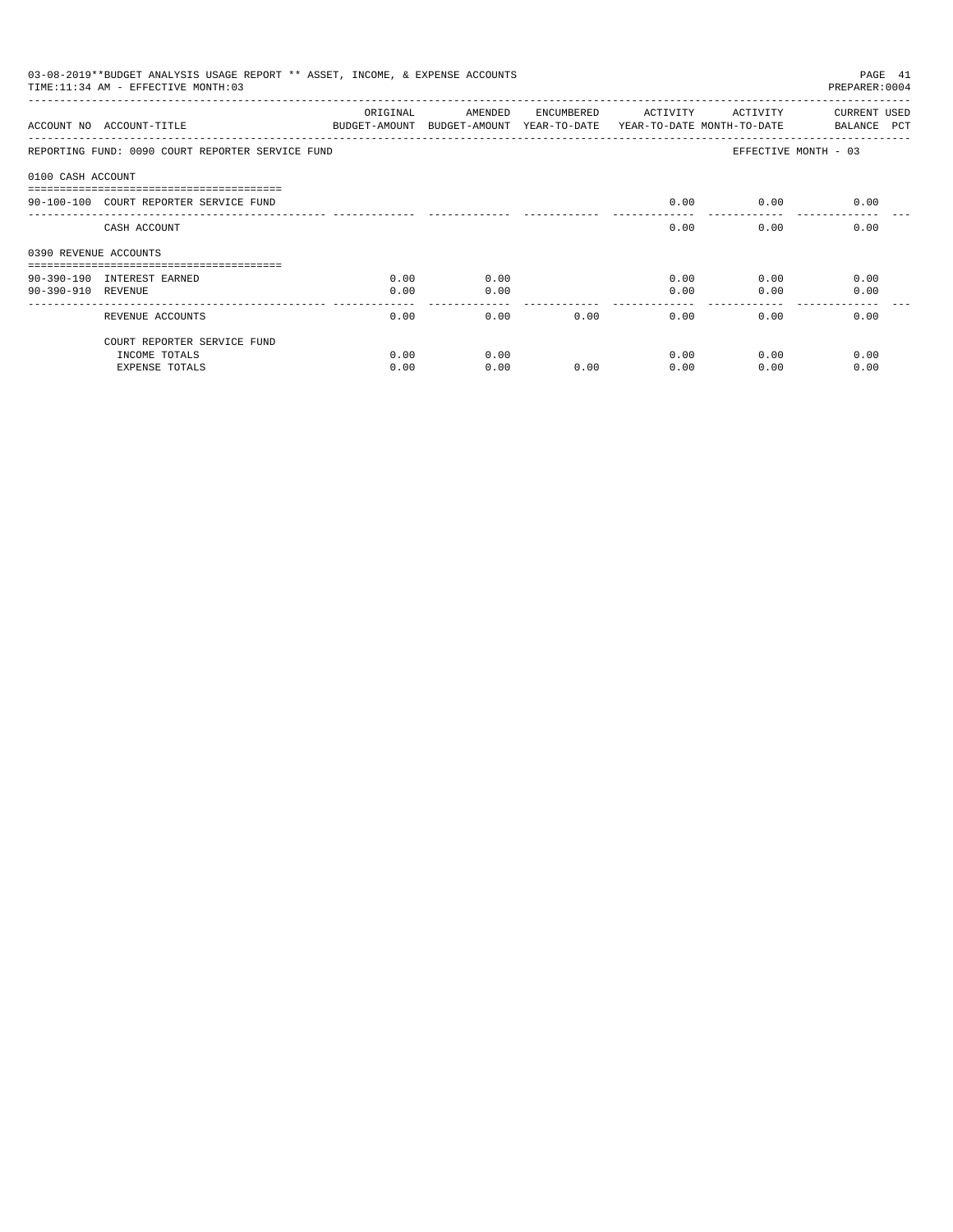03-08-2019**BUDGET ANALYSIS USAGE REPORT ** ASSET, INCOME, & EXPENSE ACCOUNTS

TIME:11:34 AM - EFFECTIVE MONTH:03

PREPARER:0004

| ACCOUNT NO | ACCOUNT-TITLE | ORIGINAL BUDGET-AMOUNT | AMENDED BUDGET-AMOUNT | ENCUMBERED YEAR-TO-DATE | ACTIVITY YEAR-TO-DATE | ACTIVITY MONTH-TO-DATE | CURRENT USED BALANCE PCT |
|---|---|---|---|---|---|---|---|
| REPORTING FUND: 0090 COURT REPORTER SERVICE FUND | | | | | | | EFFECTIVE MONTH - 03 |
| 0100 CASH ACCOUNT | | | | | | | |
| 90-100-100 | COURT REPORTER SERVICE FUND | | | | 0.00 | 0.00 | 0.00 |
| | CASH ACCOUNT | | | | 0.00 | 0.00 | 0.00 |
| 0390 REVENUE ACCOUNTS | | | | | | | |
| 90-390-190 | INTEREST EARNED | 0.00 | 0.00 | | 0.00 | 0.00 | 0.00 |
| 90-390-910 | REVENUE | 0.00 | 0.00 | | 0.00 | 0.00 | 0.00 |
| | REVENUE ACCOUNTS | 0.00 | 0.00 | 0.00 | 0.00 | 0.00 | 0.00 |
| | COURT REPORTER SERVICE FUND | | | | | | |
| | INCOME TOTALS | 0.00 | 0.00 | | 0.00 | 0.00 | 0.00 |
| | EXPENSE TOTALS | 0.00 | 0.00 | 0.00 | 0.00 | 0.00 | 0.00 |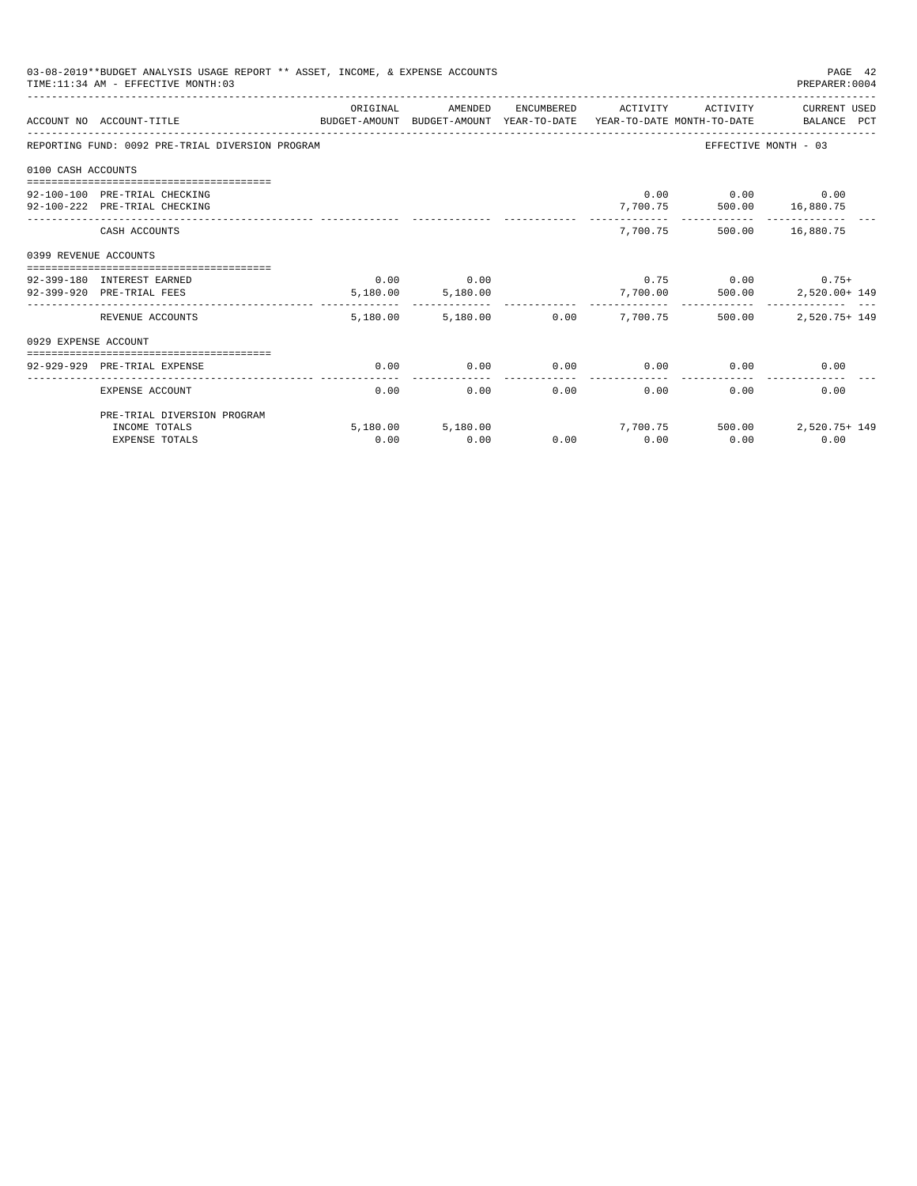03-08-2019**BUDGET ANALYSIS USAGE REPORT ** ASSET, INCOME, & EXPENSE ACCOUNTS

TIME:11:34 AM - EFFECTIVE MONTH:03

PREPARER:0004

| ACCOUNT NO | ACCOUNT-TITLE | ORIGINAL BUDGET-AMOUNT | AMENDED BUDGET-AMOUNT | ENCUMBERED YEAR-TO-DATE | ACTIVITY YEAR-TO-DATE | ACTIVITY MONTH-TO-DATE | CURRENT USED BALANCE | PCT |
|---|---|---|---|---|---|---|---|---|
| REPORTING FUND: 0092 PRE-TRIAL DIVERSION PROGRAM | | | | | | EFFECTIVE MONTH - 03 | | |
| 0100 CASH ACCOUNTS | | | | | | | | |
| 92-100-100 | PRE-TRIAL CHECKING | | | | 0.00 | 0.00 | 0.00 | |
| 92-100-222 | PRE-TRIAL CHECKING | | | | 7,700.75 | 500.00 | 16,880.75 | |
| | CASH ACCOUNTS | | | | 7,700.75 | 500.00 | 16,880.75 | |
| 0399 REVENUE ACCOUNTS | | | | | | | | |
| 92-399-180 | INTEREST EARNED | 0.00 | 0.00 | | 0.75 | 0.00 | 0.75+ | |
| 92-399-920 | PRE-TRIAL FEES | 5,180.00 | 5,180.00 | | 7,700.00 | 500.00 | 2,520.00+ | 149 |
| | REVENUE ACCOUNTS | 5,180.00 | 5,180.00 | 0.00 | 7,700.75 | 500.00 | 2,520.75+ | 149 |
| 0929 EXPENSE ACCOUNT | | | | | | | | |
| 92-929-929 | PRE-TRIAL EXPENSE | 0.00 | 0.00 | 0.00 | 0.00 | 0.00 | 0.00 | |
| | EXPENSE ACCOUNT | 0.00 | 0.00 | 0.00 | 0.00 | 0.00 | 0.00 | |
| | PRE-TRIAL DIVERSION PROGRAM | | | | | | | |
| | INCOME TOTALS | 5,180.00 | 5,180.00 | | 7,700.75 | 500.00 | 2,520.75+ | 149 |
| | EXPENSE TOTALS | 0.00 | 0.00 | 0.00 | 0.00 | 0.00 | 0.00 | |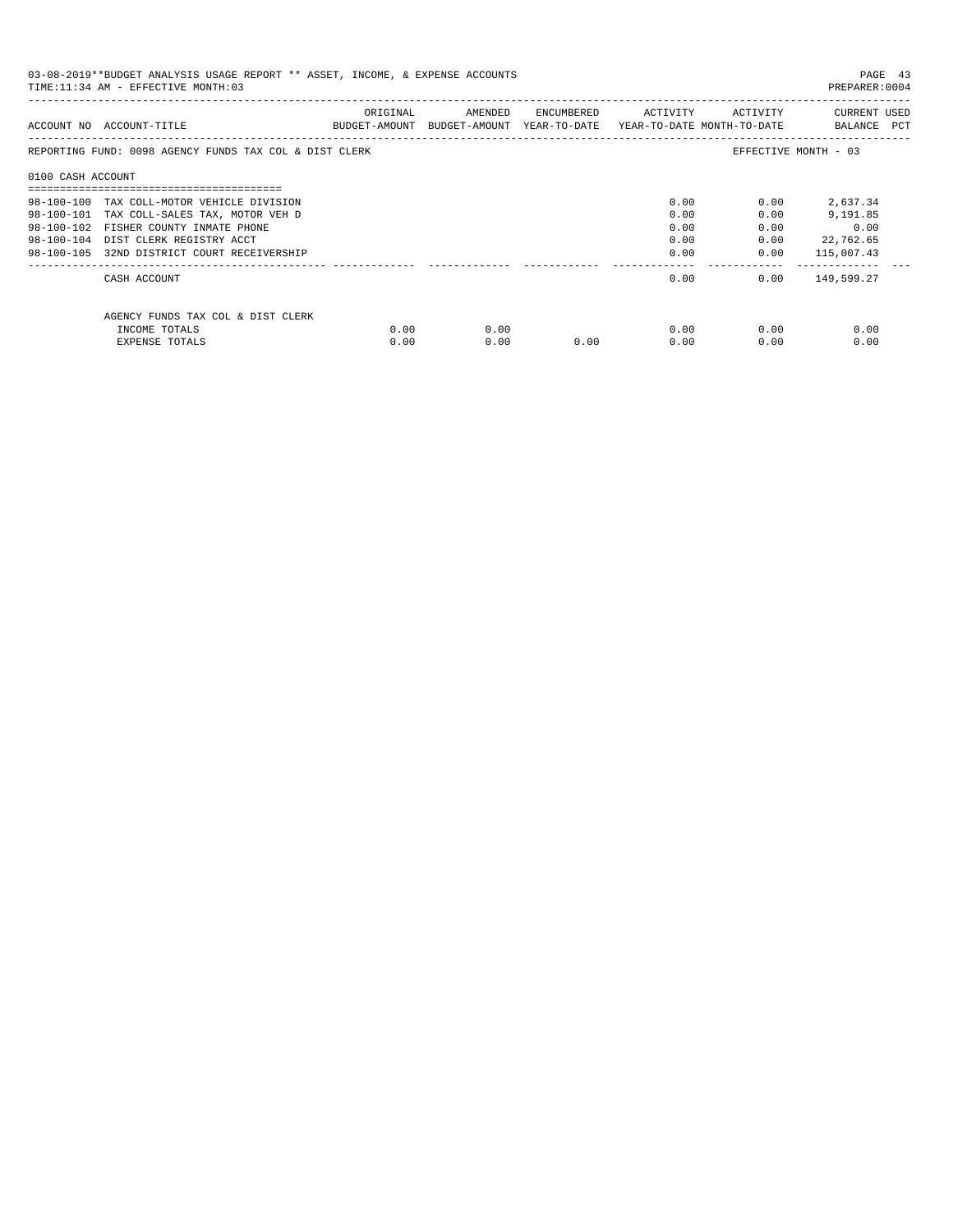03-08-2019**BUDGET ANALYSIS USAGE REPORT ** ASSET, INCOME, & EXPENSE ACCOUNTS
TIME:11:34 AM - EFFECTIVE MONTH:03

PREPARER:0004

| ACCOUNT NO | ACCOUNT-TITLE | ORIGINAL BUDGET-AMOUNT | AMENDED BUDGET-AMOUNT | ENCUMBERED YEAR-TO-DATE | ACTIVITY YEAR-TO-DATE | ACTIVITY MONTH-TO-DATE | CURRENT BALANCE | USED PCT |
|---|---|---|---|---|---|---|---|---|

REPORTING FUND: 0098 AGENCY FUNDS TAX COL & DIST CLERK — EFFECTIVE MONTH - 03

0100 CASH ACCOUNT

| ACCOUNT NO | ACCOUNT-TITLE | ORIGINAL BUDGET-AMOUNT | AMENDED BUDGET-AMOUNT | ENCUMBERED YEAR-TO-DATE | ACTIVITY YEAR-TO-DATE | ACTIVITY MONTH-TO-DATE | CURRENT BALANCE | USED PCT |
|---|---|---|---|---|---|---|---|---|
| 98-100-100 | TAX COLL-MOTOR VEHICLE DIVISION | | | | 0.00 | 0.00 | 2,637.34 | |
| 98-100-101 | TAX COLL-SALES TAX, MOTOR VEH D | | | | 0.00 | 0.00 | 9,191.85 | |
| 98-100-102 | FISHER COUNTY INMATE PHONE | | | | 0.00 | 0.00 | 0.00 | |
| 98-100-104 | DIST CLERK REGISTRY ACCT | | | | 0.00 | 0.00 | 22,762.65 | |
| 98-100-105 | 32ND DISTRICT COURT RECEIVERSHIP | | | | 0.00 | 0.00 | 115,007.43 | |
| | CASH ACCOUNT | | | | 0.00 | 0.00 | 149,599.27 | |
| | AGENCY FUNDS TAX COL & DIST CLERK | | | | | | | |
| | INCOME TOTALS | 0.00 | 0.00 | | 0.00 | 0.00 | 0.00 | |
| | EXPENSE TOTALS | 0.00 | 0.00 | 0.00 | 0.00 | 0.00 | 0.00 | |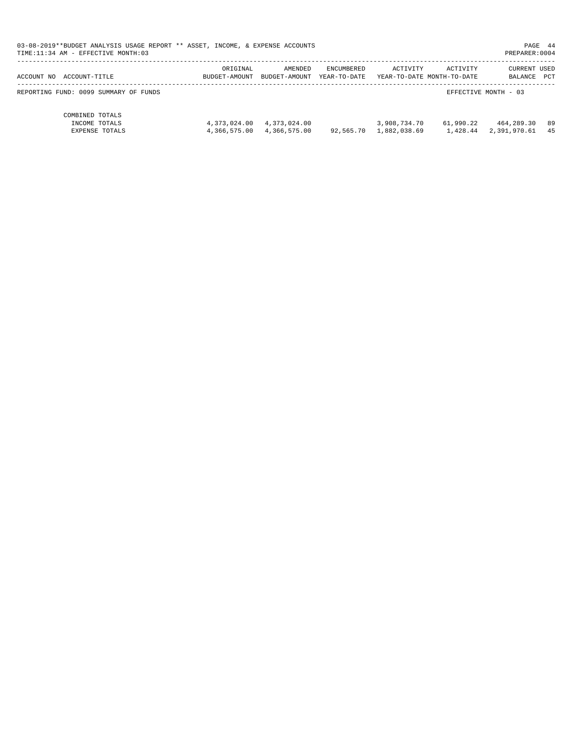03-08-2019**BUDGET ANALYSIS USAGE REPORT ** ASSET, INCOME, & EXPENSE ACCOUNTS
TIME:11:34 AM - EFFECTIVE MONTH:03

PREPARER:0004

| ACCOUNT NO ACCOUNT-TITLE | ORIGINAL BUDGET-AMOUNT | AMENDED BUDGET-AMOUNT | ENCUMBERED YEAR-TO-DATE | ACTIVITY YEAR-TO-DATE | ACTIVITY MONTH-TO-DATE | CURRENT BALANCE | USED PCT |
|---|---|---|---|---|---|---|---|
| REPORTING FUND: 0099 SUMMARY OF FUNDS | | | | | EFFECTIVE MONTH - 03 | | |
| COMBINED TOTALS | | | | | | | |
| INCOME TOTALS | 4,373,024.00 | 4,373,024.00 | | 3,908,734.70 | 61,990.22 | 464,289.30 | 89 |
| EXPENSE TOTALS | 4,366,575.00 | 4,366,575.00 | 92,565.70 | 1,882,038.69 | 1,428.44 | 2,391,970.61 | 45 |